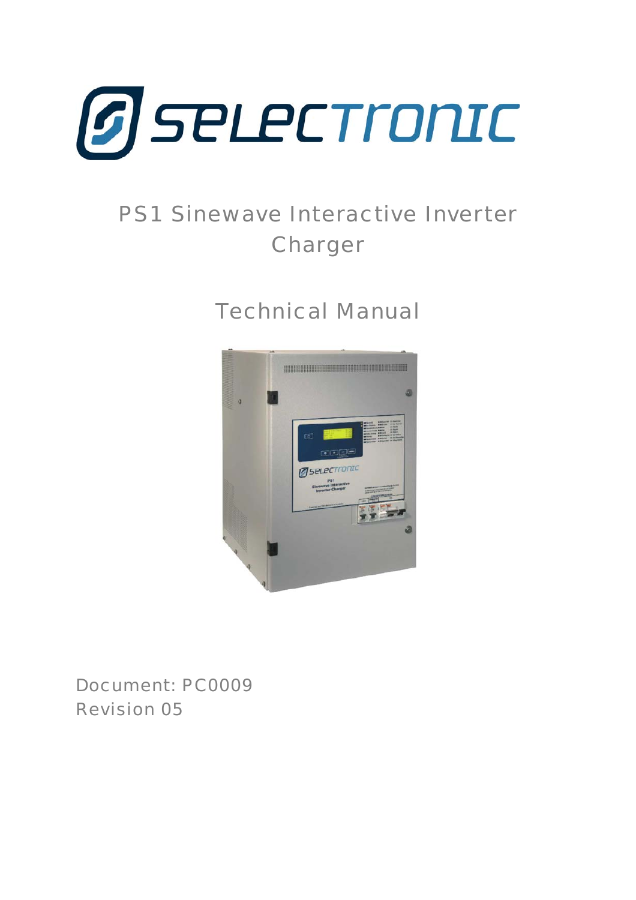# PS1 Sinewave Interactive Inverter Charger

## Technical Manual

Document: PC0009
Revision 05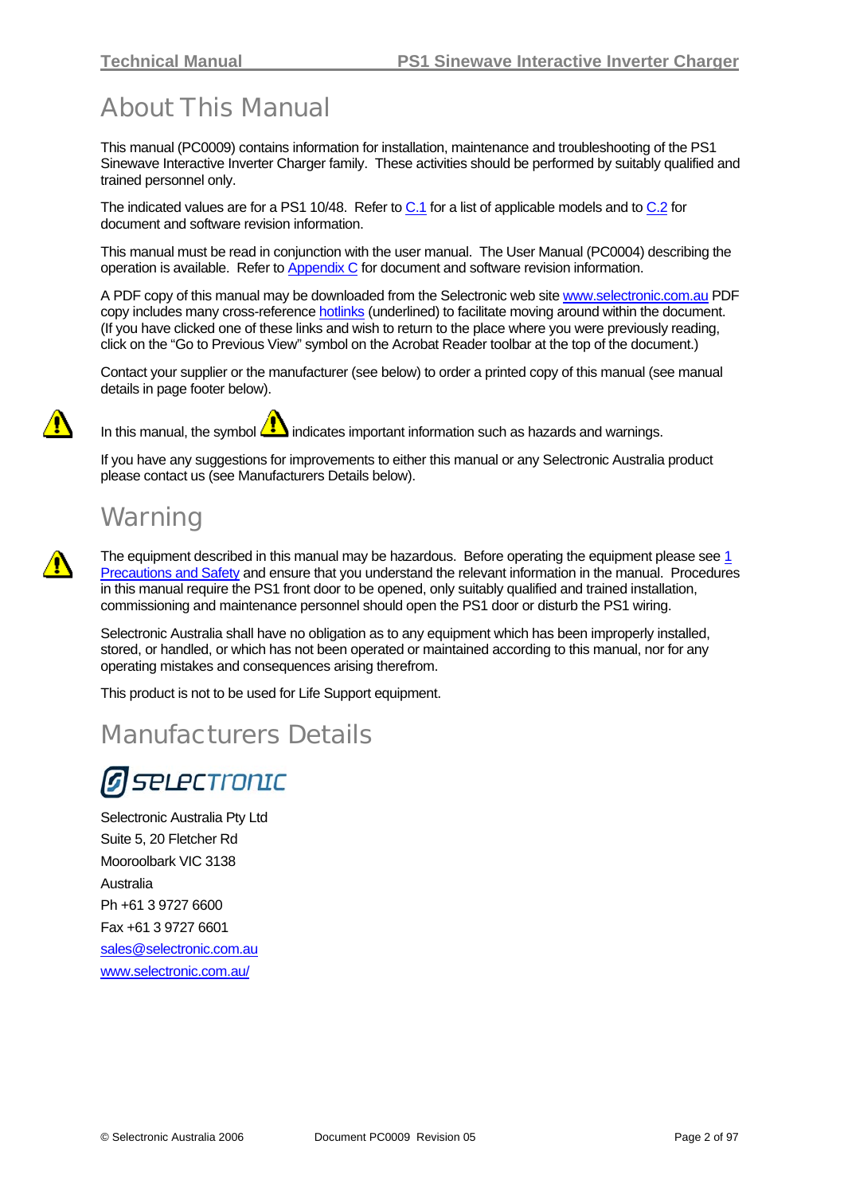# About This Manual

This manual (PC0009) contains information for installation, maintenance and troubleshooting of the PS1 Sinewave Interactive Inverter Charger family. These activities should be performed by suitably qualified and trained personnel only.

The indicated values are for a PS1 10/48. Refer to C.1 for a list of applicable models and to C.2 for document and software revision information.

This manual must be read in conjunction with the user manual. The User Manual (PC0004) describing the operation is available. Refer to Appendix C for document and software revision information.

A PDF copy of this manual may be downloaded from the Selectronic web site www.selectronic.com.au PDF copy includes many cross-reference hotlinks (underlined) to facilitate moving around within the document. (If you have clicked one of these links and wish to return to the place where you were previously reading, click on the "Go to Previous View" symbol on the Acrobat Reader toolbar at the top of the document.)

Contact your supplier or the manufacturer (see below) to order a printed copy of this manual (see manual details in page footer below).

In this manual, the symbol ⚠ indicates important information such as hazards and warnings.

If you have any suggestions for improvements to either this manual or any Selectronic Australia product please contact us (see Manufacturers Details below).

# Warning

The equipment described in this manual may be hazardous. Before operating the equipment please see 1 Precautions and Safety and ensure that you understand the relevant information in the manual. Procedures in this manual require the PS1 front door to be opened, only suitably qualified and trained installation, commissioning and maintenance personnel should open the PS1 door or disturb the PS1 wiring.

Selectronic Australia shall have no obligation as to any equipment which has been improperly installed, stored, or handled, or which has not been operated or maintained according to this manual, nor for any operating mistakes and consequences arising therefrom.

This product is not to be used for Life Support equipment.

# Manufacturers Details

Selectronic Australia Pty Ltd
Suite 5, 20 Fletcher Rd
Mooroolbark VIC 3138
Australia
Ph +61 3 9727 6600
Fax +61 3 9727 6601
sales@selectronic.com.au
www.selectronic.com.au/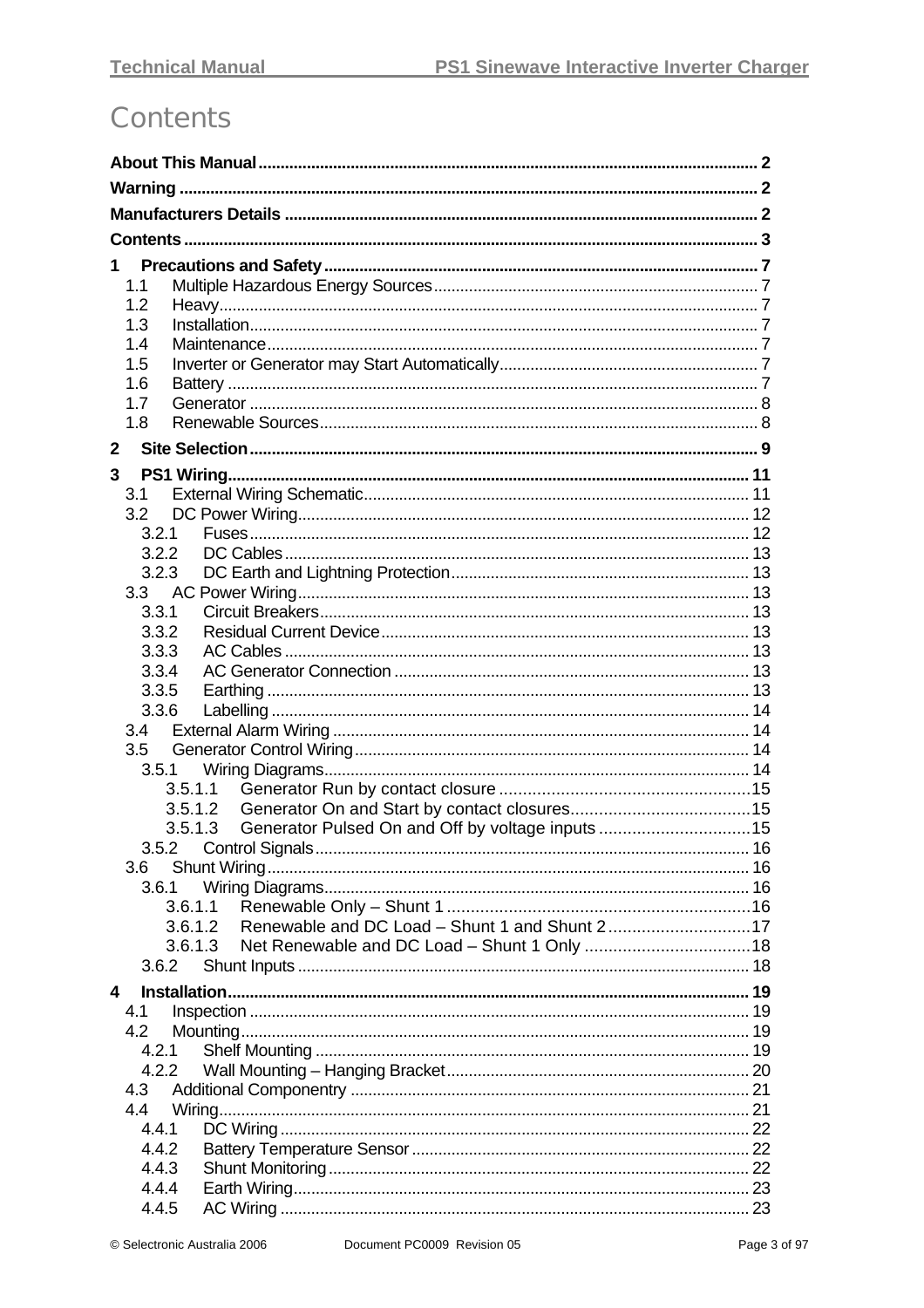# Contents

**About This Manual** .................................................................................................. 2

**Warning** .................................................................................................................. 2

**Manufacturers Details** ............................................................................................ 2

**Contents** ................................................................................................................. 3

**1 Precautions and Safety** ....................................................................................... 7

- 1.1 Multiple Hazardous Energy Sources ................................................................. 7
- 1.2 Heavy ................................................................................................................ 7
- 1.3 Installation ......................................................................................................... 7
- 1.4 Maintenance ...................................................................................................... 7
- 1.5 Inverter or Generator may Start Automatically .................................................. 7
- 1.6 Battery ............................................................................................................... 7
- 1.7 Generator .......................................................................................................... 8
- 1.8 Renewable Sources .......................................................................................... 8

**2 Site Selection** ....................................................................................................... 9

**3 PS1 Wiring** ........................................................................................................... 11

- 3.1 External Wiring Schematic ............................................................................... 11
- 3.2 DC Power Wiring ............................................................................................... 12
  - 3.2.1 Fuses ........................................................................................................ 12
  - 3.2.2 DC Cables ................................................................................................. 13
  - 3.2.3 DC Earth and Lightning Protection ........................................................... 13
- 3.3 AC Power Wiring ............................................................................................... 13
  - 3.3.1 Circuit Breakers ......................................................................................... 13
  - 3.3.2 Residual Current Device ........................................................................... 13
  - 3.3.3 AC Cables ................................................................................................. 13
  - 3.3.4 AC Generator Connection ......................................................................... 13
  - 3.3.5 Earthing ..................................................................................................... 13
  - 3.3.6 Labelling .................................................................................................... 14
- 3.4 External Alarm Wiring ....................................................................................... 14
- 3.5 Generator Control Wiring .................................................................................. 14
  - 3.5.1 Wiring Diagrams ........................................................................................ 14
    - 3.5.1.1 Generator Run by contact closure ....................................................... 15
    - 3.5.1.2 Generator On and Start by contact closures ....................................... 15
    - 3.5.1.3 Generator Pulsed On and Off by voltage inputs .................................. 15
  - 3.5.2 Control Signals .......................................................................................... 16
- 3.6 Shunt Wiring ...................................................................................................... 16
  - 3.6.1 Wiring Diagrams ........................................................................................ 16
    - 3.6.1.1 Renewable Only – Shunt 1 .................................................................. 16
    - 3.6.1.2 Renewable and DC Load – Shunt 1 and Shunt 2 ................................ 17
    - 3.6.1.3 Net Renewable and DC Load – Shunt 1 Only ..................................... 18
  - 3.6.2 Shunt Inputs .............................................................................................. 18

**4 Installation** ............................................................................................................ 19

- 4.1 Inspection .......................................................................................................... 19
- 4.2 Mounting ........................................................................................................... 19
  - 4.2.1 Shelf Mounting .......................................................................................... 19
  - 4.2.2 Wall Mounting – Hanging Bracket ............................................................. 20
- 4.3 Additional Componentry ................................................................................... 21
- 4.4 Wiring ................................................................................................................ 21
  - 4.4.1 DC Wiring .................................................................................................. 22
  - 4.4.2 Battery Temperature Sensor ..................................................................... 22
  - 4.4.3 Shunt Monitoring ....................................................................................... 22
  - 4.4.4 Earth Wiring ............................................................................................... 23
  - 4.4.5 AC Wiring .................................................................................................. 23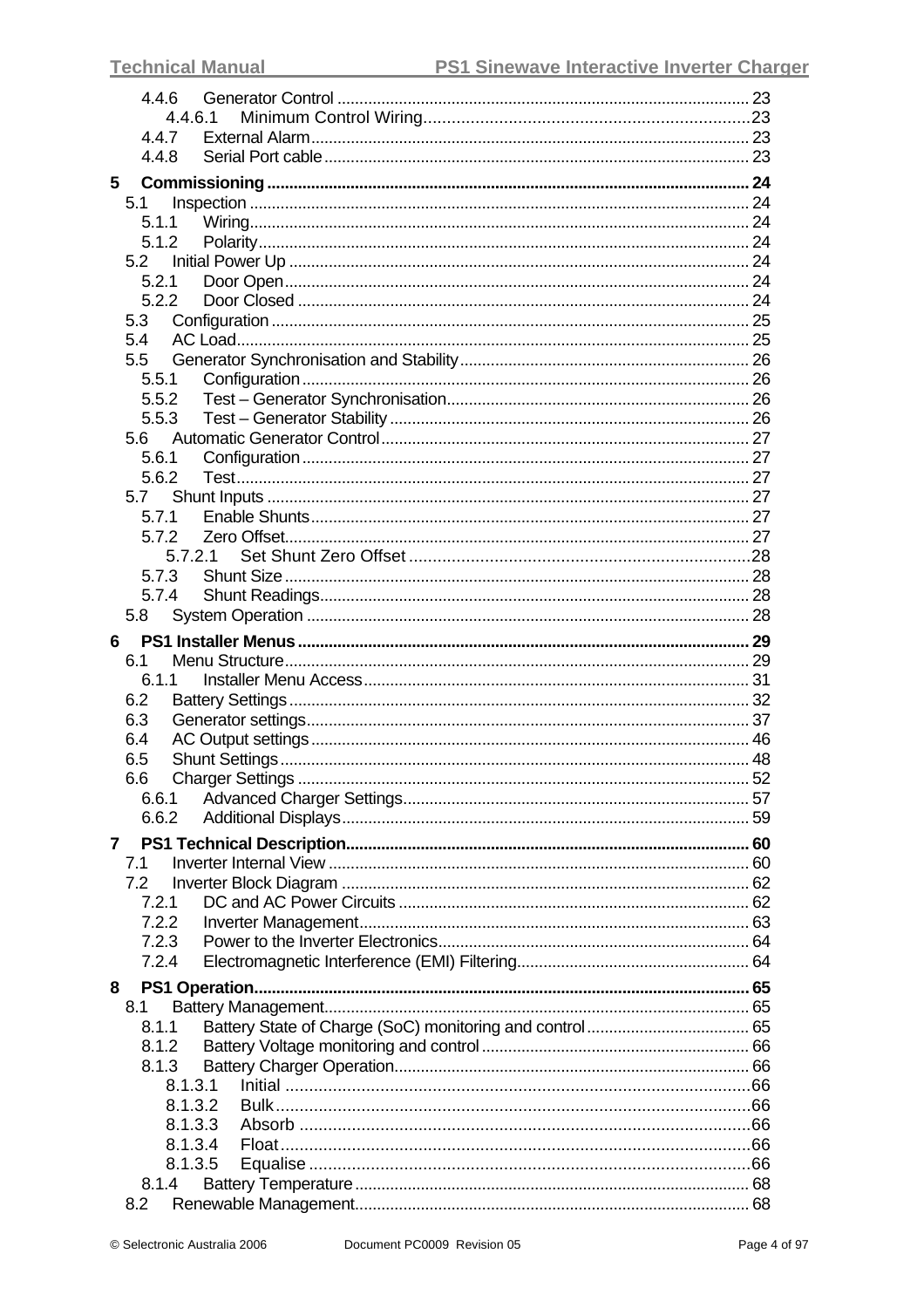4.4.6 Generator Control ........................................................................................ 23
4.4.6.1 Minimum Control Wiring..................................................................23
4.4.7 External Alarm.............................................................................................. 23
4.4.8 Serial Port cable............................................................................................ 23

**5 Commissioning** ........................................................................................ **24**
5.1 Inspection ........................................................................................................ 24
5.1.1 Wiring........................................................................................................ 24
5.1.2 Polarity...................................................................................................... 24
5.2 Initial Power Up ................................................................................................ 24
5.2.1 Door Open.................................................................................................. 24
5.2.2 Door Closed ............................................................................................... 24
5.3 Configuration .................................................................................................... 25
5.4 AC Load............................................................................................................ 25
5.5 Generator Synchronisation and Stability.............................................................. 26
5.5.1 Configuration.............................................................................................. 26
5.5.2 Test – Generator Synchronisation................................................................. 26
5.5.3 Test – Generator Stability ............................................................................ 26
5.6 Automatic Generator Control................................................................................ 27
5.6.1 Configuration.............................................................................................. 27
5.6.2 Test............................................................................................................ 27
5.7 Shunt Inputs ...................................................................................................... 27
5.7.1 Enable Shunts............................................................................................. 27
5.7.2 Zero Offset.................................................................................................. 27
5.7.2.1 Set Shunt Zero Offset ...................................................................28
5.7.3 Shunt Size .................................................................................................. 28
5.7.4 Shunt Readings............................................................................................ 28
5.8 System Operation .............................................................................................. 28

**6 PS1 Installer Menus** .................................................................................. **29**
6.1 Menu Structure................................................................................................... 29
6.1.1 Installer Menu Access.................................................................................. 31
6.2 Battery Settings.................................................................................................. 32
6.3 Generator settings............................................................................................... 37
6.4 AC Output settings.............................................................................................. 46
6.5 Shunt Settings..................................................................................................... 48
6.6 Charger Settings ................................................................................................. 52
6.6.1 Advanced Charger Settings............................................................................ 57
6.6.2 Additional Displays....................................................................................... 59

**7 PS1 Technical Description** ......................................................................... **60**
7.1 Inverter Internal View ......................................................................................... 60
7.2 Inverter Block Diagram ....................................................................................... 62
7.2.1 DC and AC Power Circuits ............................................................................ 62
7.2.2 Inverter Management.................................................................................... 63
7.2.3 Power to the Inverter Electronics................................................................... 64
7.2.4 Electromagnetic Interference (EMI) Filtering.................................................. 64

**8 PS1 Operation** ......................................................................................... **65**
8.1 Battery Management........................................................................................... 65
8.1.1 Battery State of Charge (SoC) monitoring and control..................................... 65
8.1.2 Battery Voltage monitoring and control.......................................................... 66
8.1.3 Battery Charger Operation............................................................................. 66
8.1.3.1 Initial ..........................................................................................66
8.1.3.2 Bulk............................................................................................66
8.1.3.3 Absorb ........................................................................................66
8.1.3.4 Float............................................................................................66
8.1.3.5 Equalise ......................................................................................66
8.1.4 Battery Temperature..................................................................................... 68
8.2 Renewable Management....................................................................................... 68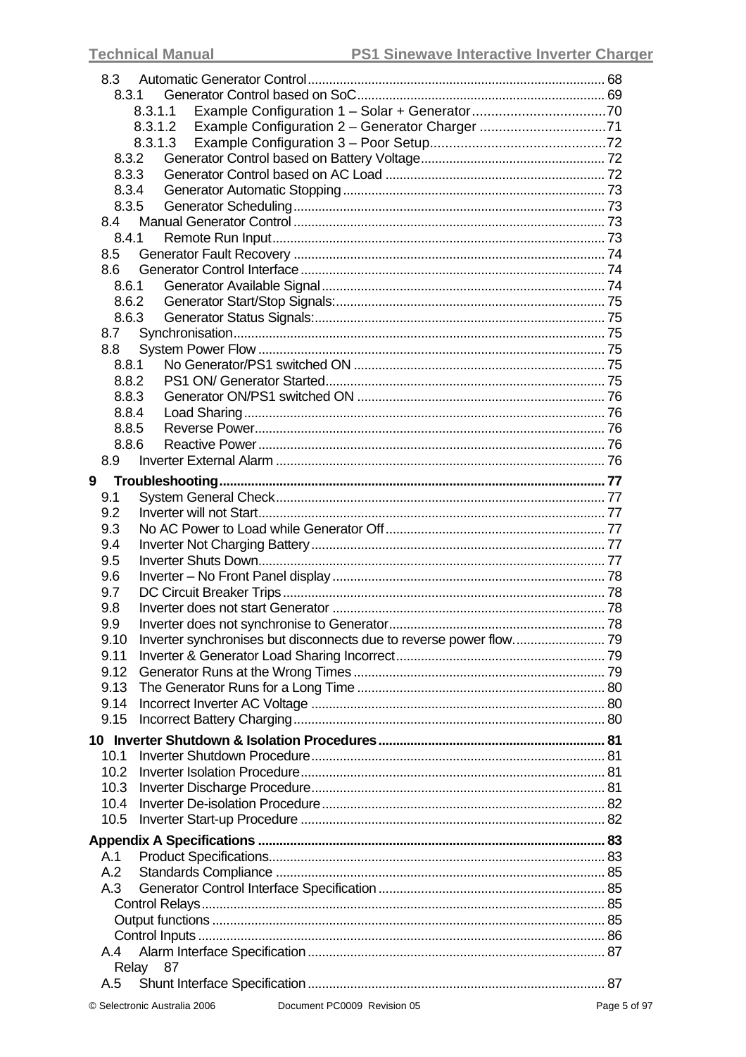8.3 Automatic Generator Control ... 68
 8.3.1 Generator Control based on SoC ... 69
  8.3.1.1 Example Configuration 1 – Solar + Generator ... 70
  8.3.1.2 Example Configuration 2 – Generator Charger ... 71
  8.3.1.3 Example Configuration 3 – Poor Setup ... 72
 8.3.2 Generator Control based on Battery Voltage ... 72
 8.3.3 Generator Control based on AC Load ... 72
 8.3.4 Generator Automatic Stopping ... 73
 8.3.5 Generator Scheduling ... 73
8.4 Manual Generator Control ... 73
 8.4.1 Remote Run Input ... 73
8.5 Generator Fault Recovery ... 74
8.6 Generator Control Interface ... 74
 8.6.1 Generator Available Signal ... 74
 8.6.2 Generator Start/Stop Signals: ... 75
 8.6.3 Generator Status Signals: ... 75
8.7 Synchronisation ... 75
8.8 System Power Flow ... 75
 8.8.1 No Generator/PS1 switched ON ... 75
 8.8.2 PS1 ON/ Generator Started ... 75
 8.8.3 Generator ON/PS1 switched ON ... 76
 8.8.4 Load Sharing ... 76
 8.8.5 Reverse Power ... 76
 8.8.6 Reactive Power ... 76
8.9 Inverter External Alarm ... 76

**9 Troubleshooting ... 77**
9.1 System General Check ... 77
9.2 Inverter will not Start ... 77
9.3 No AC Power to Load while Generator Off ... 77
9.4 Inverter Not Charging Battery ... 77
9.5 Inverter Shuts Down ... 77
9.6 Inverter – No Front Panel display ... 78
9.7 DC Circuit Breaker Trips ... 78
9.8 Inverter does not start Generator ... 78
9.9 Inverter does not synchronise to Generator ... 78
9.10 Inverter synchronises but disconnects due to reverse power flow. ... 79
9.11 Inverter & Generator Load Sharing Incorrect ... 79
9.12 Generator Runs at the Wrong Times ... 79
9.13 The Generator Runs for a Long Time ... 80
9.14 Incorrect Inverter AC Voltage ... 80
9.15 Incorrect Battery Charging ... 80

**10 Inverter Shutdown & Isolation Procedures ... 81**
10.1 Inverter Shutdown Procedure ... 81
10.2 Inverter Isolation Procedure ... 81
10.3 Inverter Discharge Procedure ... 81
10.4 Inverter De-isolation Procedure ... 82
10.5 Inverter Start-up Procedure ... 82

**Appendix A Specifications ... 83**
A.1 Product Specifications ... 83
A.2 Standards Compliance ... 85
A.3 Generator Control Interface Specification ... 85
 Control Relays ... 85
 Output functions ... 85
 Control Inputs ... 86
A.4 Alarm Interface Specification ... 87
 Relay 87
A.5 Shunt Interface Specification ... 87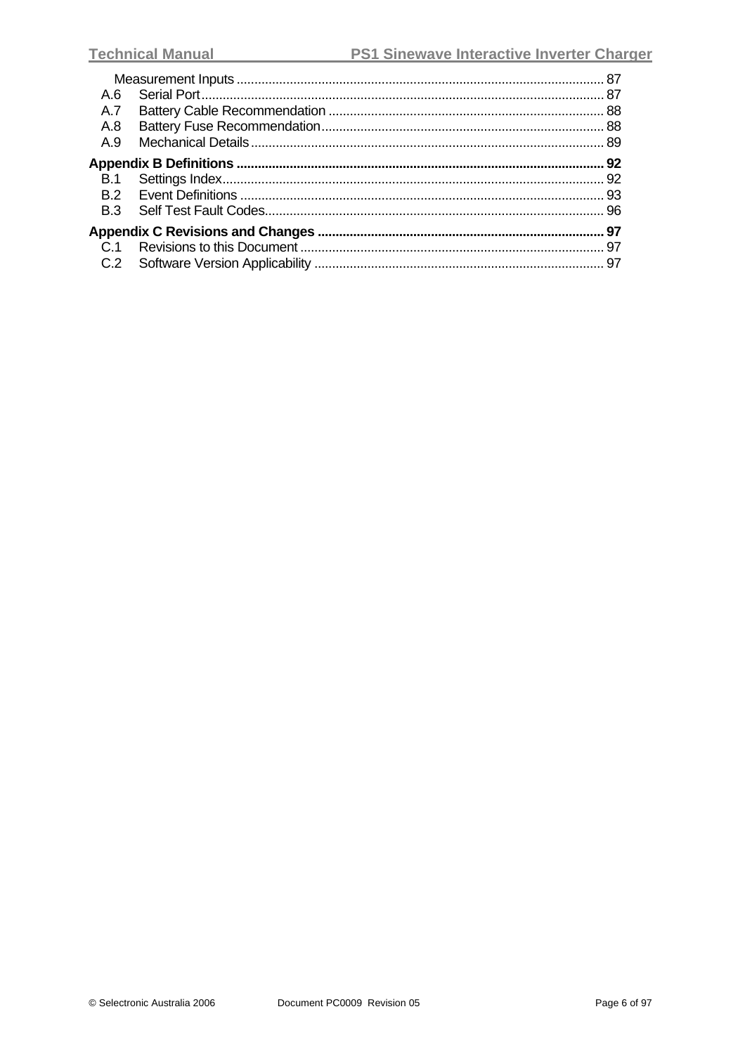Measurement Inputs ...... 87

A.6 Serial Port ...... 87

A.7 Battery Cable Recommendation ...... 88

A.8 Battery Fuse Recommendation ...... 88

A.9 Mechanical Details ...... 89

**Appendix B Definitions ...... 92**

B.1 Settings Index ...... 92

B.2 Event Definitions ...... 93

B.3 Self Test Fault Codes ...... 96

**Appendix C Revisions and Changes ...... 97**

C.1 Revisions to this Document ...... 97

C.2 Software Version Applicability ...... 97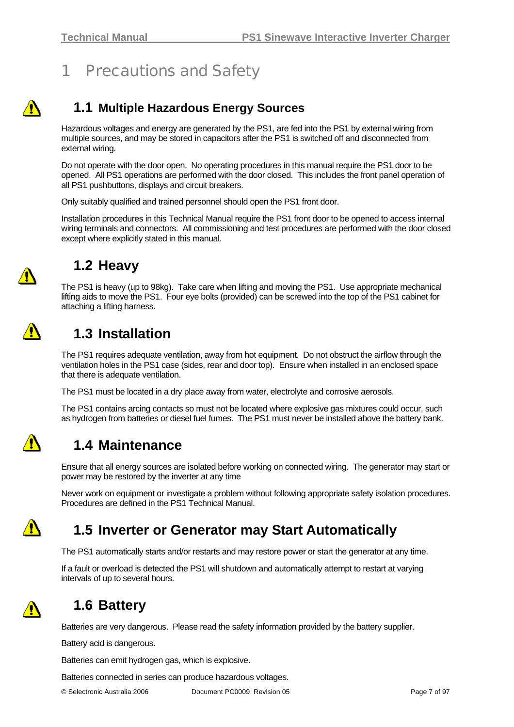# 1 Precautions and Safety

## 1.1 Multiple Hazardous Energy Sources

Hazardous voltages and energy are generated by the PS1, are fed into the PS1 by external wiring from multiple sources, and may be stored in capacitors after the PS1 is switched off and disconnected from external wiring.

Do not operate with the door open. No operating procedures in this manual require the PS1 door to be opened. All PS1 operations are performed with the door closed. This includes the front panel operation of all PS1 pushbuttons, displays and circuit breakers.

Only suitably qualified and trained personnel should open the PS1 front door.

Installation procedures in this Technical Manual require the PS1 front door to be opened to access internal wiring terminals and connectors. All commissioning and test procedures are performed with the door closed except where explicitly stated in this manual.

## 1.2 Heavy

The PS1 is heavy (up to 98kg). Take care when lifting and moving the PS1. Use appropriate mechanical lifting aids to move the PS1. Four eye bolts (provided) can be screwed into the top of the PS1 cabinet for attaching a lifting harness.

## 1.3 Installation

The PS1 requires adequate ventilation, away from hot equipment. Do not obstruct the airflow through the ventilation holes in the PS1 case (sides, rear and door top). Ensure when installed in an enclosed space that there is adequate ventilation.

The PS1 must be located in a dry place away from water, electrolyte and corrosive aerosols.

The PS1 contains arcing contacts so must not be located where explosive gas mixtures could occur, such as hydrogen from batteries or diesel fuel fumes. The PS1 must never be installed above the battery bank.

## 1.4 Maintenance

Ensure that all energy sources are isolated before working on connected wiring. The generator may start or power may be restored by the inverter at any time

Never work on equipment or investigate a problem without following appropriate safety isolation procedures. Procedures are defined in the PS1 Technical Manual.

## 1.5 Inverter or Generator may Start Automatically

The PS1 automatically starts and/or restarts and may restore power or start the generator at any time.

If a fault or overload is detected the PS1 will shutdown and automatically attempt to restart at varying intervals of up to several hours.

## 1.6 Battery

Batteries are very dangerous. Please read the safety information provided by the battery supplier.

Battery acid is dangerous.

Batteries can emit hydrogen gas, which is explosive.

Batteries connected in series can produce hazardous voltages.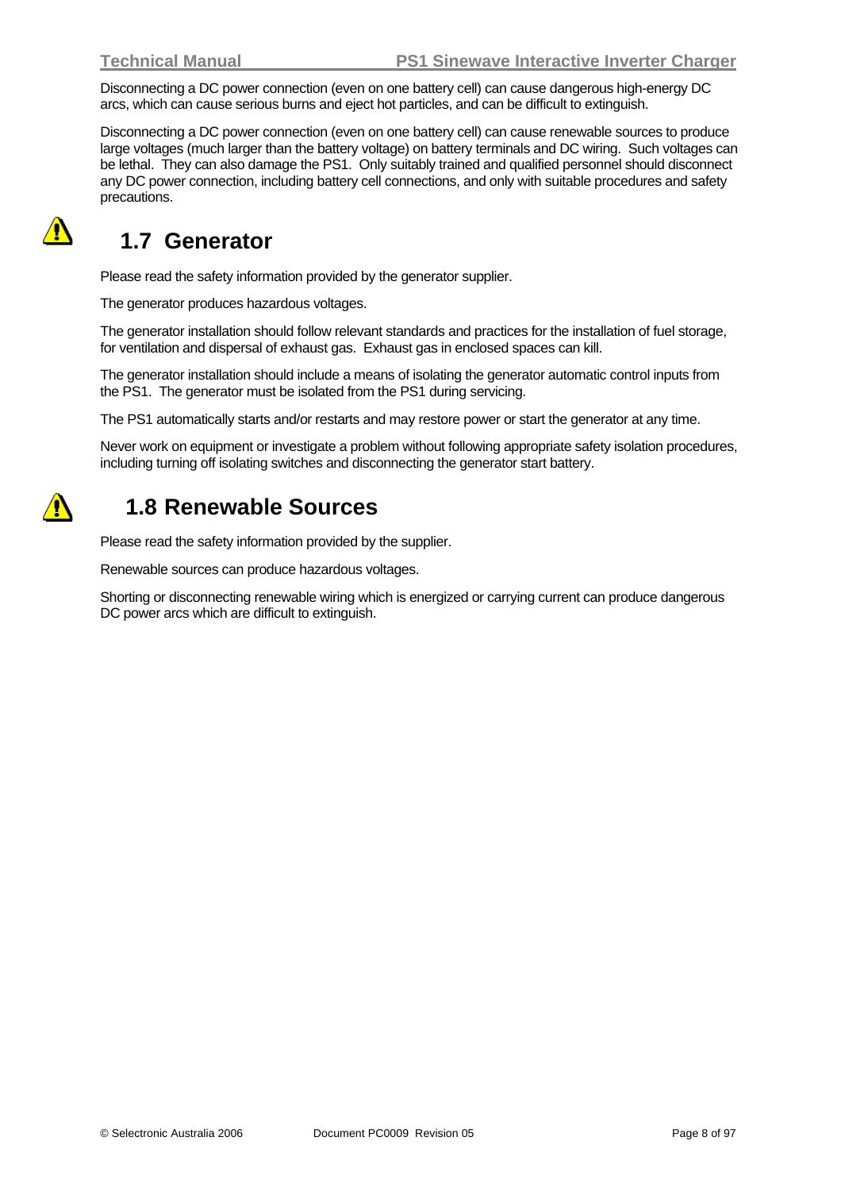Disconnecting a DC power connection (even on one battery cell) can cause dangerous high-energy DC arcs, which can cause serious burns and eject hot particles, and can be difficult to extinguish.

Disconnecting a DC power connection (even on one battery cell) can cause renewable sources to produce large voltages (much larger than the battery voltage) on battery terminals and DC wiring. Such voltages can be lethal. They can also damage the PS1. Only suitably trained and qualified personnel should disconnect any DC power connection, including battery cell connections, and only with suitable procedures and safety precautions.

## 1.7 Generator

Please read the safety information provided by the generator supplier.

The generator produces hazardous voltages.

The generator installation should follow relevant standards and practices for the installation of fuel storage, for ventilation and dispersal of exhaust gas. Exhaust gas in enclosed spaces can kill.

The generator installation should include a means of isolating the generator automatic control inputs from the PS1. The generator must be isolated from the PS1 during servicing.

The PS1 automatically starts and/or restarts and may restore power or start the generator at any time.

Never work on equipment or investigate a problem without following appropriate safety isolation procedures, including turning off isolating switches and disconnecting the generator start battery.

## 1.8 Renewable Sources

Please read the safety information provided by the supplier.

Renewable sources can produce hazardous voltages.

Shorting or disconnecting renewable wiring which is energized or carrying current can produce dangerous DC power arcs which are difficult to extinguish.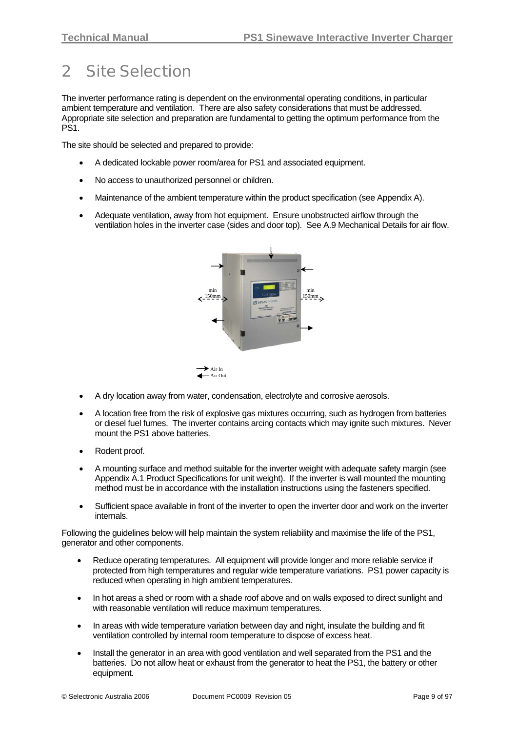# 2 Site Selection

The inverter performance rating is dependent on the environmental operating conditions, in particular ambient temperature and ventilation. There are also safety considerations that must be addressed. Appropriate site selection and preparation are fundamental to getting the optimum performance from the PS1.

The site should be selected and prepared to provide:

- A dedicated lockable power room/area for PS1 and associated equipment.
- No access to unauthorized personnel or children.
- Maintenance of the ambient temperature within the product specification (see Appendix A).
- Adequate ventilation, away from hot equipment. Ensure unobstructed airflow through the ventilation holes in the inverter case (sides and door top). See A.9 Mechanical Details for air flow.

min 150mm min 150mm

Air In
Air Out

- A dry location away from water, condensation, electrolyte and corrosive aerosols.
- A location free from the risk of explosive gas mixtures occurring, such as hydrogen from batteries or diesel fuel fumes. The inverter contains arcing contacts which may ignite such mixtures. Never mount the PS1 above batteries.
- Rodent proof.
- A mounting surface and method suitable for the inverter weight with adequate safety margin (see Appendix A.1 Product Specifications for unit weight). If the inverter is wall mounted the mounting method must be in accordance with the installation instructions using the fasteners specified.
- Sufficient space available in front of the inverter to open the inverter door and work on the inverter internals.

Following the guidelines below will help maintain the system reliability and maximise the life of the PS1, generator and other components.

- Reduce operating temperatures. All equipment will provide longer and more reliable service if protected from high temperatures and regular wide temperature variations. PS1 power capacity is reduced when operating in high ambient temperatures.
- In hot areas a shed or room with a shade roof above and on walls exposed to direct sunlight and with reasonable ventilation will reduce maximum temperatures.
- In areas with wide temperature variation between day and night, insulate the building and fit ventilation controlled by internal room temperature to dispose of excess heat.
- Install the generator in an area with good ventilation and well separated from the PS1 and the batteries. Do not allow heat or exhaust from the generator to heat the PS1, the battery or other equipment.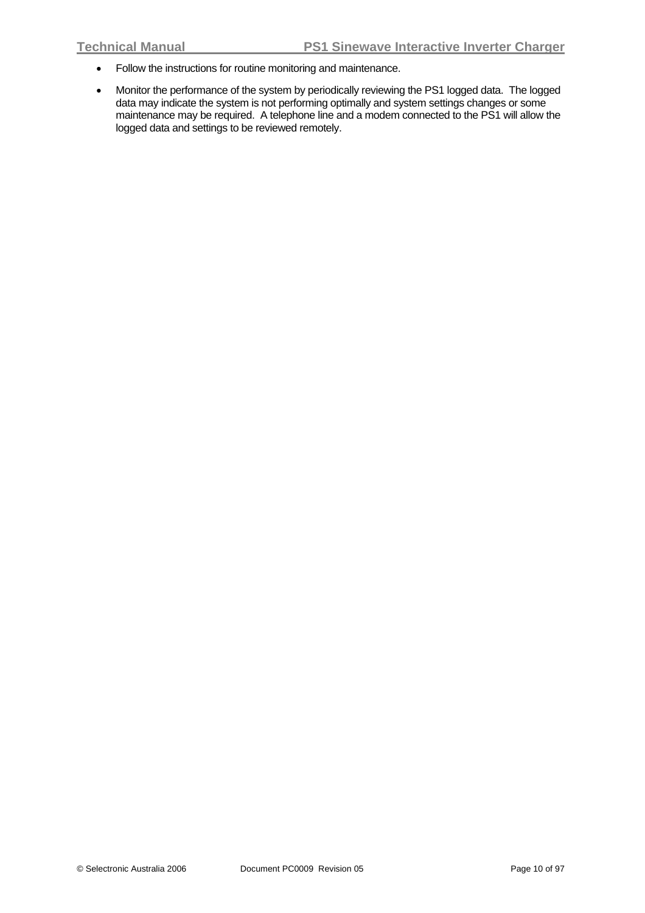- Follow the instructions for routine monitoring and maintenance.
- Monitor the performance of the system by periodically reviewing the PS1 logged data. The logged data may indicate the system is not performing optimally and system settings changes or some maintenance may be required. A telephone line and a modem connected to the PS1 will allow the logged data and settings to be reviewed remotely.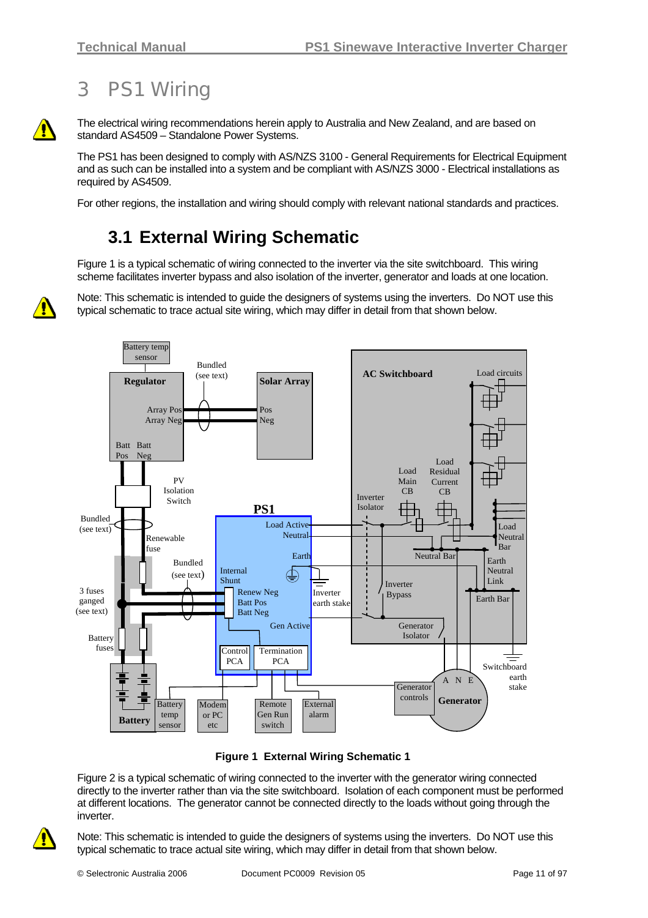# 3 PS1 Wiring

The electrical wiring recommendations herein apply to Australia and New Zealand, and are based on standard AS4509 – Standalone Power Systems.

The PS1 has been designed to comply with AS/NZS 3100 - General Requirements for Electrical Equipment and as such can be installed into a system and be compliant with AS/NZS 3000 - Electrical installations as required by AS4509.

For other regions, the installation and wiring should comply with relevant national standards and practices.

## 3.1 External Wiring Schematic

Figure 1 is a typical schematic of wiring connected to the inverter via the site switchboard. This wiring scheme facilitates inverter bypass and also isolation of the inverter, generator and loads at one location.

Note: This schematic is intended to guide the designers of systems using the inverters. Do NOT use this typical schematic to trace actual site wiring, which may differ in detail from that shown below.

**Figure 1 External Wiring Schematic 1**

Figure 2 is a typical schematic of wiring connected to the inverter with the generator wiring connected directly to the inverter rather than via the site switchboard. Isolation of each component must be performed at different locations. The generator cannot be connected directly to the loads without going through the inverter.

Note: This schematic is intended to guide the designers of systems using the inverters. Do NOT use this typical schematic to trace actual site wiring, which may differ in detail from that shown below.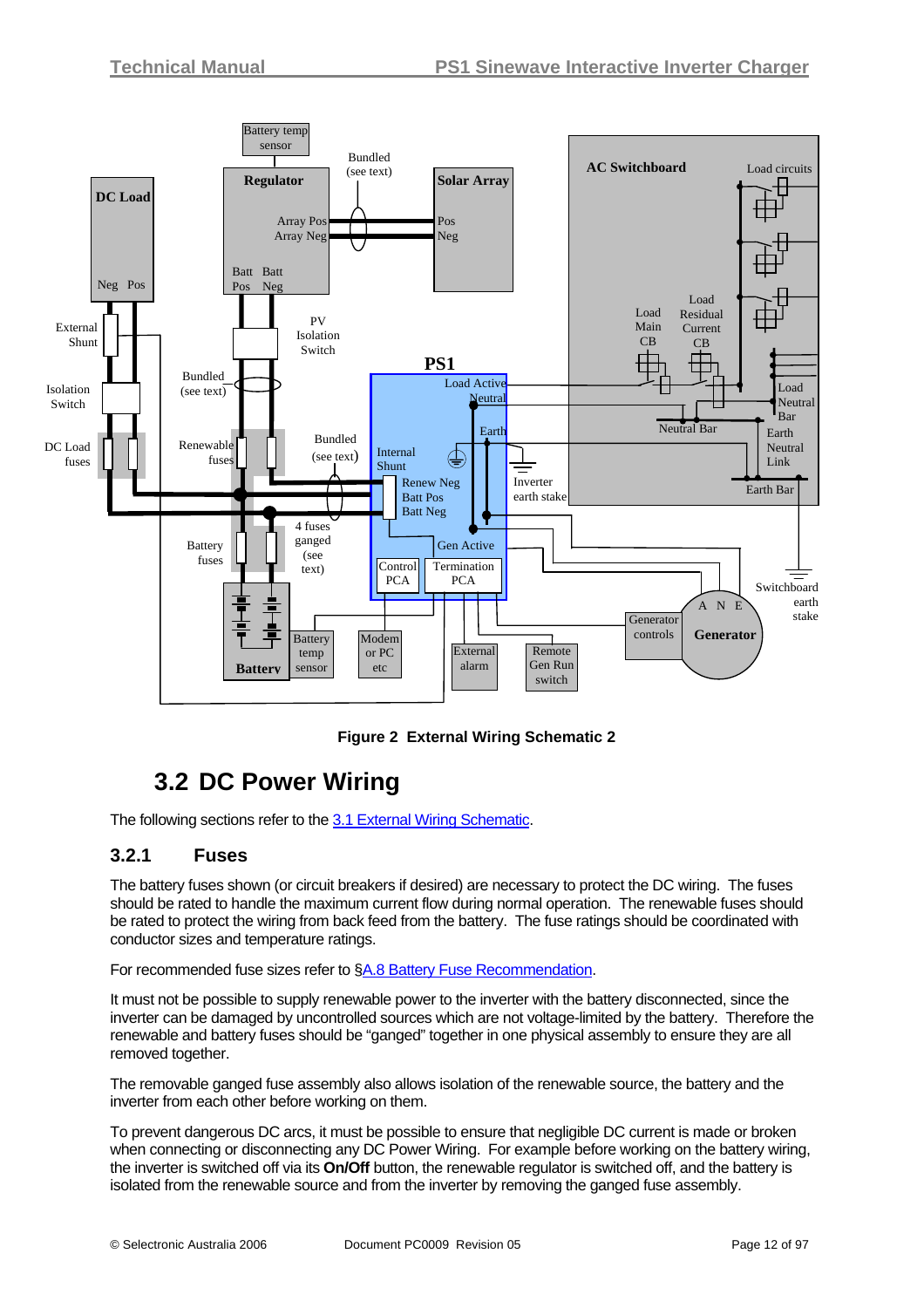Figure 2 External Wiring Schematic 2

## 3.2 DC Power Wiring

The following sections refer to the 3.1 External Wiring Schematic.

### 3.2.1 Fuses

The battery fuses shown (or circuit breakers if desired) are necessary to protect the DC wiring. The fuses should be rated to handle the maximum current flow during normal operation. The renewable fuses should be rated to protect the wiring from back feed from the battery. The fuse ratings should be coordinated with conductor sizes and temperature ratings.

For recommended fuse sizes refer to §A.8 Battery Fuse Recommendation.

It must not be possible to supply renewable power to the inverter with the battery disconnected, since the inverter can be damaged by uncontrolled sources which are not voltage-limited by the battery. Therefore the renewable and battery fuses should be "ganged" together in one physical assembly to ensure they are all removed together.

The removable ganged fuse assembly also allows isolation of the renewable source, the battery and the inverter from each other before working on them.

To prevent dangerous DC arcs, it must be possible to ensure that negligible DC current is made or broken when connecting or disconnecting any DC Power Wiring. For example before working on the battery wiring, the inverter is switched off via its **On/Off** button, the renewable regulator is switched off, and the battery is isolated from the renewable source and from the inverter by removing the ganged fuse assembly.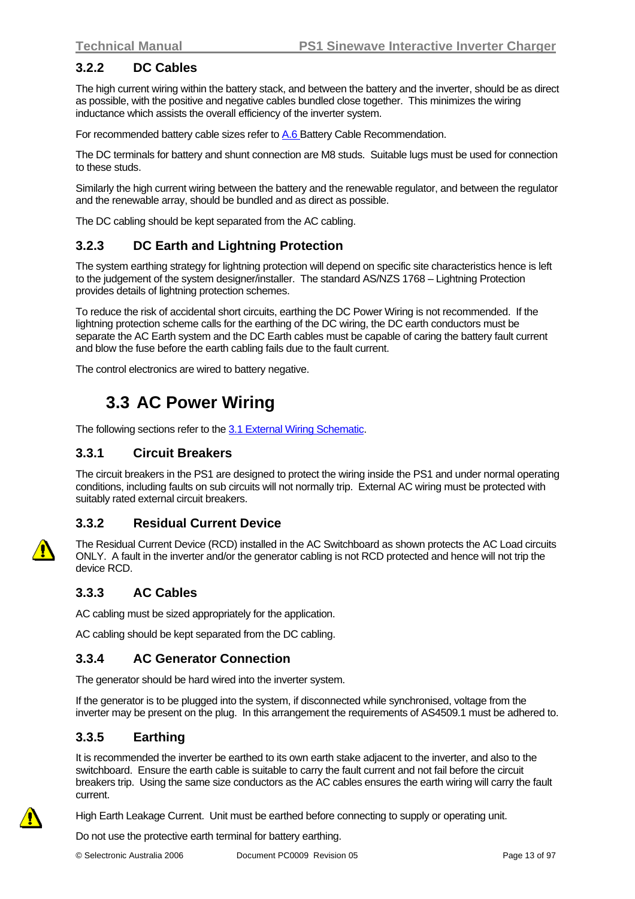### 3.2.2 DC Cables

The high current wiring within the battery stack, and between the battery and the inverter, should be as direct as possible, with the positive and negative cables bundled close together. This minimizes the wiring inductance which assists the overall efficiency of the inverter system.

For recommended battery cable sizes refer to A.6 Battery Cable Recommendation.

The DC terminals for battery and shunt connection are M8 studs. Suitable lugs must be used for connection to these studs.

Similarly the high current wiring between the battery and the renewable regulator, and between the regulator and the renewable array, should be bundled and as direct as possible.

The DC cabling should be kept separated from the AC cabling.

### 3.2.3 DC Earth and Lightning Protection

The system earthing strategy for lightning protection will depend on specific site characteristics hence is left to the judgement of the system designer/installer. The standard AS/NZS 1768 – Lightning Protection provides details of lightning protection schemes.

To reduce the risk of accidental short circuits, earthing the DC Power Wiring is not recommended. If the lightning protection scheme calls for the earthing of the DC wiring, the DC earth conductors must be separate the AC Earth system and the DC Earth cables must be capable of caring the battery fault current and blow the fuse before the earth cabling fails due to the fault current.

The control electronics are wired to battery negative.

## 3.3 AC Power Wiring

The following sections refer to the 3.1 External Wiring Schematic.

### 3.3.1 Circuit Breakers

The circuit breakers in the PS1 are designed to protect the wiring inside the PS1 and under normal operating conditions, including faults on sub circuits will not normally trip. External AC wiring must be protected with suitably rated external circuit breakers.

### 3.3.2 Residual Current Device

The Residual Current Device (RCD) installed in the AC Switchboard as shown protects the AC Load circuits ONLY. A fault in the inverter and/or the generator cabling is not RCD protected and hence will not trip the device RCD.

### 3.3.3 AC Cables

AC cabling must be sized appropriately for the application.

AC cabling should be kept separated from the DC cabling.

### 3.3.4 AC Generator Connection

The generator should be hard wired into the inverter system.

If the generator is to be plugged into the system, if disconnected while synchronised, voltage from the inverter may be present on the plug. In this arrangement the requirements of AS4509.1 must be adhered to.

### 3.3.5 Earthing

It is recommended the inverter be earthed to its own earth stake adjacent to the inverter, and also to the switchboard. Ensure the earth cable is suitable to carry the fault current and not fail before the circuit breakers trip. Using the same size conductors as the AC cables ensures the earth wiring will carry the fault current.

High Earth Leakage Current. Unit must be earthed before connecting to supply or operating unit.

Do not use the protective earth terminal for battery earthing.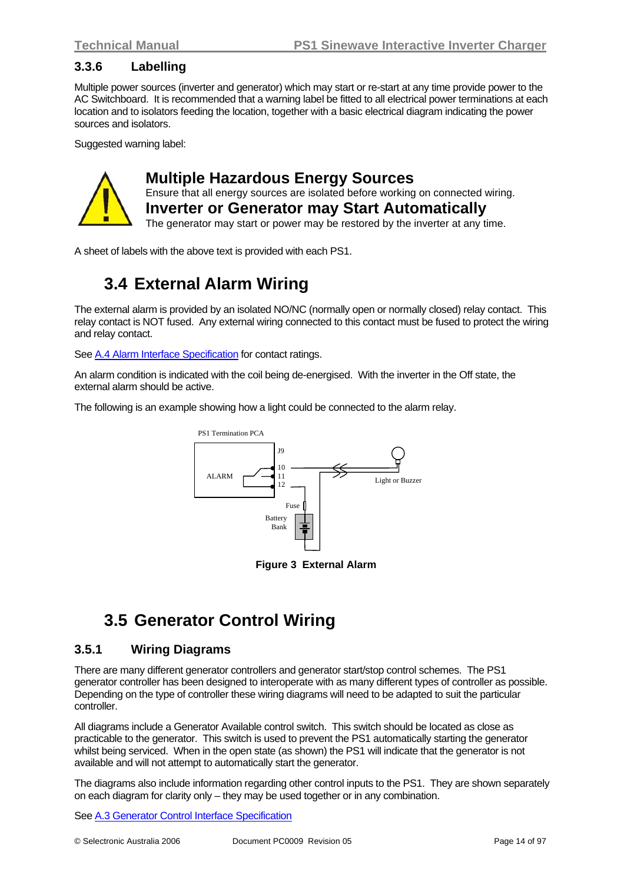### 3.3.6 Labelling

Multiple power sources (inverter and generator) which may start or re-start at any time provide power to the AC Switchboard. It is recommended that a warning label be fitted to all electrical power terminations at each location and to isolators feeding the location, together with a basic electrical diagram indicating the power sources and isolators.

Suggested warning label:

**Multiple Hazardous Energy Sources**
Ensure that all energy sources are isolated before working on connected wiring.
**Inverter or Generator may Start Automatically**
The generator may start or power may be restored by the inverter at any time.

A sheet of labels with the above text is provided with each PS1.

## 3.4 External Alarm Wiring

The external alarm is provided by an isolated NO/NC (normally open or normally closed) relay contact. This relay contact is NOT fused. Any external wiring connected to this contact must be fused to protect the wiring and relay contact.

See A.4 Alarm Interface Specification for contact ratings.

An alarm condition is indicated with the coil being de-energised. With the inverter in the Off state, the external alarm should be active.

The following is an example showing how a light could be connected to the alarm relay.

PS1 Termination PCA
ALARM
J9
10
11
12
Light or Buzzer
Fuse
Battery Bank

**Figure 3 External Alarm**

## 3.5 Generator Control Wiring

### 3.5.1 Wiring Diagrams

There are many different generator controllers and generator start/stop control schemes. The PS1 generator controller has been designed to interoperate with as many different types of controller as possible. Depending on the type of controller these wiring diagrams will need to be adapted to suit the particular controller.

All diagrams include a Generator Available control switch. This switch should be located as close as practicable to the generator. This switch is used to prevent the PS1 automatically starting the generator whilst being serviced. When in the open state (as shown) the PS1 will indicate that the generator is not available and will not attempt to automatically start the generator.

The diagrams also include information regarding other control inputs to the PS1. They are shown separately on each diagram for clarity only – they may be used together or in any combination.

See A.3 Generator Control Interface Specification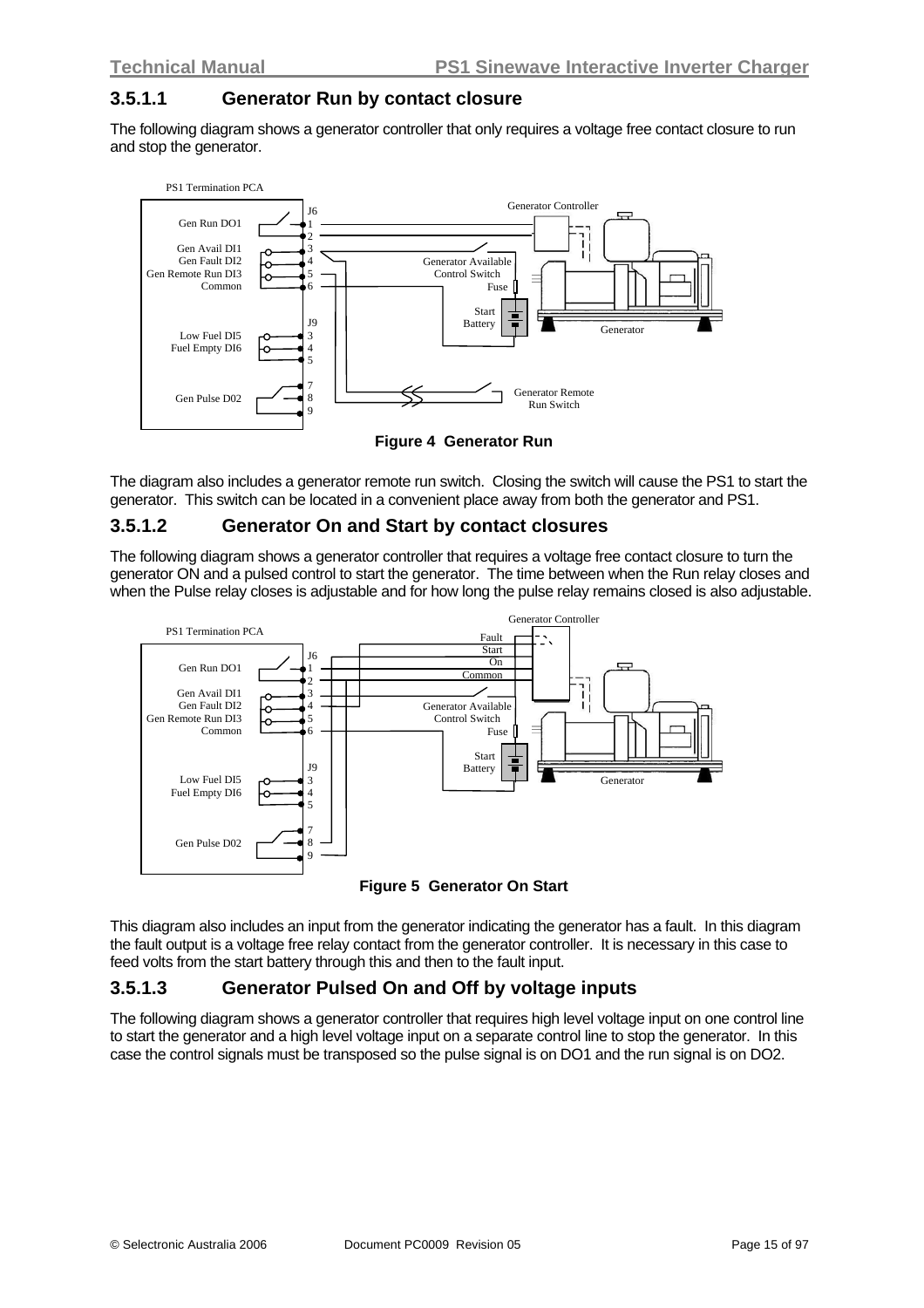### 3.5.1.1 Generator Run by contact closure

The following diagram shows a generator controller that only requires a voltage free contact closure to run and stop the generator.

Figure 4 Generator Run

The diagram also includes a generator remote run switch. Closing the switch will cause the PS1 to start the generator. This switch can be located in a convenient place away from both the generator and PS1.

### 3.5.1.2 Generator On and Start by contact closures

The following diagram shows a generator controller that requires a voltage free contact closure to turn the generator ON and a pulsed control to start the generator. The time between when the Run relay closes and when the Pulse relay closes is adjustable and for how long the pulse relay remains closed is also adjustable.

Figure 5 Generator On Start

This diagram also includes an input from the generator indicating the generator has a fault. In this diagram the fault output is a voltage free relay contact from the generator controller. It is necessary in this case to feed volts from the start battery through this and then to the fault input.

### 3.5.1.3 Generator Pulsed On and Off by voltage inputs

The following diagram shows a generator controller that requires high level voltage input on one control line to start the generator and a high level voltage input on a separate control line to stop the generator. In this case the control signals must be transposed so the pulse signal is on DO1 and the run signal is on DO2.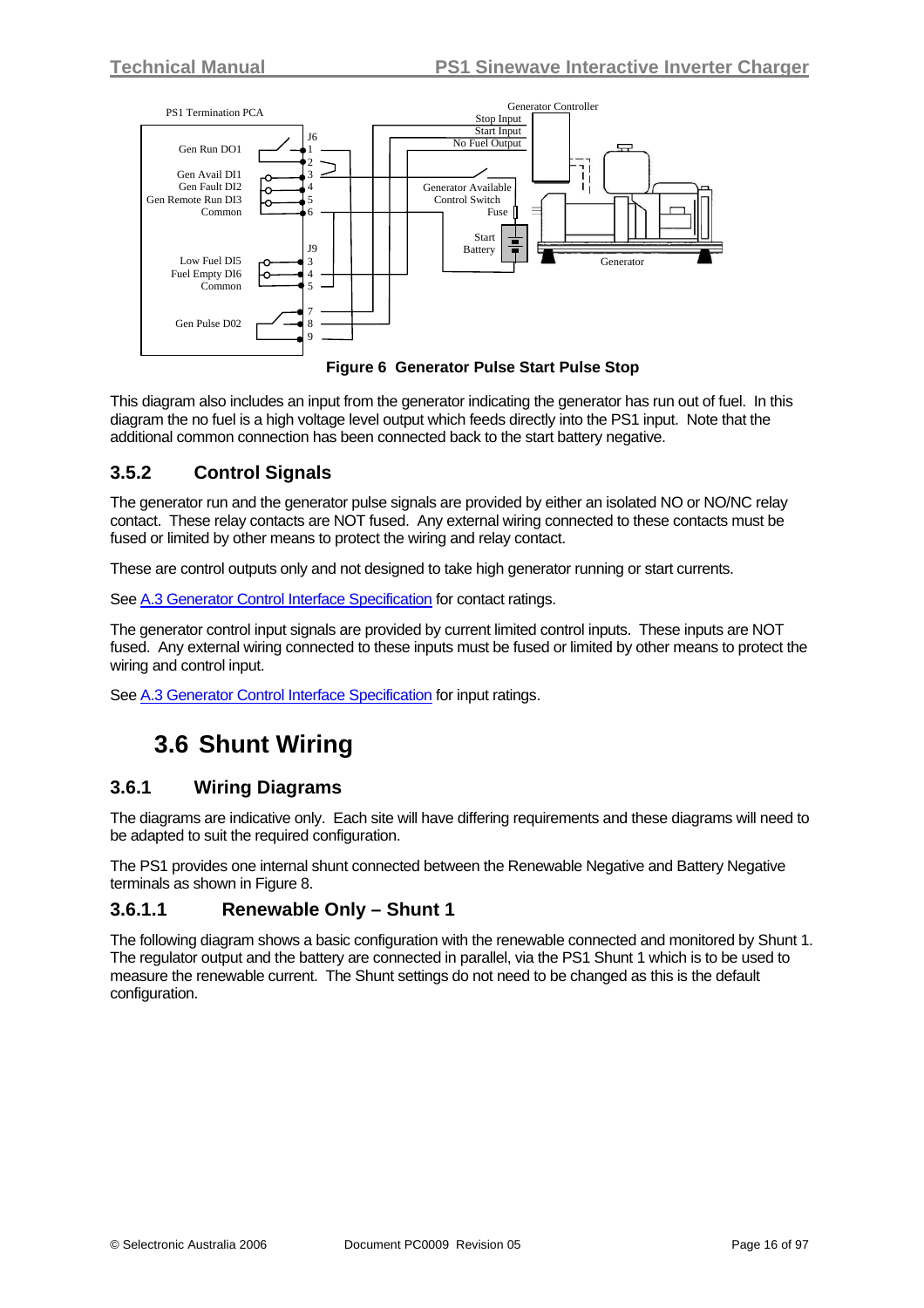**Figure 6 Generator Pulse Start Pulse Stop**

This diagram also includes an input from the generator indicating the generator has run out of fuel. In this diagram the no fuel is a high voltage level output which feeds directly into the PS1 input. Note that the additional common connection has been connected back to the start battery negative.

### 3.5.2 Control Signals

The generator run and the generator pulse signals are provided by either an isolated NO or NO/NC relay contact. These relay contacts are NOT fused. Any external wiring connected to these contacts must be fused or limited by other means to protect the wiring and relay contact.

These are control outputs only and not designed to take high generator running or start currents.

See A.3 Generator Control Interface Specification for contact ratings.

The generator control input signals are provided by current limited control inputs. These inputs are NOT fused. Any external wiring connected to these inputs must be fused or limited by other means to protect the wiring and control input.

See A.3 Generator Control Interface Specification for input ratings.

## 3.6 Shunt Wiring

### 3.6.1 Wiring Diagrams

The diagrams are indicative only. Each site will have differing requirements and these diagrams will need to be adapted to suit the required configuration.

The PS1 provides one internal shunt connected between the Renewable Negative and Battery Negative terminals as shown in Figure 8.

#### 3.6.1.1 Renewable Only – Shunt 1

The following diagram shows a basic configuration with the renewable connected and monitored by Shunt 1. The regulator output and the battery are connected in parallel, via the PS1 Shunt 1 which is to be used to measure the renewable current. The Shunt settings do not need to be changed as this is the default configuration.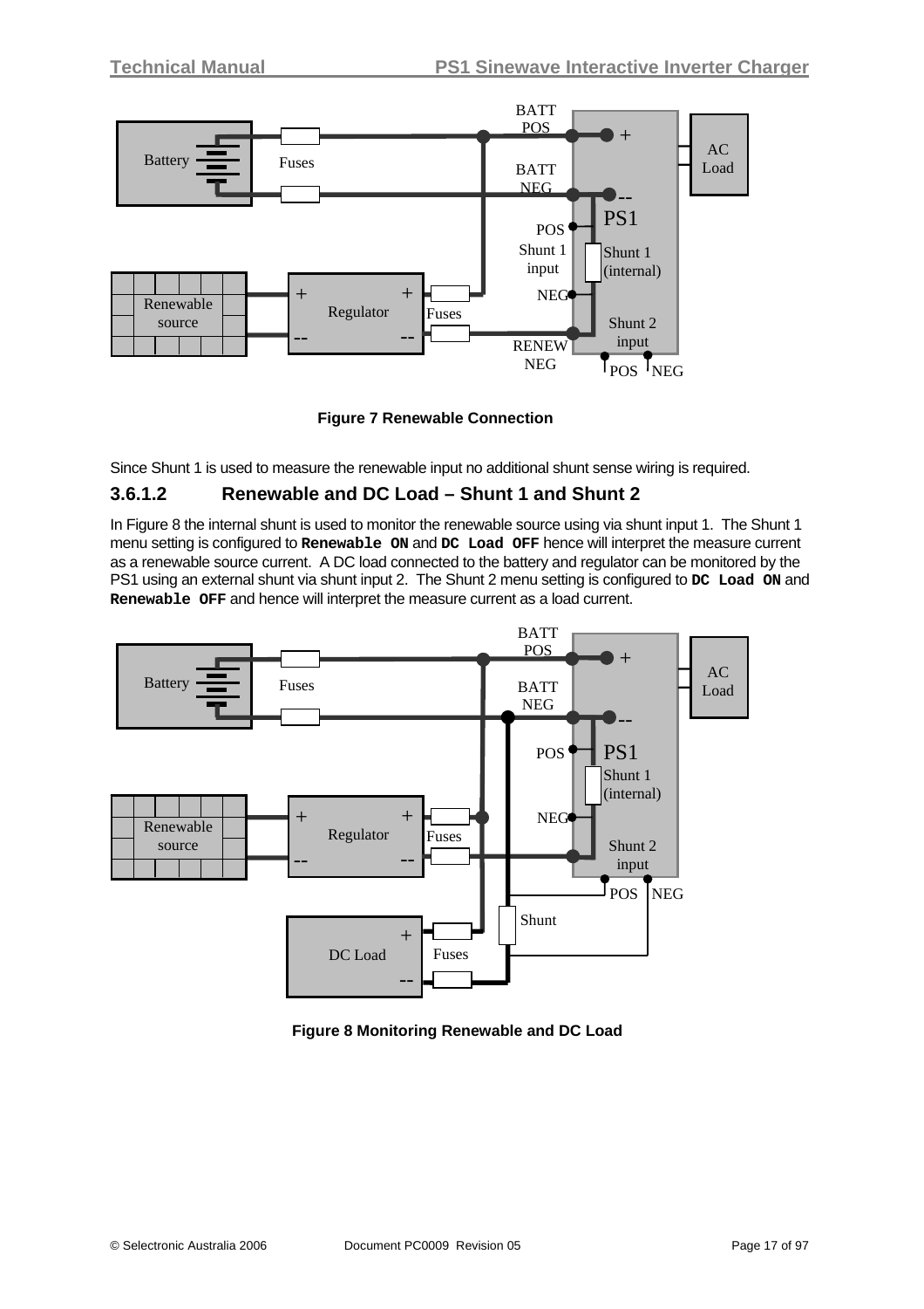Figure 7 Renewable Connection

Since Shunt 1 is used to measure the renewable input no additional shunt sense wiring is required.

### 3.6.1.2 Renewable and DC Load – Shunt 1 and Shunt 2

In Figure 8 the internal shunt is used to monitor the renewable source using via shunt input 1. The Shunt 1 menu setting is configured to **`Renewable ON`** and **`DC Load OFF`** hence will interpret the measure current as a renewable source current. A DC load connected to the battery and regulator can be monitored by the PS1 using an external shunt via shunt input 2. The Shunt 2 menu setting is configured to **`DC Load ON`** and **`Renewable OFF`** and hence will interpret the measure current as a load current.

Figure 8 Monitoring Renewable and DC Load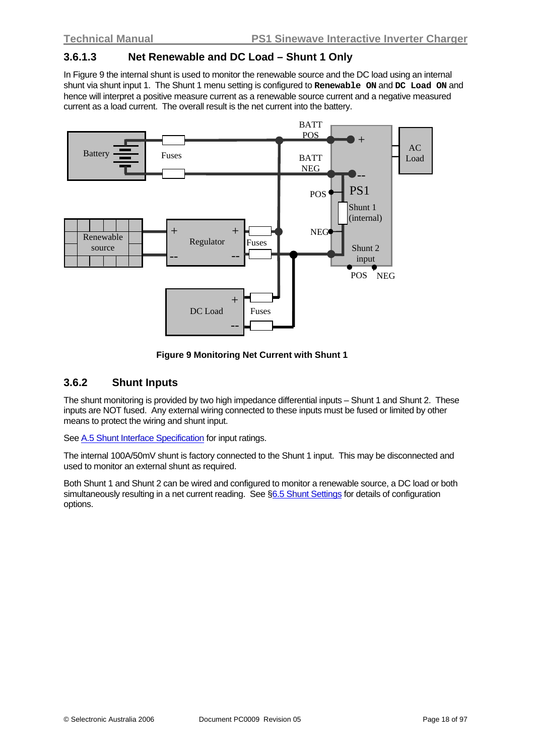### 3.6.1.3 Net Renewable and DC Load – Shunt 1 Only

In Figure 9 the internal shunt is used to monitor the renewable source and the DC load using an internal shunt via shunt input 1. The Shunt 1 menu setting is configured to **`Renewable ON`** and **`DC Load ON`** and hence will interpret a positive measure current as a renewable source current and a negative measured current as a load current. The overall result is the net current into the battery.

**Figure 9 Monitoring Net Current with Shunt 1**

## 3.6.2 Shunt Inputs

The shunt monitoring is provided by two high impedance differential inputs – Shunt 1 and Shunt 2. These inputs are NOT fused. Any external wiring connected to these inputs must be fused or limited by other means to protect the wiring and shunt input.

See A.5 Shunt Interface Specification for input ratings.

The internal 100A/50mV shunt is factory connected to the Shunt 1 input. This may be disconnected and used to monitor an external shunt as required.

Both Shunt 1 and Shunt 2 can be wired and configured to monitor a renewable source, a DC load or both simultaneously resulting in a net current reading. See §6.5 Shunt Settings for details of configuration options.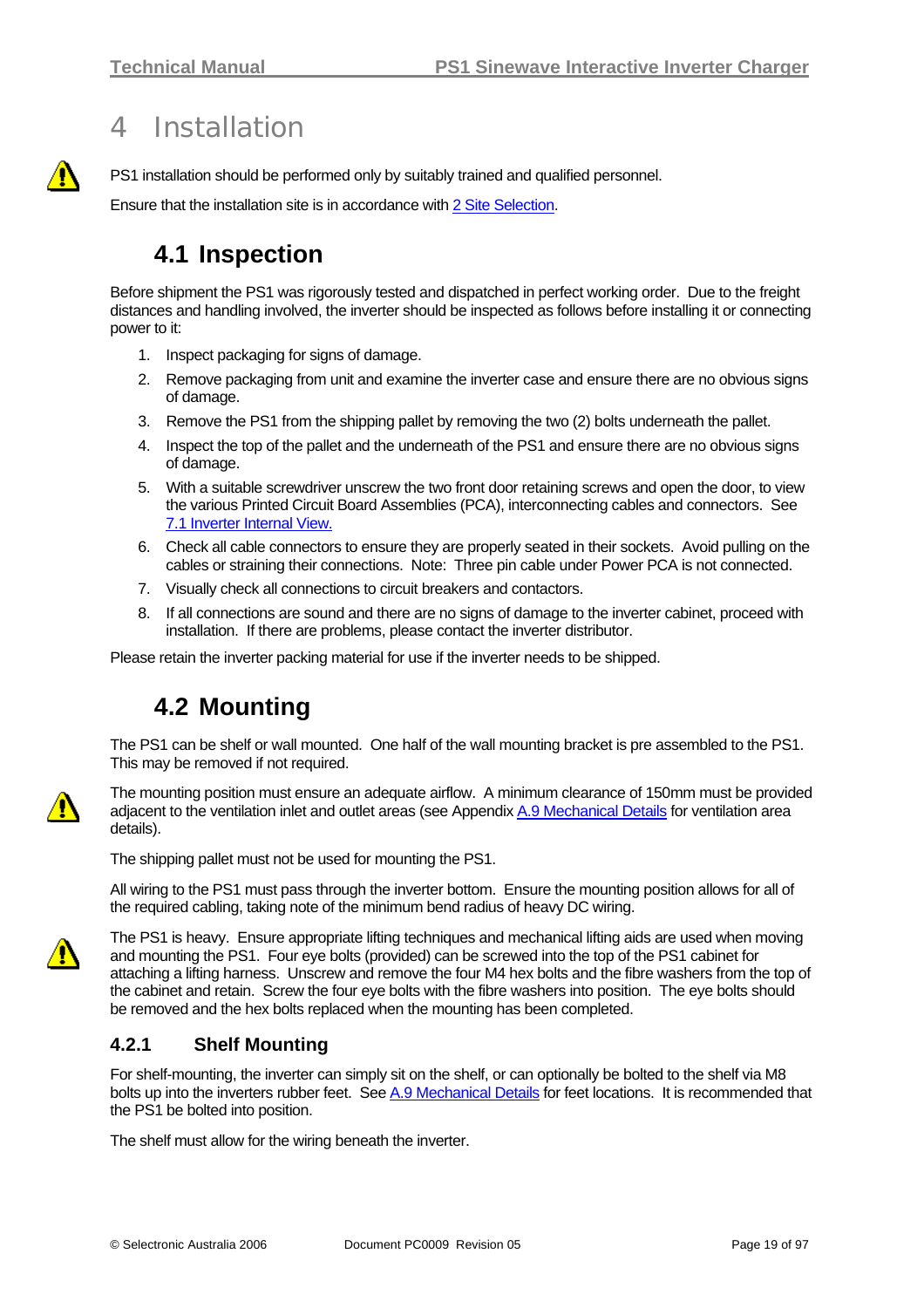# 4 Installation

PS1 installation should be performed only by suitably trained and qualified personnel.

Ensure that the installation site is in accordance with 2 Site Selection.

## 4.1 Inspection

Before shipment the PS1 was rigorously tested and dispatched in perfect working order. Due to the freight distances and handling involved, the inverter should be inspected as follows before installing it or connecting power to it:

1. Inspect packaging for signs of damage.
2. Remove packaging from unit and examine the inverter case and ensure there are no obvious signs of damage.
3. Remove the PS1 from the shipping pallet by removing the two (2) bolts underneath the pallet.
4. Inspect the top of the pallet and the underneath of the PS1 and ensure there are no obvious signs of damage.
5. With a suitable screwdriver unscrew the two front door retaining screws and open the door, to view the various Printed Circuit Board Assemblies (PCA), interconnecting cables and connectors. See 7.1 Inverter Internal View.
6. Check all cable connectors to ensure they are properly seated in their sockets. Avoid pulling on the cables or straining their connections. Note: Three pin cable under Power PCA is not connected.
7. Visually check all connections to circuit breakers and contactors.
8. If all connections are sound and there are no signs of damage to the inverter cabinet, proceed with installation. If there are problems, please contact the inverter distributor.

Please retain the inverter packing material for use if the inverter needs to be shipped.

## 4.2 Mounting

The PS1 can be shelf or wall mounted. One half of the wall mounting bracket is pre assembled to the PS1. This may be removed if not required.

The mounting position must ensure an adequate airflow. A minimum clearance of 150mm must be provided adjacent to the ventilation inlet and outlet areas (see Appendix A.9 Mechanical Details for ventilation area details).

The shipping pallet must not be used for mounting the PS1.

All wiring to the PS1 must pass through the inverter bottom. Ensure the mounting position allows for all of the required cabling, taking note of the minimum bend radius of heavy DC wiring.

The PS1 is heavy. Ensure appropriate lifting techniques and mechanical lifting aids are used when moving and mounting the PS1. Four eye bolts (provided) can be screwed into the top of the PS1 cabinet for attaching a lifting harness. Unscrew and remove the four M4 hex bolts and the fibre washers from the top of the cabinet and retain. Screw the four eye bolts with the fibre washers into position. The eye bolts should be removed and the hex bolts replaced when the mounting has been completed.

### 4.2.1 Shelf Mounting

For shelf-mounting, the inverter can simply sit on the shelf, or can optionally be bolted to the shelf via M8 bolts up into the inverters rubber feet. See A.9 Mechanical Details for feet locations. It is recommended that the PS1 be bolted into position.

The shelf must allow for the wiring beneath the inverter.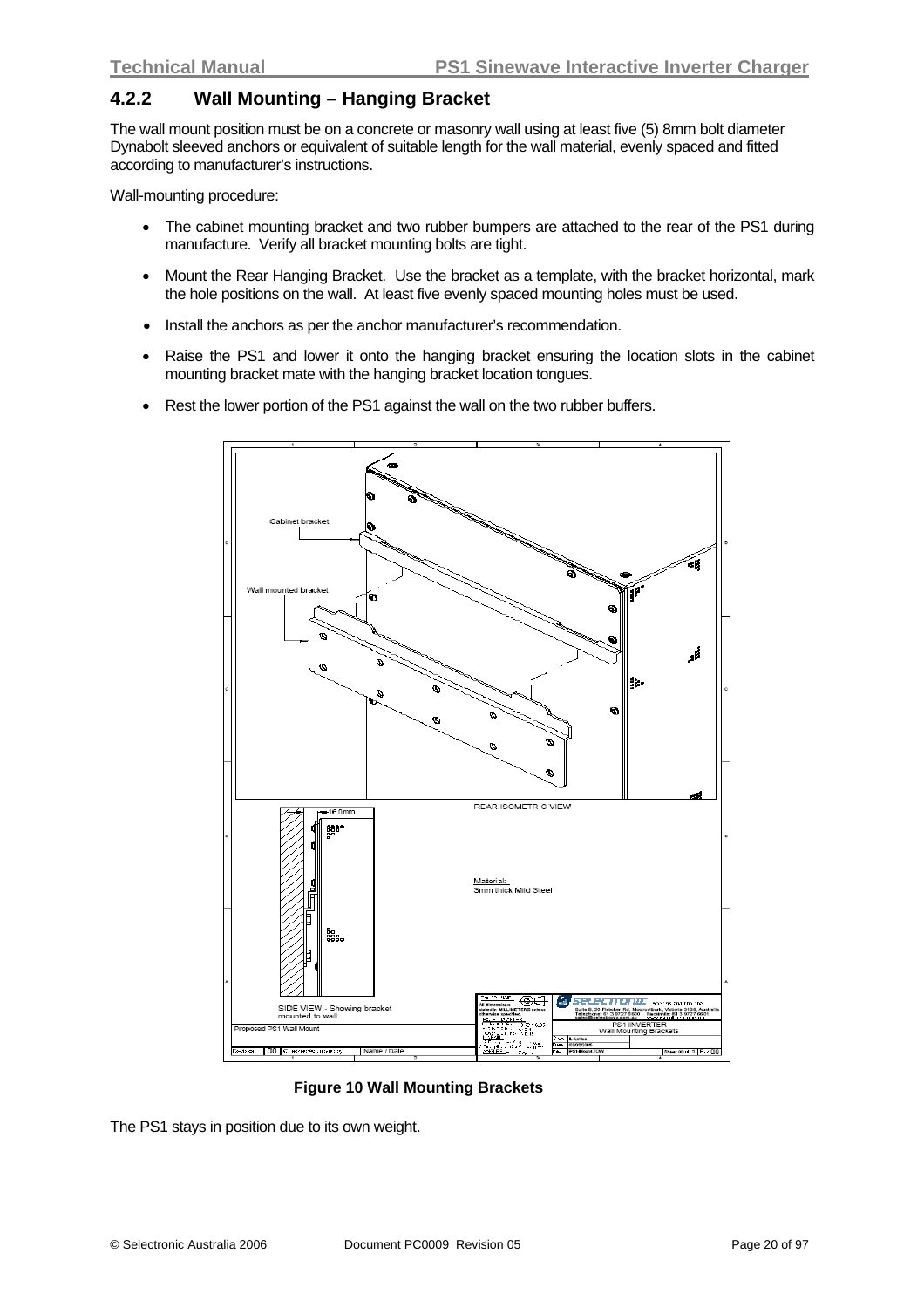### 4.2.2 Wall Mounting – Hanging Bracket

The wall mount position must be on a concrete or masonry wall using at least five (5) 8mm bolt diameter Dynabolt sleeved anchors or equivalent of suitable length for the wall material, evenly spaced and fitted according to manufacturer's instructions.

Wall-mounting procedure:

- The cabinet mounting bracket and two rubber bumpers are attached to the rear of the PS1 during manufacture. Verify all bracket mounting bolts are tight.
- Mount the Rear Hanging Bracket. Use the bracket as a template, with the bracket horizontal, mark the hole positions on the wall. At least five evenly spaced mounting holes must be used.
- Install the anchors as per the anchor manufacturer's recommendation.
- Raise the PS1 and lower it onto the hanging bracket ensuring the location slots in the cabinet mounting bracket mate with the hanging bracket location tongues.
- Rest the lower portion of the PS1 against the wall on the two rubber buffers.

Cabinet bracket

Wall mounted bracket

REAR ISOMETRIC VIEW

16.0mm

Material:-
3mm thick Mild Steel

SIDE VIEW - Showing bracket mounted to wall.

Proposed PS1 Wall Mount

PS1 INVERTER
Wall Mounting Brackets

**Figure 10 Wall Mounting Brackets**

The PS1 stays in position due to its own weight.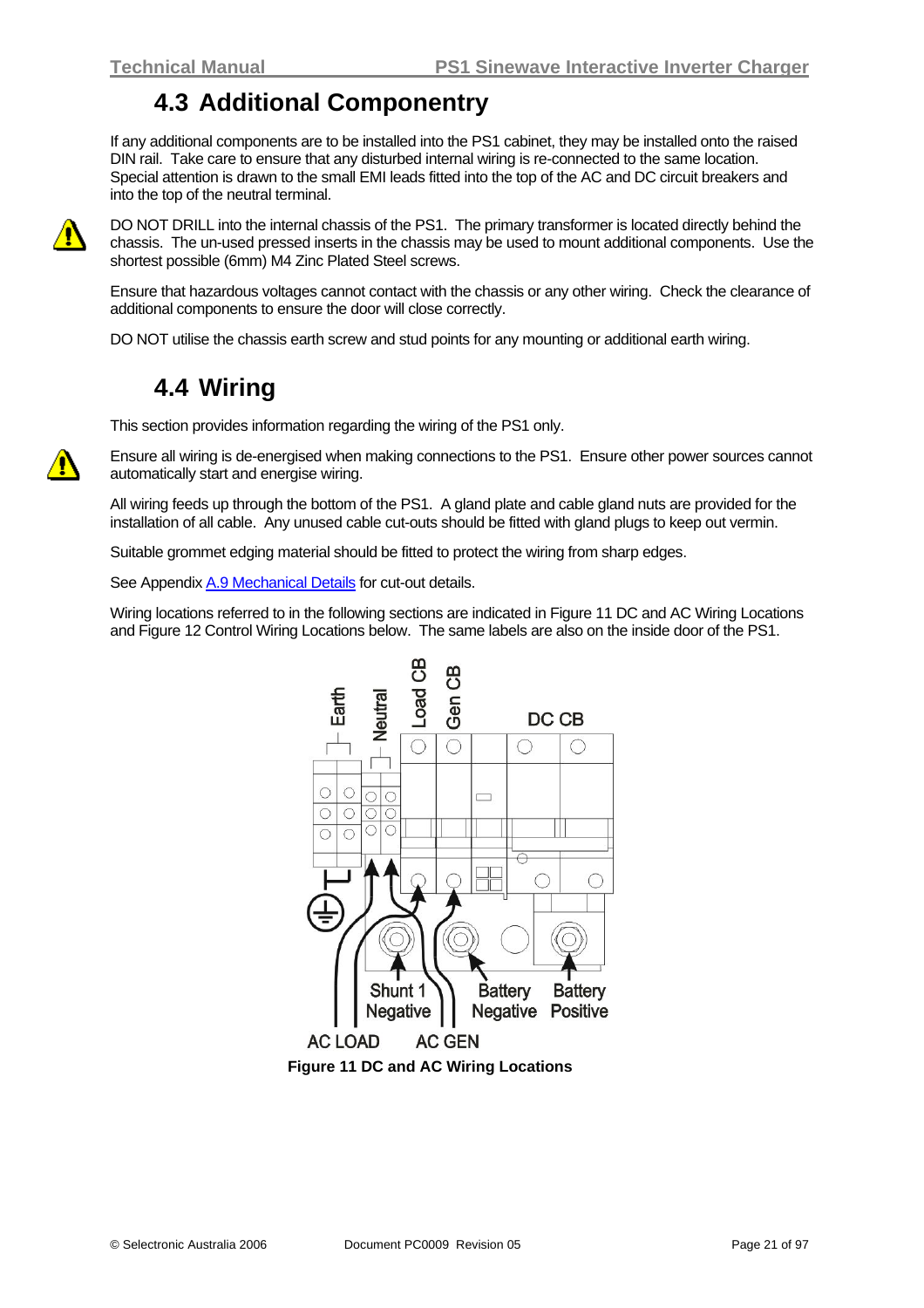## 4.3 Additional Componentry

If any additional components are to be installed into the PS1 cabinet, they may be installed onto the raised DIN rail. Take care to ensure that any disturbed internal wiring is re-connected to the same location. Special attention is drawn to the small EMI leads fitted into the top of the AC and DC circuit breakers and into the top of the neutral terminal.

DO NOT DRILL into the internal chassis of the PS1. The primary transformer is located directly behind the chassis. The un-used pressed inserts in the chassis may be used to mount additional components. Use the shortest possible (6mm) M4 Zinc Plated Steel screws.

Ensure that hazardous voltages cannot contact with the chassis or any other wiring. Check the clearance of additional components to ensure the door will close correctly.

DO NOT utilise the chassis earth screw and stud points for any mounting or additional earth wiring.

## 4.4 Wiring

This section provides information regarding the wiring of the PS1 only.

Ensure all wiring is de-energised when making connections to the PS1. Ensure other power sources cannot automatically start and energise wiring.

All wiring feeds up through the bottom of the PS1. A gland plate and cable gland nuts are provided for the installation of all cable. Any unused cable cut-outs should be fitted with gland plugs to keep out vermin.

Suitable grommet edging material should be fitted to protect the wiring from sharp edges.

See Appendix A.9 Mechanical Details for cut-out details.

Wiring locations referred to in the following sections are indicated in Figure 11 DC and AC Wiring Locations and Figure 12 Control Wiring Locations below. The same labels are also on the inside door of the PS1.

Earth, Neutral, Load CB, Gen CB, DC CB, Shunt 1 Negative, Battery Negative, Battery Positive, AC LOAD, AC GEN

**Figure 11 DC and AC Wiring Locations**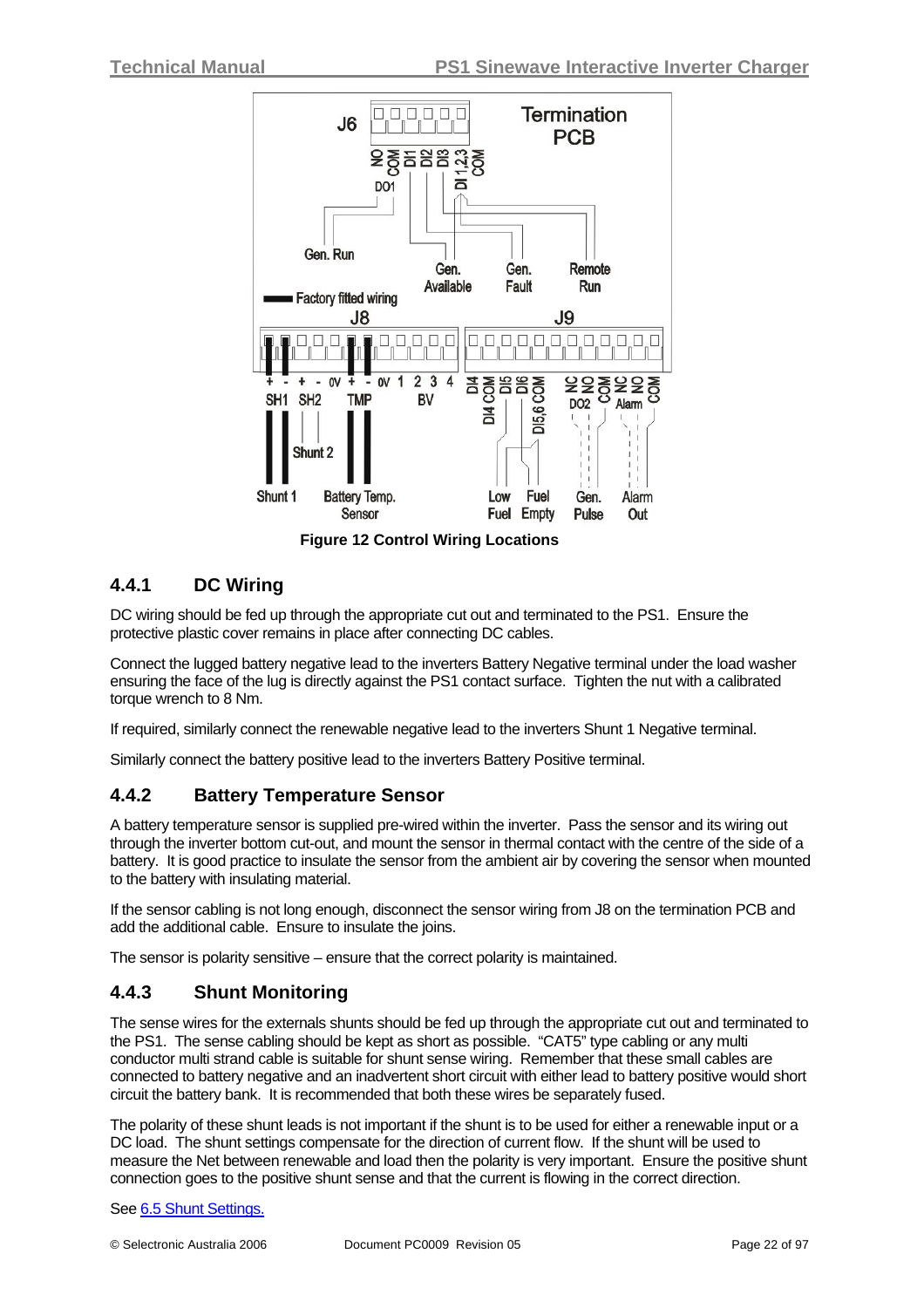**Figure 12 Control Wiring Locations**

## 4.4.1 DC Wiring

DC wiring should be fed up through the appropriate cut out and terminated to the PS1. Ensure the protective plastic cover remains in place after connecting DC cables.

Connect the lugged battery negative lead to the inverters Battery Negative terminal under the load washer ensuring the face of the lug is directly against the PS1 contact surface. Tighten the nut with a calibrated torque wrench to 8 Nm.

If required, similarly connect the renewable negative lead to the inverters Shunt 1 Negative terminal.

Similarly connect the battery positive lead to the inverters Battery Positive terminal.

## 4.4.2 Battery Temperature Sensor

A battery temperature sensor is supplied pre-wired within the inverter. Pass the sensor and its wiring out through the inverter bottom cut-out, and mount the sensor in thermal contact with the centre of the side of a battery. It is good practice to insulate the sensor from the ambient air by covering the sensor when mounted to the battery with insulating material.

If the sensor cabling is not long enough, disconnect the sensor wiring from J8 on the termination PCB and add the additional cable. Ensure to insulate the joins.

The sensor is polarity sensitive – ensure that the correct polarity is maintained.

## 4.4.3 Shunt Monitoring

The sense wires for the externals shunts should be fed up through the appropriate cut out and terminated to the PS1. The sense cabling should be kept as short as possible. "CAT5" type cabling or any multi conductor multi strand cable is suitable for shunt sense wiring. Remember that these small cables are connected to battery negative and an inadvertent short circuit with either lead to battery positive would short circuit the battery bank. It is recommended that both these wires be separately fused.

The polarity of these shunt leads is not important if the shunt is to be used for either a renewable input or a DC load. The shunt settings compensate for the direction of current flow. If the shunt will be used to measure the Net between renewable and load then the polarity is very important. Ensure the positive shunt connection goes to the positive shunt sense and that the current is flowing in the correct direction.

See 6.5 Shunt Settings.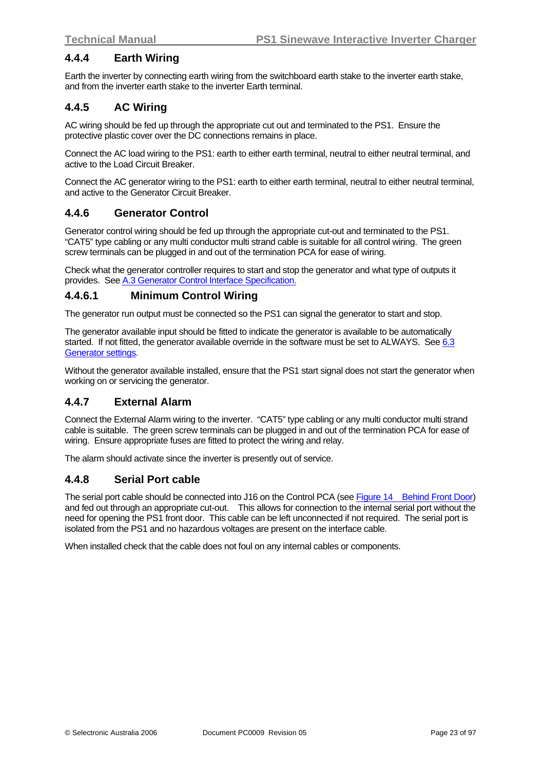### 4.4.4 Earth Wiring

Earth the inverter by connecting earth wiring from the switchboard earth stake to the inverter earth stake, and from the inverter earth stake to the inverter Earth terminal.

### 4.4.5 AC Wiring

AC wiring should be fed up through the appropriate cut out and terminated to the PS1. Ensure the protective plastic cover over the DC connections remains in place.

Connect the AC load wiring to the PS1: earth to either earth terminal, neutral to either neutral terminal, and active to the Load Circuit Breaker.

Connect the AC generator wiring to the PS1: earth to either earth terminal, neutral to either neutral terminal, and active to the Generator Circuit Breaker.

### 4.4.6 Generator Control

Generator control wiring should be fed up through the appropriate cut-out and terminated to the PS1. "CAT5" type cabling or any multi conductor multi strand cable is suitable for all control wiring. The green screw terminals can be plugged in and out of the termination PCA for ease of wiring.

Check what the generator controller requires to start and stop the generator and what type of outputs it provides. See A.3 Generator Control Interface Specification.

#### 4.4.6.1 Minimum Control Wiring

The generator run output must be connected so the PS1 can signal the generator to start and stop.

The generator available input should be fitted to indicate the generator is available to be automatically started. If not fitted, the generator available override in the software must be set to ALWAYS. See 6.3 Generator settings.

Without the generator available installed, ensure that the PS1 start signal does not start the generator when working on or servicing the generator.

### 4.4.7 External Alarm

Connect the External Alarm wiring to the inverter. "CAT5" type cabling or any multi conductor multi strand cable is suitable. The green screw terminals can be plugged in and out of the termination PCA for ease of wiring. Ensure appropriate fuses are fitted to protect the wiring and relay.

The alarm should activate since the inverter is presently out of service.

### 4.4.8 Serial Port cable

The serial port cable should be connected into J16 on the Control PCA (see Figure 14 Behind Front Door) and fed out through an appropriate cut-out. This allows for connection to the internal serial port without the need for opening the PS1 front door. This cable can be left unconnected if not required. The serial port is isolated from the PS1 and no hazardous voltages are present on the interface cable.

When installed check that the cable does not foul on any internal cables or components.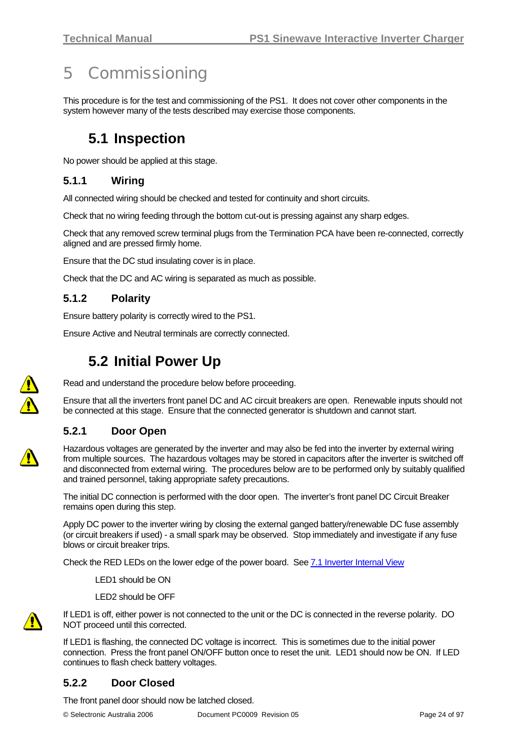# 5 Commissioning

This procedure is for the test and commissioning of the PS1. It does not cover other components in the system however many of the tests described may exercise those components.

## 5.1 Inspection

No power should be applied at this stage.

### 5.1.1 Wiring

All connected wiring should be checked and tested for continuity and short circuits.

Check that no wiring feeding through the bottom cut-out is pressing against any sharp edges.

Check that any removed screw terminal plugs from the Termination PCA have been re-connected, correctly aligned and are pressed firmly home.

Ensure that the DC stud insulating cover is in place.

Check that the DC and AC wiring is separated as much as possible.

### 5.1.2 Polarity

Ensure battery polarity is correctly wired to the PS1.

Ensure Active and Neutral terminals are correctly connected.

## 5.2 Initial Power Up

Read and understand the procedure below before proceeding.

Ensure that all the inverters front panel DC and AC circuit breakers are open. Renewable inputs should not be connected at this stage. Ensure that the connected generator is shutdown and cannot start.

### 5.2.1 Door Open

Hazardous voltages are generated by the inverter and may also be fed into the inverter by external wiring from multiple sources. The hazardous voltages may be stored in capacitors after the inverter is switched off and disconnected from external wiring. The procedures below are to be performed only by suitably qualified and trained personnel, taking appropriate safety precautions.

The initial DC connection is performed with the door open. The inverter's front panel DC Circuit Breaker remains open during this step.

Apply DC power to the inverter wiring by closing the external ganged battery/renewable DC fuse assembly (or circuit breakers if used) - a small spark may be observed. Stop immediately and investigate if any fuse blows or circuit breaker trips.

Check the RED LEDs on the lower edge of the power board. See [7.1 Inverter Internal View]

LED1 should be ON

LED2 should be OFF

If LED1 is off, either power is not connected to the unit or the DC is connected in the reverse polarity. DO NOT proceed until this corrected.

If LED1 is flashing, the connected DC voltage is incorrect. This is sometimes due to the initial power connection. Press the front panel ON/OFF button once to reset the unit. LED1 should now be ON. If LED continues to flash check battery voltages.

### 5.2.2 Door Closed

The front panel door should now be latched closed.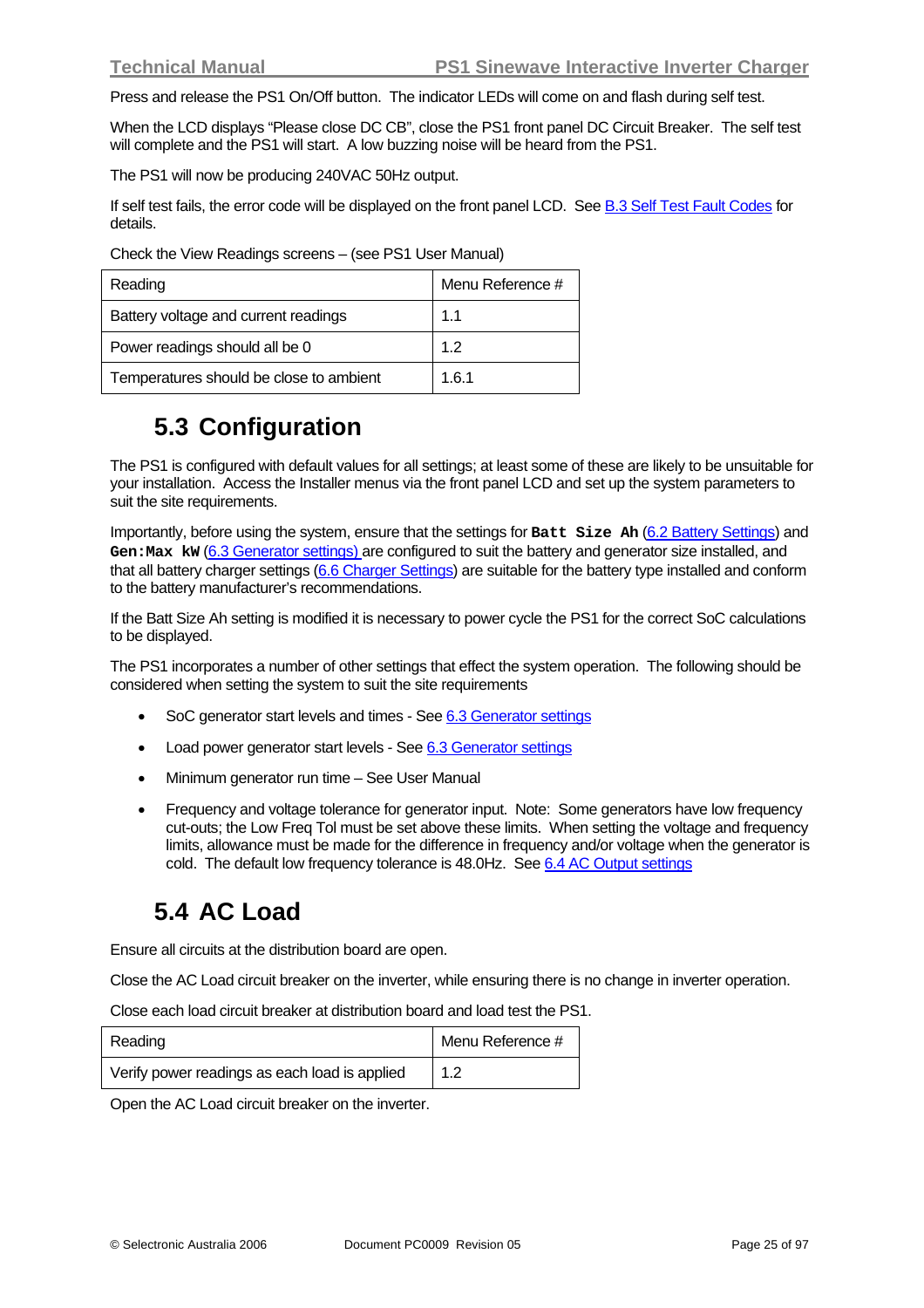Press and release the PS1 On/Off button. The indicator LEDs will come on and flash during self test.

When the LCD displays "Please close DC CB", close the PS1 front panel DC Circuit Breaker. The self test will complete and the PS1 will start. A low buzzing noise will be heard from the PS1.

The PS1 will now be producing 240VAC 50Hz output.

If self test fails, the error code will be displayed on the front panel LCD. See B.3 Self Test Fault Codes for details.

Check the View Readings screens – (see PS1 User Manual)

| Reading | Menu Reference # |
|---|---|
| Battery voltage and current readings | 1.1 |
| Power readings should all be 0 | 1.2 |
| Temperatures should be close to ambient | 1.6.1 |

## 5.3 Configuration

The PS1 is configured with default values for all settings; at least some of these are likely to be unsuitable for your installation. Access the Installer menus via the front panel LCD and set up the system parameters to suit the site requirements.

Importantly, before using the system, ensure that the settings for **`Batt Size Ah`** (6.2 Battery Settings) and **`Gen:Max kW`** (6.3 Generator settings) are configured to suit the battery and generator size installed, and that all battery charger settings (6.6 Charger Settings) are suitable for the battery type installed and conform to the battery manufacturer's recommendations.

If the Batt Size Ah setting is modified it is necessary to power cycle the PS1 for the correct SoC calculations to be displayed.

The PS1 incorporates a number of other settings that effect the system operation. The following should be considered when setting the system to suit the site requirements

- SoC generator start levels and times - See 6.3 Generator settings
- Load power generator start levels - See 6.3 Generator settings
- Minimum generator run time – See User Manual
- Frequency and voltage tolerance for generator input. Note: Some generators have low frequency cut-outs; the Low Freq Tol must be set above these limits. When setting the voltage and frequency limits, allowance must be made for the difference in frequency and/or voltage when the generator is cold. The default low frequency tolerance is 48.0Hz. See 6.4 AC Output settings

## 5.4 AC Load

Ensure all circuits at the distribution board are open.

Close the AC Load circuit breaker on the inverter, while ensuring there is no change in inverter operation.

Close each load circuit breaker at distribution board and load test the PS1.

| Reading | Menu Reference # |
|---|---|
| Verify power readings as each load is applied | 1.2 |

Open the AC Load circuit breaker on the inverter.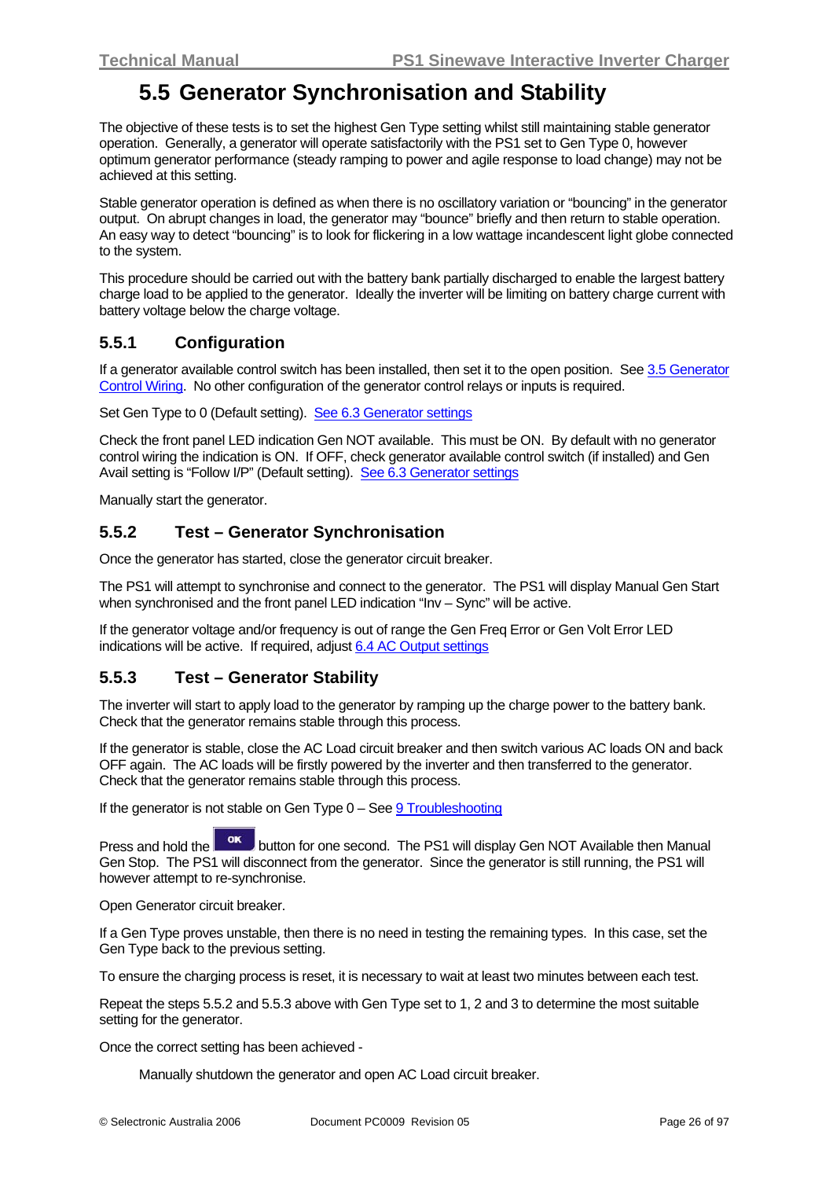# 5.5 Generator Synchronisation and Stability

The objective of these tests is to set the highest Gen Type setting whilst still maintaining stable generator operation. Generally, a generator will operate satisfactorily with the PS1 set to Gen Type 0, however optimum generator performance (steady ramping to power and agile response to load change) may not be achieved at this setting.

Stable generator operation is defined as when there is no oscillatory variation or "bouncing" in the generator output. On abrupt changes in load, the generator may "bounce" briefly and then return to stable operation. An easy way to detect "bouncing" is to look for flickering in a low wattage incandescent light globe connected to the system.

This procedure should be carried out with the battery bank partially discharged to enable the largest battery charge load to be applied to the generator. Ideally the inverter will be limiting on battery charge current with battery voltage below the charge voltage.

## 5.5.1 Configuration

If a generator available control switch has been installed, then set it to the open position. See 3.5 Generator Control Wiring. No other configuration of the generator control relays or inputs is required.

Set Gen Type to 0 (Default setting). See 6.3 Generator settings

Check the front panel LED indication Gen NOT available. This must be ON. By default with no generator control wiring the indication is ON. If OFF, check generator available control switch (if installed) and Gen Avail setting is "Follow I/P" (Default setting). See 6.3 Generator settings

Manually start the generator.

## 5.5.2 Test – Generator Synchronisation

Once the generator has started, close the generator circuit breaker.

The PS1 will attempt to synchronise and connect to the generator. The PS1 will display Manual Gen Start when synchronised and the front panel LED indication "Inv – Sync" will be active.

If the generator voltage and/or frequency is out of range the Gen Freq Error or Gen Volt Error LED indications will be active. If required, adjust 6.4 AC Output settings

## 5.5.3 Test – Generator Stability

The inverter will start to apply load to the generator by ramping up the charge power to the battery bank. Check that the generator remains stable through this process.

If the generator is stable, close the AC Load circuit breaker and then switch various AC loads ON and back OFF again. The AC loads will be firstly powered by the inverter and then transferred to the generator. Check that the generator remains stable through this process.

If the generator is not stable on Gen Type 0 – See 9 Troubleshooting

Press and hold the OK button for one second. The PS1 will display Gen NOT Available then Manual Gen Stop. The PS1 will disconnect from the generator. Since the generator is still running, the PS1 will however attempt to re-synchronise.

Open Generator circuit breaker.

If a Gen Type proves unstable, then there is no need in testing the remaining types. In this case, set the Gen Type back to the previous setting.

To ensure the charging process is reset, it is necessary to wait at least two minutes between each test.

Repeat the steps 5.5.2 and 5.5.3 above with Gen Type set to 1, 2 and 3 to determine the most suitable setting for the generator.

Once the correct setting has been achieved -

Manually shutdown the generator and open AC Load circuit breaker.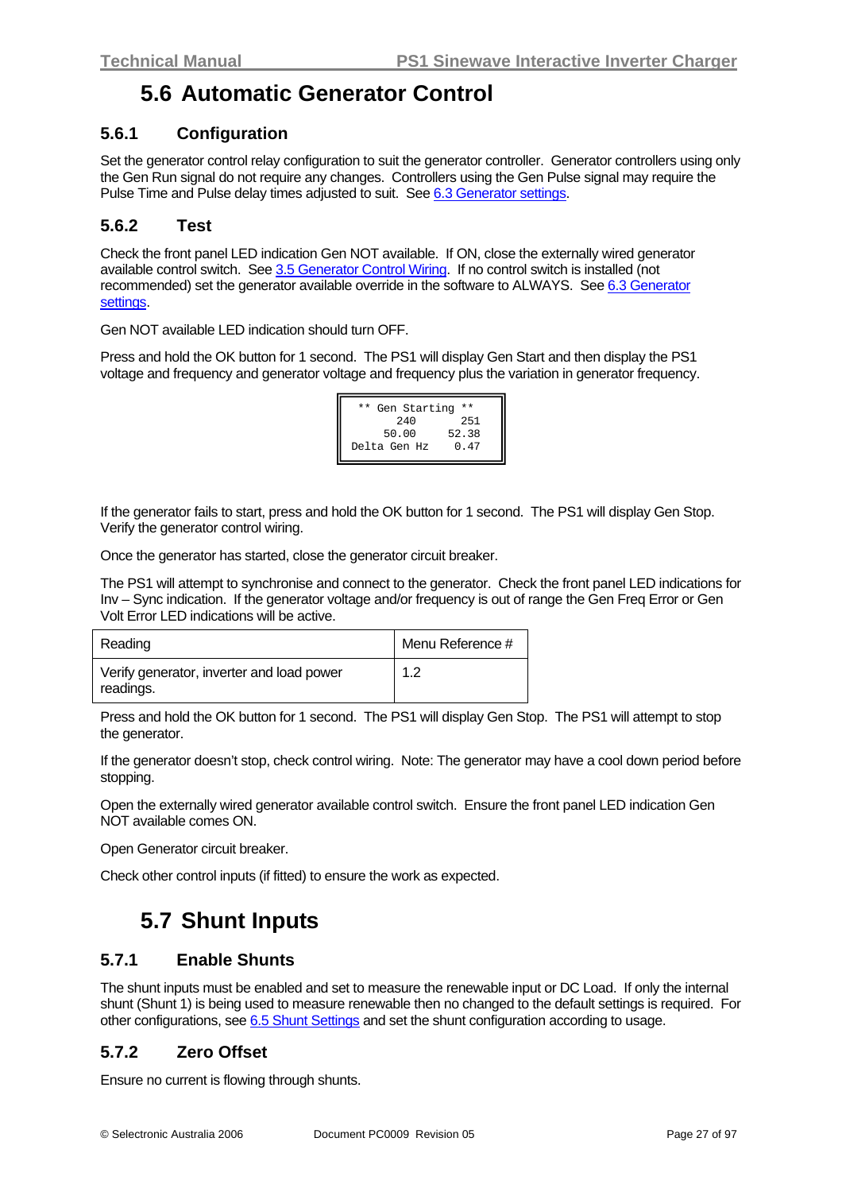## 5.6 Automatic Generator Control

### 5.6.1 Configuration

Set the generator control relay configuration to suit the generator controller. Generator controllers using only the Gen Run signal do not require any changes. Controllers using the Gen Pulse signal may require the Pulse Time and Pulse delay times adjusted to suit. See 6.3 Generator settings.

### 5.6.2 Test

Check the front panel LED indication Gen NOT available. If ON, close the externally wired generator available control switch. See 3.5 Generator Control Wiring. If no control switch is installed (not recommended) set the generator available override in the software to ALWAYS. See 6.3 Generator settings.

Gen NOT available LED indication should turn OFF.

Press and hold the OK button for 1 second. The PS1 will display Gen Start and then display the PS1 voltage and frequency and generator voltage and frequency plus the variation in generator frequency.

```
 ** Gen Starting **
      240       251
     50.00     52.38
Delta Gen Hz    0.47
```

If the generator fails to start, press and hold the OK button for 1 second. The PS1 will display Gen Stop. Verify the generator control wiring.

Once the generator has started, close the generator circuit breaker.

The PS1 will attempt to synchronise and connect to the generator. Check the front panel LED indications for Inv – Sync indication. If the generator voltage and/or frequency is out of range the Gen Freq Error or Gen Volt Error LED indications will be active.

| Reading | Menu Reference # |
|---|---|
| Verify generator, inverter and load power readings. | 1.2 |

Press and hold the OK button for 1 second. The PS1 will display Gen Stop. The PS1 will attempt to stop the generator.

If the generator doesn't stop, check control wiring. Note: The generator may have a cool down period before stopping.

Open the externally wired generator available control switch. Ensure the front panel LED indication Gen NOT available comes ON.

Open Generator circuit breaker.

Check other control inputs (if fitted) to ensure the work as expected.

## 5.7 Shunt Inputs

### 5.7.1 Enable Shunts

The shunt inputs must be enabled and set to measure the renewable input or DC Load. If only the internal shunt (Shunt 1) is being used to measure renewable then no changed to the default settings is required. For other configurations, see 6.5 Shunt Settings and set the shunt configuration according to usage.

### 5.7.2 Zero Offset

Ensure no current is flowing through shunts.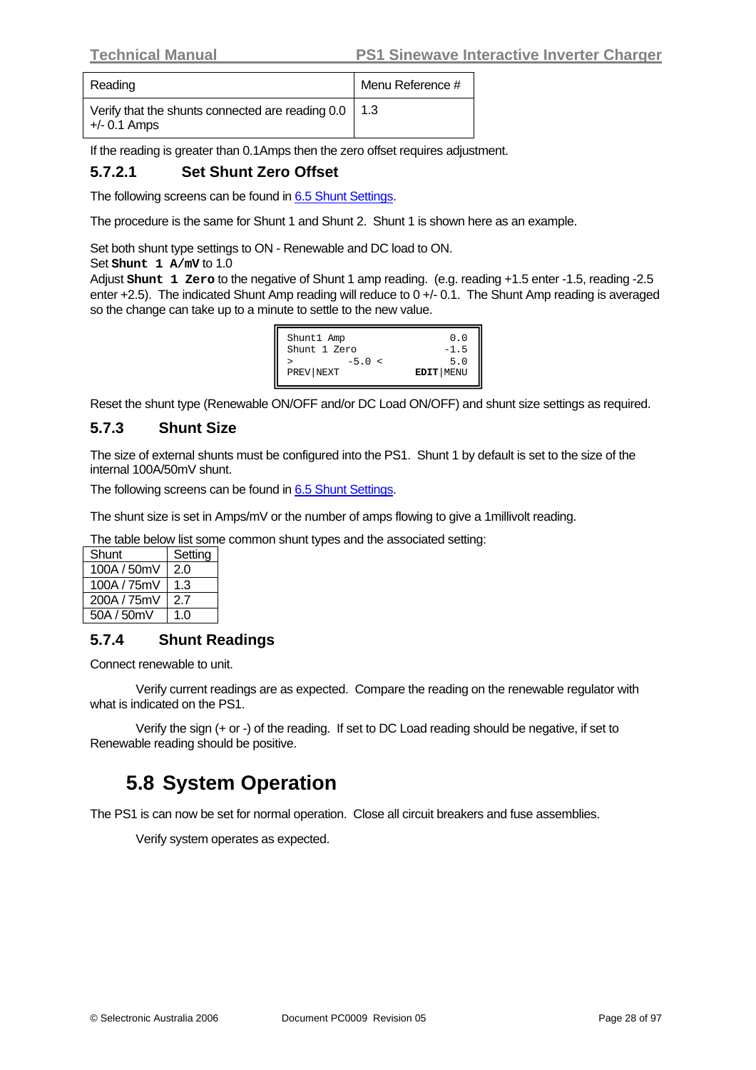| Reading | Menu Reference # |
|---|---|
| Verify that the shunts connected are reading 0.0 +/- 0.1 Amps | 1.3 |

If the reading is greater than 0.1Amps then the zero offset requires adjustment.

#### 5.7.2.1 Set Shunt Zero Offset

The following screens can be found in 6.5 Shunt Settings.

The procedure is the same for Shunt 1 and Shunt 2. Shunt 1 is shown here as an example.

Set both shunt type settings to ON - Renewable and DC load to ON.
Set **`Shunt 1 A/mV`** to 1.0
Adjust **`Shunt 1 Zero`** to the negative of Shunt 1 amp reading. (e.g. reading +1.5 enter -1.5, reading -2.5 enter +2.5). The indicated Shunt Amp reading will reduce to 0 +/- 0.1. The Shunt Amp reading is averaged so the change can take up to a minute to settle to the new value.

```
Shunt1 Amp                0.0
Shunt 1 Zero             -1.5
>         -5.0 <          5.0
PREV|NEXT           EDIT|MENU
```

Reset the shunt type (Renewable ON/OFF and/or DC Load ON/OFF) and shunt size settings as required.

### 5.7.3 Shunt Size

The size of external shunts must be configured into the PS1. Shunt 1 by default is set to the size of the internal 100A/50mV shunt.

The following screens can be found in 6.5 Shunt Settings.

The shunt size is set in Amps/mV or the number of amps flowing to give a 1millivolt reading.

The table below list some common shunt types and the associated setting:

| Shunt | Setting |
|---|---|
| 100A / 50mV | 2.0 |
| 100A / 75mV | 1.3 |
| 200A / 75mV | 2.7 |
| 50A / 50mV | 1.0 |

### 5.7.4 Shunt Readings

Connect renewable to unit.

Verify current readings are as expected. Compare the reading on the renewable regulator with what is indicated on the PS1.

Verify the sign (+ or -) of the reading. If set to DC Load reading should be negative, if set to Renewable reading should be positive.

## 5.8 System Operation

The PS1 is can now be set for normal operation. Close all circuit breakers and fuse assemblies.

Verify system operates as expected.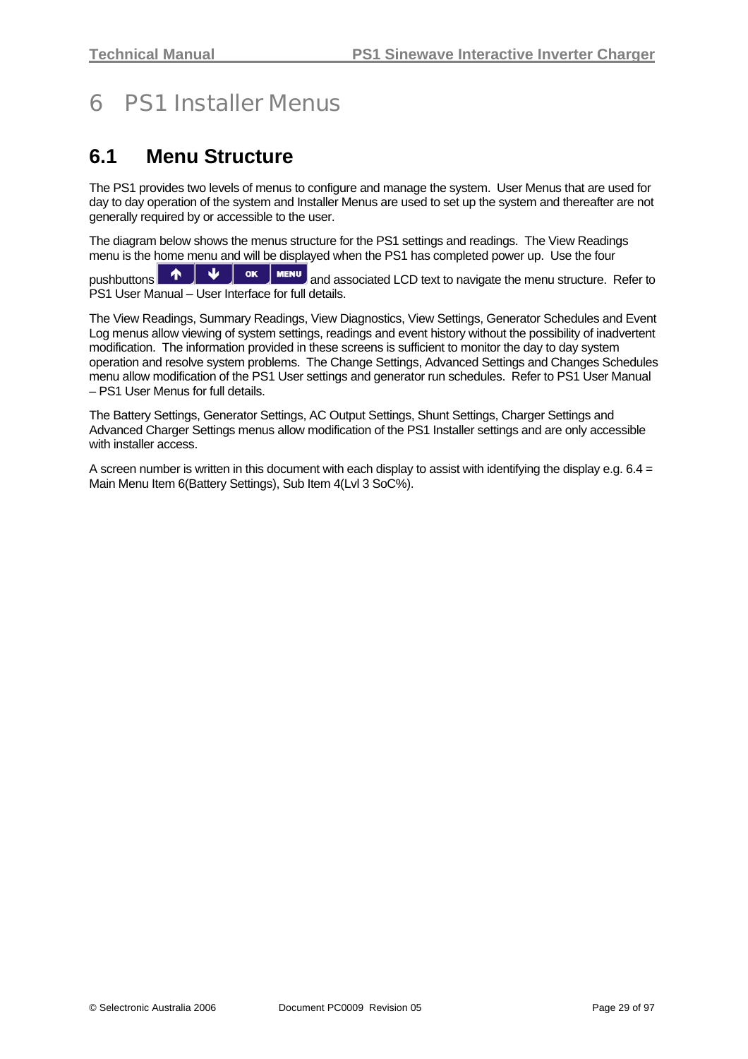# 6 PS1 Installer Menus

## 6.1 Menu Structure

The PS1 provides two levels of menus to configure and manage the system. User Menus that are used for day to day operation of the system and Installer Menus are used to set up the system and thereafter are not generally required by or accessible to the user.

The diagram below shows the menus structure for the PS1 settings and readings. The View Readings menu is the home menu and will be displayed when the PS1 has completed power up. Use the four pushbuttons ↑ ↓ OK MENU and associated LCD text to navigate the menu structure. Refer to PS1 User Manual – User Interface for full details.

The View Readings, Summary Readings, View Diagnostics, View Settings, Generator Schedules and Event Log menus allow viewing of system settings, readings and event history without the possibility of inadvertent modification. The information provided in these screens is sufficient to monitor the day to day system operation and resolve system problems. The Change Settings, Advanced Settings and Changes Schedules menu allow modification of the PS1 User settings and generator run schedules. Refer to PS1 User Manual – PS1 User Menus for full details.

The Battery Settings, Generator Settings, AC Output Settings, Shunt Settings, Charger Settings and Advanced Charger Settings menus allow modification of the PS1 Installer settings and are only accessible with installer access.

A screen number is written in this document with each display to assist with identifying the display e.g. 6.4 = Main Menu Item 6(Battery Settings), Sub Item 4(Lvl 3 SoC%).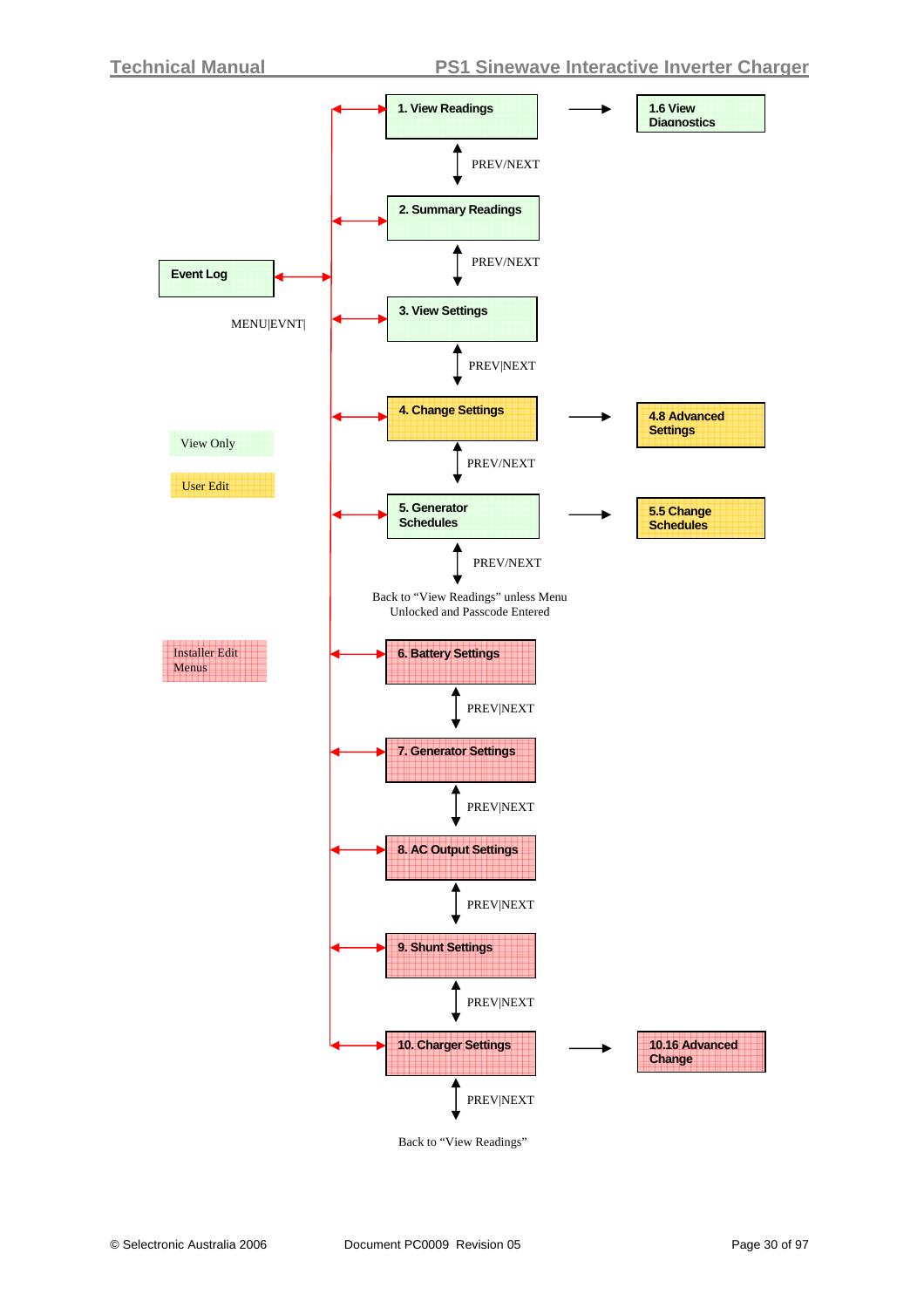1. View Readings → 1.6 View Diagnostics

PREV/NEXT

2. Summary Readings

PREV/NEXT

Event Log

MENU|EVNT|

3. View Settings

PREV|NEXT

4. Change Settings → 4.8 Advanced Settings

PREV/NEXT

View Only

User Edit

5. Generator Schedules → 5.5 Change Schedules

PREV/NEXT

Back to "View Readings" unless Menu Unlocked and Passcode Entered

Installer Edit Menus

6. Battery Settings

PREV|NEXT

7. Generator Settings

PREV|NEXT

8. AC Output Settings

PREV|NEXT

9. Shunt Settings

PREV|NEXT

10. Charger Settings → 10.16 Advanced Change

PREV|NEXT

Back to "View Readings"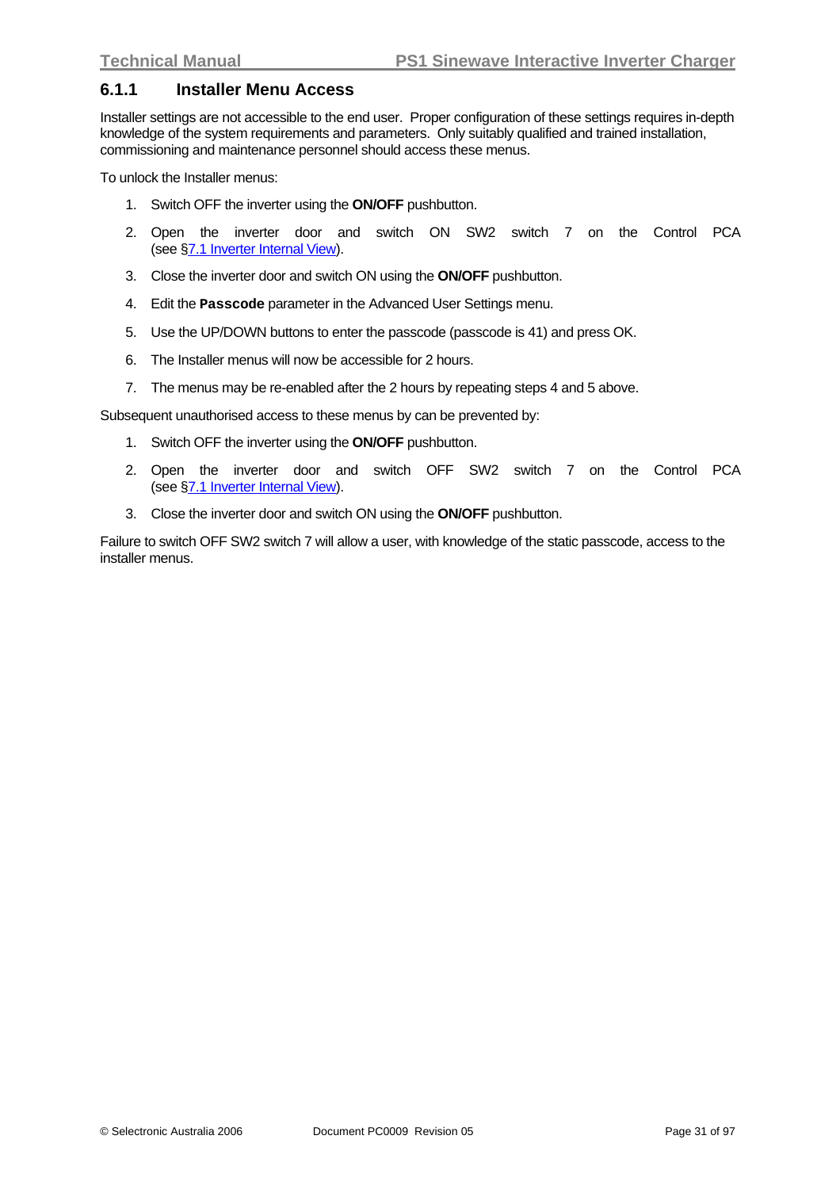### 6.1.1 Installer Menu Access

Installer settings are not accessible to the end user. Proper configuration of these settings requires in-depth knowledge of the system requirements and parameters. Only suitably qualified and trained installation, commissioning and maintenance personnel should access these menus.

To unlock the Installer menus:

1. Switch OFF the inverter using the **ON/OFF** pushbutton.
2. Open the inverter door and switch ON SW2 switch 7 on the Control PCA (see §7.1 Inverter Internal View).
3. Close the inverter door and switch ON using the **ON/OFF** pushbutton.
4. Edit the **Passcode** parameter in the Advanced User Settings menu.
5. Use the UP/DOWN buttons to enter the passcode (passcode is 41) and press OK.
6. The Installer menus will now be accessible for 2 hours.
7. The menus may be re-enabled after the 2 hours by repeating steps 4 and 5 above.

Subsequent unauthorised access to these menus by can be prevented by:

1. Switch OFF the inverter using the **ON/OFF** pushbutton.
2. Open the inverter door and switch OFF SW2 switch 7 on the Control PCA (see §7.1 Inverter Internal View).
3. Close the inverter door and switch ON using the **ON/OFF** pushbutton.

Failure to switch OFF SW2 switch 7 will allow a user, with knowledge of the static passcode, access to the installer menus.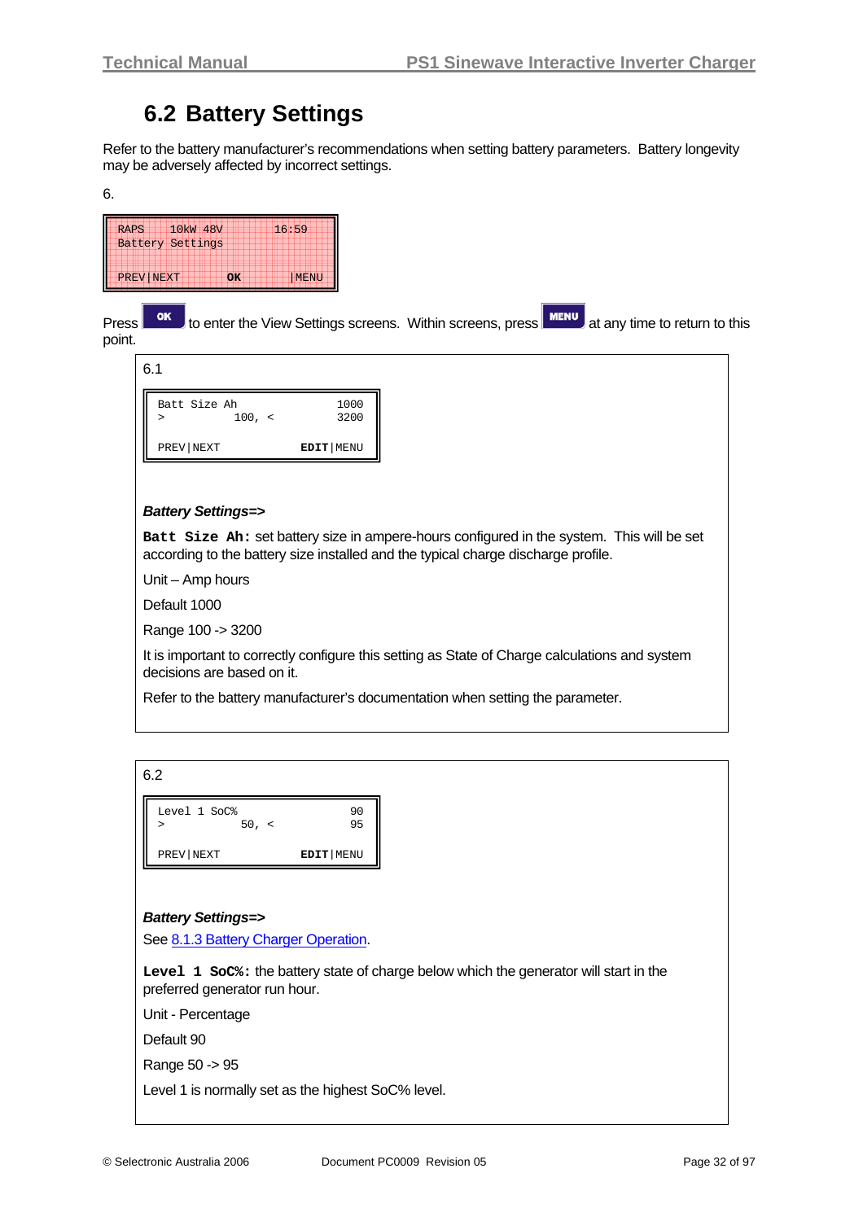## 6.2 Battery Settings

Refer to the battery manufacturer's recommendations when setting battery parameters. Battery longevity may be adversely affected by incorrect settings.

6.

```
RAPS    10kW 48V          16:59
Battery Settings

PREV|NEXT        OK        |MENU
```

Press **OK** to enter the View Settings screens. Within screens, press **MENU** at any time to return to this point.

6.1

```
Batt Size Ah                1000
>           100, <          3200

PREV|NEXT              EDIT|MENU
```

***Battery Settings=>***

**`Batt Size Ah:`** set battery size in ampere-hours configured in the system. This will be set according to the battery size installed and the typical charge discharge profile.

Unit – Amp hours

Default 1000

Range 100 -> 3200

It is important to correctly configure this setting as State of Charge calculations and system decisions are based on it.

Refer to the battery manufacturer's documentation when setting the parameter.

6.2

```
Level 1 SoC%                  90
>            50, <            95

PREV|NEXT              EDIT|MENU
```

***Battery Settings=>***

See 8.1.3 Battery Charger Operation.

**`Level 1 SoC%:`** the battery state of charge below which the generator will start in the preferred generator run hour.

Unit - Percentage

Default 90

Range 50 -> 95

Level 1 is normally set as the highest SoC% level.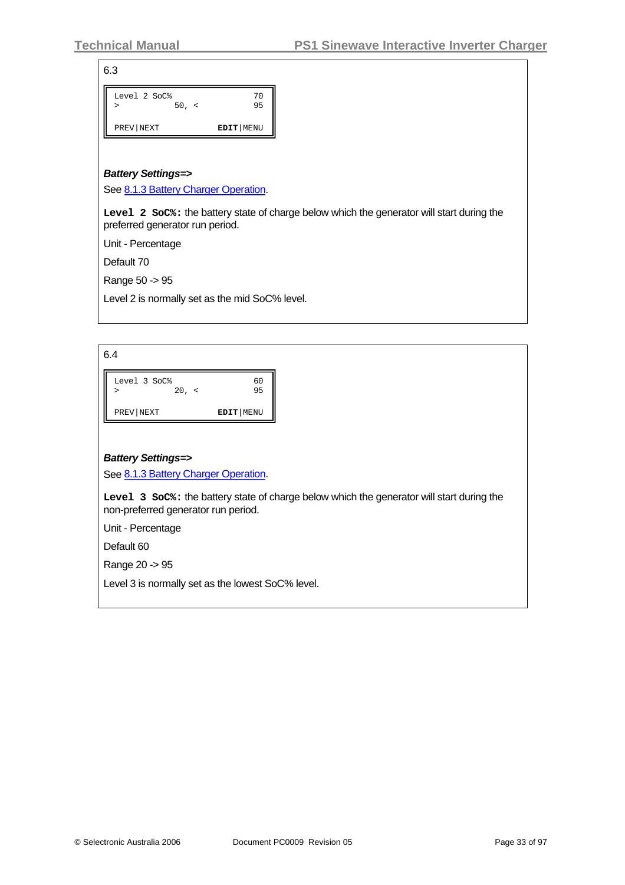6.3

```
Level 2 SoC%                70
>           50, <           95

PREV|NEXT            EDIT|MENU
```

***Battery Settings=>***

See 8.1.3 Battery Charger Operation.

**`Level 2 SoC%:`** the battery state of charge below which the generator will start during the preferred generator run period.

Unit - Percentage

Default 70

Range 50 -> 95

Level 2 is normally set as the mid SoC% level.

6.4

```
Level 3 SoC%                60
>           20, <           95

PREV|NEXT            EDIT|MENU
```

***Battery Settings=>***

See 8.1.3 Battery Charger Operation.

**`Level 3 SoC%:`** the battery state of charge below which the generator will start during the non-preferred generator run period.

Unit - Percentage

Default 60

Range 20 -> 95

Level 3 is normally set as the lowest SoC% level.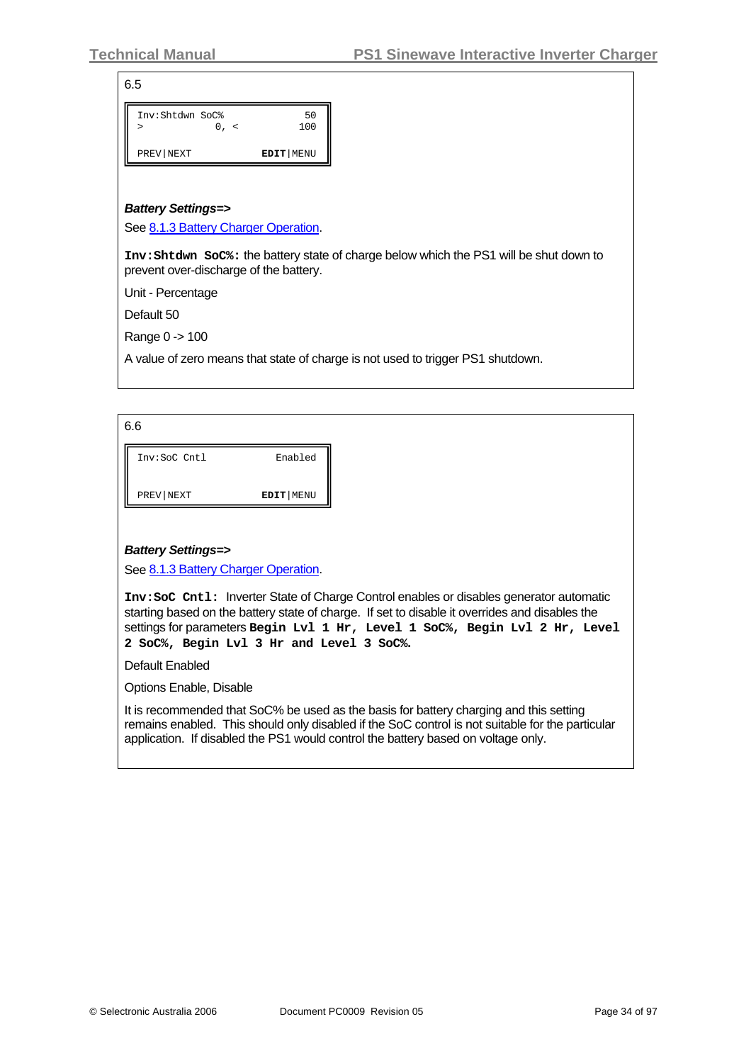6.5

```
Inv:Shtdwn SoC%              50
>           0, <            100

PREV|NEXT             EDIT|MENU
```

***Battery Settings=>***

See 8.1.3 Battery Charger Operation.

**`Inv:Shtdwn SoC%:`** the battery state of charge below which the PS1 will be shut down to prevent over-discharge of the battery.

Unit - Percentage

Default 50

Range 0 -> 100

A value of zero means that state of charge is not used to trigger PS1 shutdown.

6.6

```
Inv:SoC Cntl            Enabled


PREV|NEXT             EDIT|MENU
```

***Battery Settings=>***

See 8.1.3 Battery Charger Operation.

**`Inv:SoC Cntl:`** Inverter State of Charge Control enables or disables generator automatic starting based on the battery state of charge. If set to disable it overrides and disables the settings for parameters **`Begin Lvl 1 Hr, Level 1 SoC%, Begin Lvl 2 Hr, Level 2 SoC%, Begin Lvl 3 Hr and Level 3 SoC%.`**

Default Enabled

Options Enable, Disable

It is recommended that SoC% be used as the basis for battery charging and this setting remains enabled. This should only disabled if the SoC control is not suitable for the particular application. If disabled the PS1 would control the battery based on voltage only.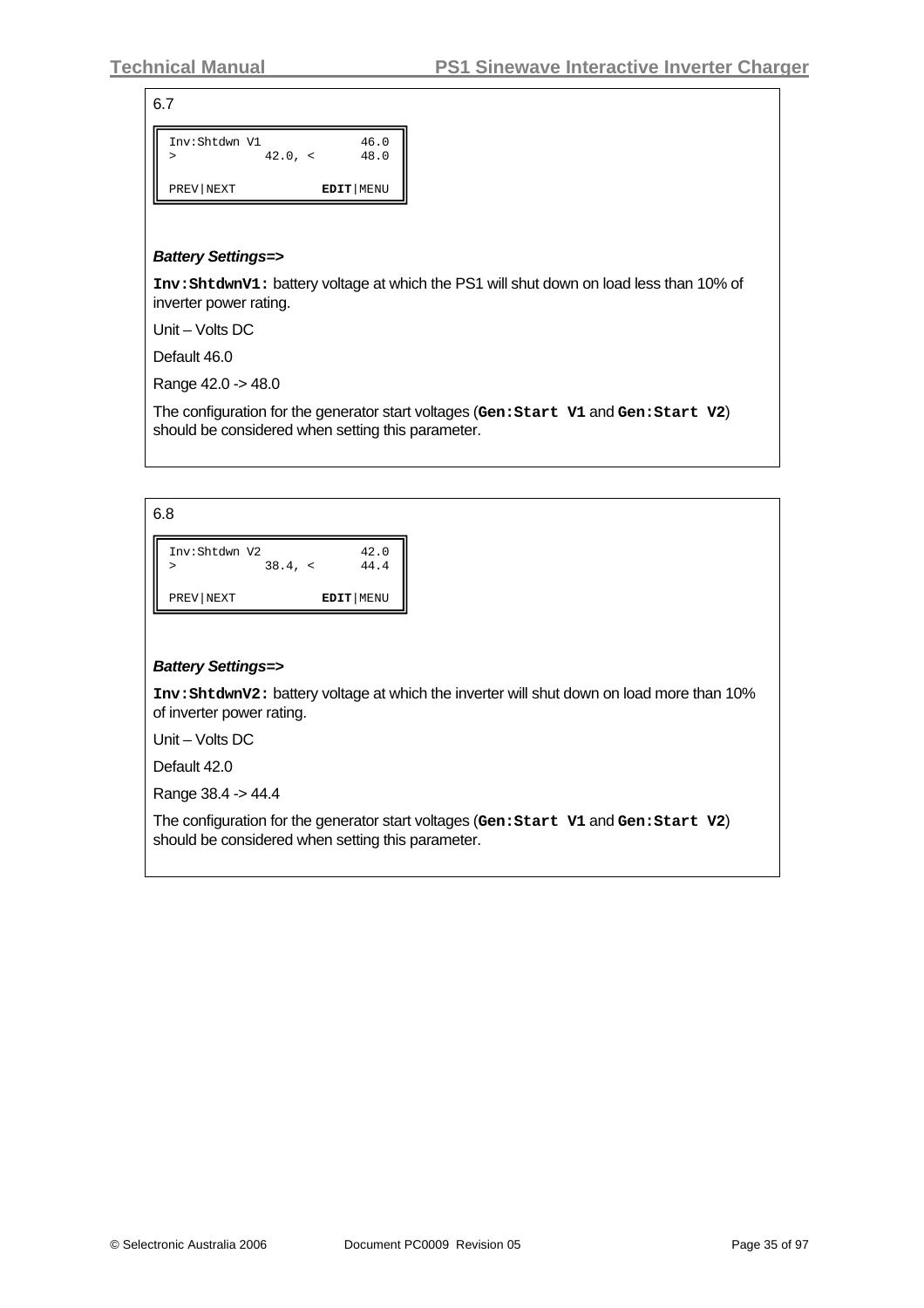6.7

```
Inv:Shtdwn V1            46.0
>           42.0, <      48.0

PREV|NEXT           EDIT|MENU
```

***Battery Settings=>***

**Inv:ShtdwnV1:** battery voltage at which the PS1 will shut down on load less than 10% of inverter power rating.

Unit – Volts DC

Default 46.0

Range 42.0 -> 48.0

The configuration for the generator start voltages (**Gen:Start V1** and **Gen:Start V2**) should be considered when setting this parameter.

6.8

```
Inv:Shtdwn V2            42.0
>           38.4, <      44.4

PREV|NEXT           EDIT|MENU
```

***Battery Settings=>***

**Inv:ShtdwnV2:** battery voltage at which the inverter will shut down on load more than 10% of inverter power rating.

Unit – Volts DC

Default 42.0

Range 38.4 -> 44.4

The configuration for the generator start voltages (**Gen:Start V1** and **Gen:Start V2**) should be considered when setting this parameter.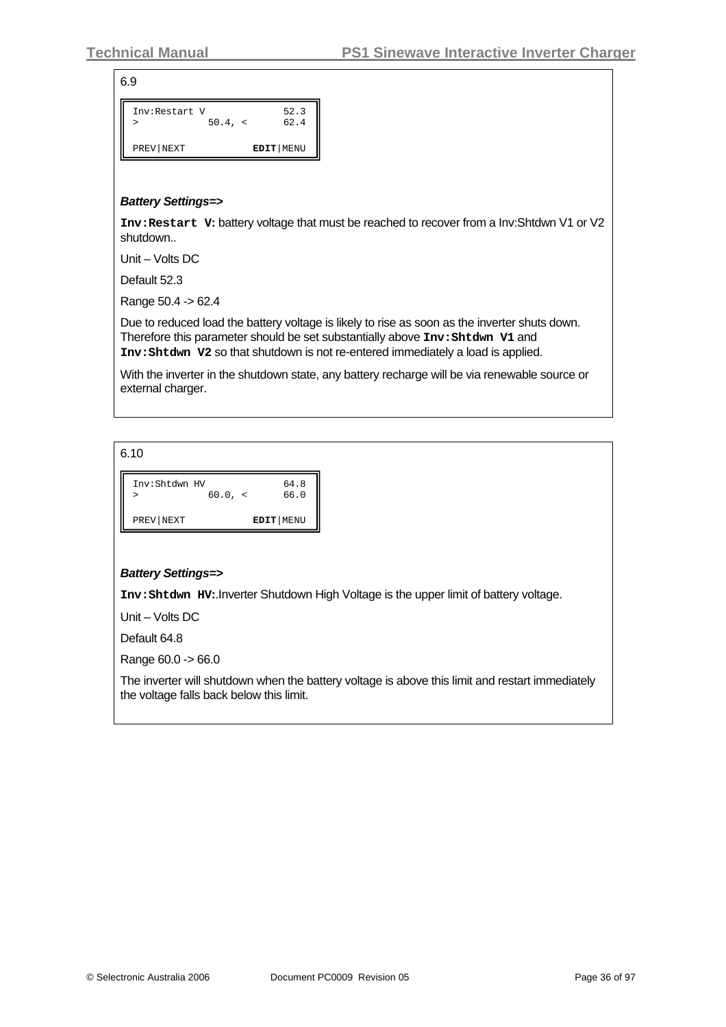6.9

```
Inv:Restart V           52.3
>           50.4, <     62.4

PREV|NEXT          EDIT|MENU
```

***Battery Settings=>***

**`Inv:Restart V`:** battery voltage that must be reached to recover from a Inv:Shtdwn V1 or V2 shutdown..

Unit – Volts DC

Default 52.3

Range 50.4 -> 62.4

Due to reduced load the battery voltage is likely to rise as soon as the inverter shuts down. Therefore this parameter should be set substantially above **`Inv:Shtdwn V1`** and **`Inv:Shtdwn V2`** so that shutdown is not re-entered immediately a load is applied.

With the inverter in the shutdown state, any battery recharge will be via renewable source or external charger.

6.10

```
Inv:Shtdwn HV           64.8
>           60.0, <     66.0

PREV|NEXT          EDIT|MENU
```

***Battery Settings=>***

**`Inv:Shtdwn HV`:**.Inverter Shutdown High Voltage is the upper limit of battery voltage.

Unit – Volts DC

Default 64.8

Range 60.0 -> 66.0

The inverter will shutdown when the battery voltage is above this limit and restart immediately the voltage falls back below this limit.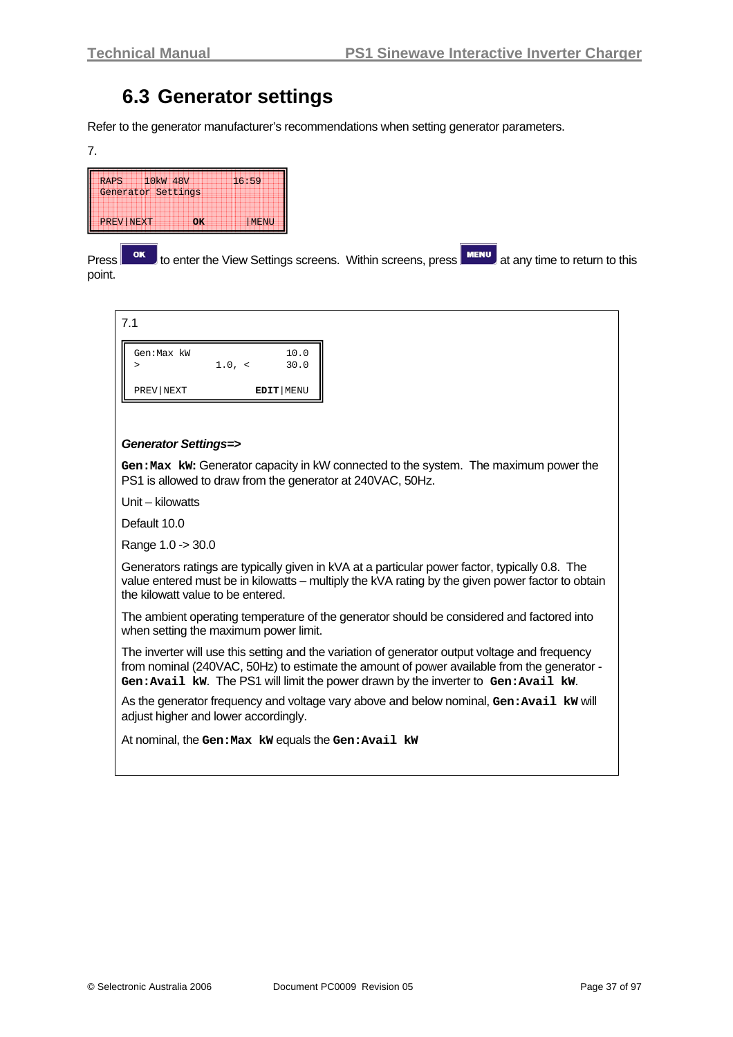## 6.3 Generator settings

Refer to the generator manufacturer's recommendations when setting generator parameters.

7.

```
RAPS    10kW 48V       16:59
Generator Settings

PREV|NEXT       OK       |MENU
```

Press **OK** to enter the View Settings screens. Within screens, press **MENU** at any time to return to this point.

7.1

```
Gen:Max kW                  10.0
>              1.0, <       30.0

PREV|NEXT              EDIT|MENU
```

***Generator Settings=>***

**Gen:Max kW:** Generator capacity in kW connected to the system. The maximum power the PS1 is allowed to draw from the generator at 240VAC, 50Hz.

Unit – kilowatts

Default 10.0

Range 1.0 -> 30.0

Generators ratings are typically given in kVA at a particular power factor, typically 0.8. The value entered must be in kilowatts – multiply the kVA rating by the given power factor to obtain the kilowatt value to be entered.

The ambient operating temperature of the generator should be considered and factored into when setting the maximum power limit.

The inverter will use this setting and the variation of generator output voltage and frequency from nominal (240VAC, 50Hz) to estimate the amount of power available from the generator - **Gen:Avail kW**. The PS1 will limit the power drawn by the inverter to **Gen:Avail kW**.

As the generator frequency and voltage vary above and below nominal, **Gen:Avail kW** will adjust higher and lower accordingly.

At nominal, the **Gen:Max kW** equals the **Gen:Avail kW**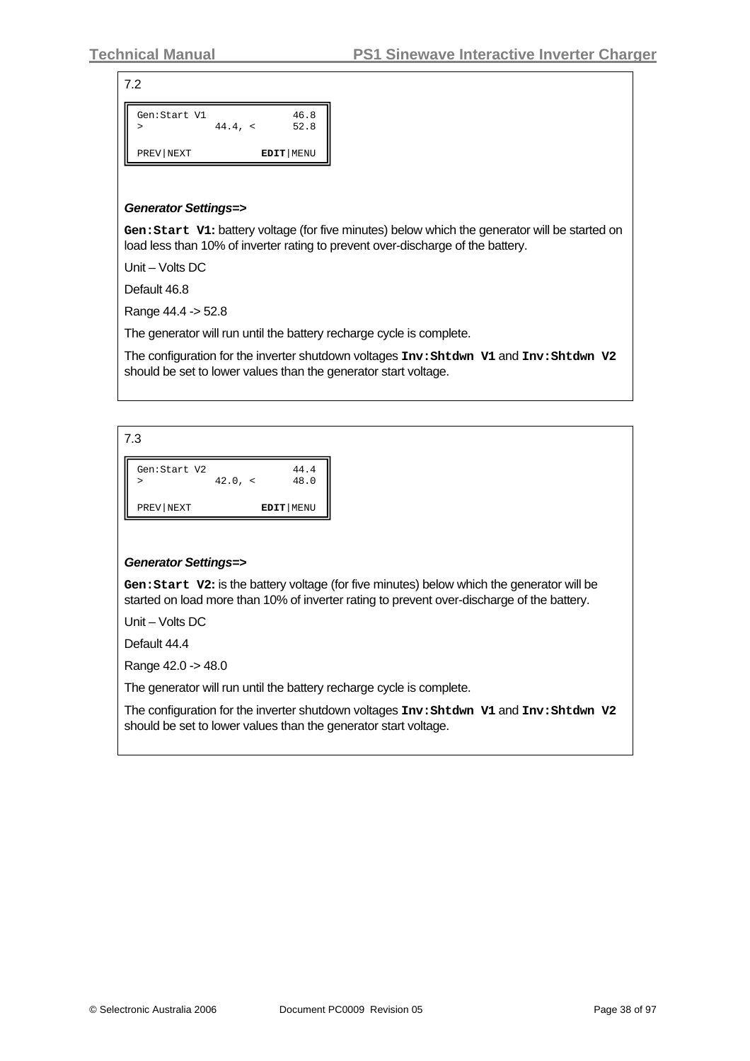7.2

```
Gen:Start V1              46.8
>            44.4, <      52.8

PREV|NEXT            EDIT|MENU
```

***Generator Settings=>***

**`Gen:Start V1`:** battery voltage (for five minutes) below which the generator will be started on load less than 10% of inverter rating to prevent over-discharge of the battery.

Unit – Volts DC

Default 46.8

Range 44.4 -> 52.8

The generator will run until the battery recharge cycle is complete.

The configuration for the inverter shutdown voltages **`Inv:Shtdwn V1`** and **`Inv:Shtdwn V2`** should be set to lower values than the generator start voltage.

7.3

```
Gen:Start V2              44.4
>            42.0, <      48.0

PREV|NEXT            EDIT|MENU
```

***Generator Settings=>***

**`Gen:Start V2`:** is the battery voltage (for five minutes) below which the generator will be started on load more than 10% of inverter rating to prevent over-discharge of the battery.

Unit – Volts DC

Default 44.4

Range 42.0 -> 48.0

The generator will run until the battery recharge cycle is complete.

The configuration for the inverter shutdown voltages **`Inv:Shtdwn V1`** and **`Inv:Shtdwn V2`** should be set to lower values than the generator start voltage.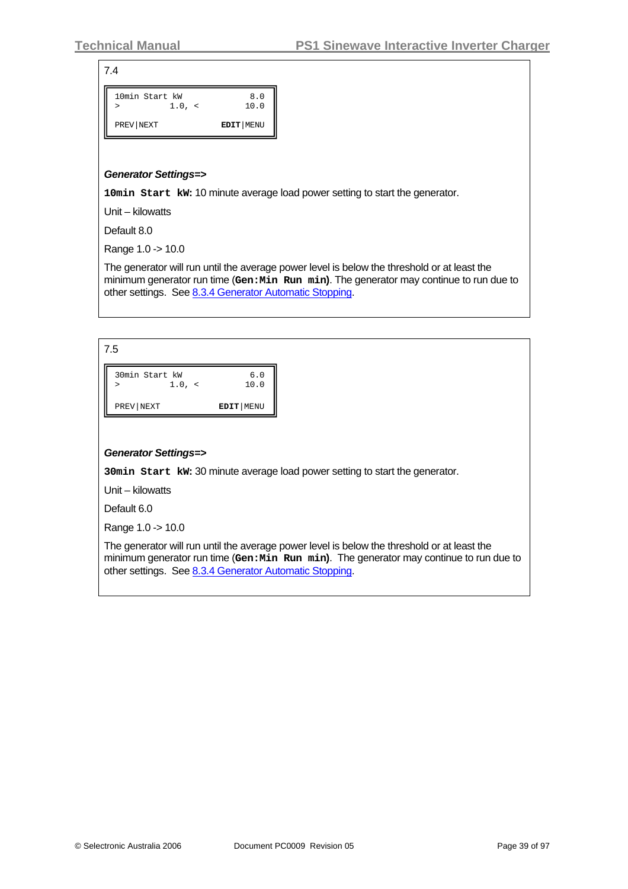7.4

```
10min Start kW              8.0
>          1.0, <          10.0

PREV|NEXT             EDIT|MENU
```

***Generator Settings=>***

**`10min Start kW`:** 10 minute average load power setting to start the generator.

Unit – kilowatts

Default 8.0

Range 1.0 -> 10.0

The generator will run until the average power level is below the threshold or at least the minimum generator run time (**`Gen:Min Run min`**). The generator may continue to run due to other settings. See 8.3.4 Generator Automatic Stopping.

7.5

```
30min Start kW              6.0
>          1.0, <          10.0

PREV|NEXT             EDIT|MENU
```

***Generator Settings=>***

**`30min Start kW`:** 30 minute average load power setting to start the generator.

Unit – kilowatts

Default 6.0

Range 1.0 -> 10.0

The generator will run until the average power level is below the threshold or at least the minimum generator run time (**`Gen:Min Run min`**). The generator may continue to run due to other settings. See 8.3.4 Generator Automatic Stopping.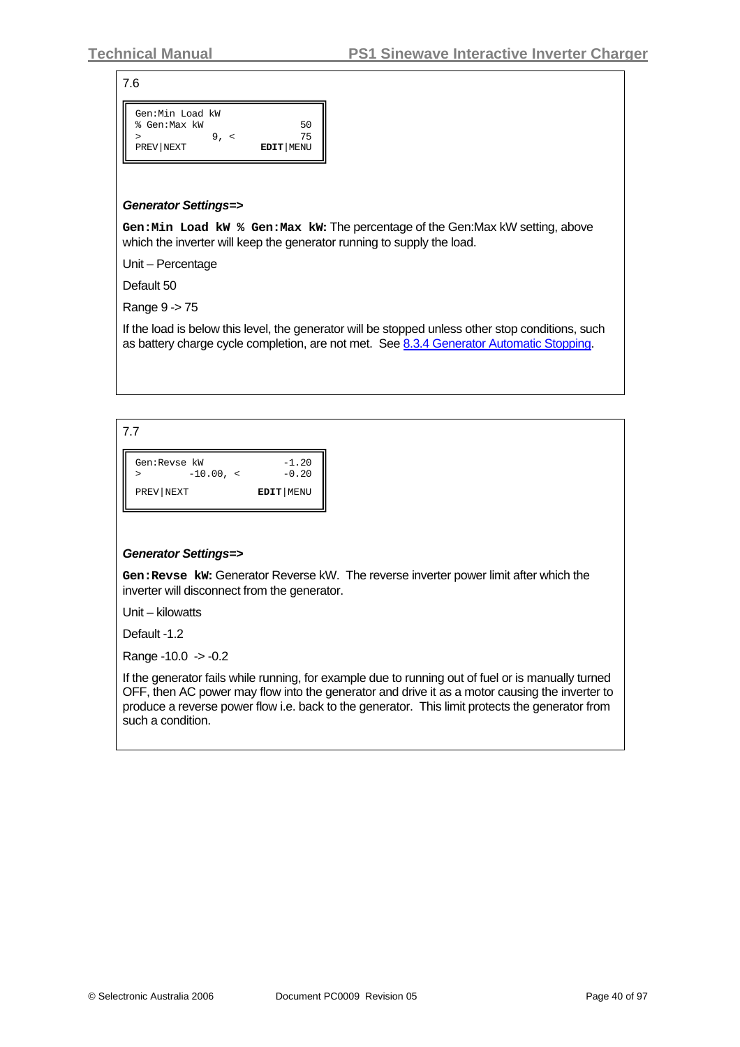7.6

```
Gen:Min Load kW
% Gen:Max kW                50
>           9, <            75
PREV|NEXT            EDIT|MENU
```

***Generator Settings=>***

**Gen:Min Load kW % Gen:Max kW:** The percentage of the Gen:Max kW setting, above which the inverter will keep the generator running to supply the load.

Unit – Percentage

Default 50

Range 9 -> 75

If the load is below this level, the generator will be stopped unless other stop conditions, such as battery charge cycle completion, are not met. See 8.3.4 Generator Automatic Stopping.

7.7

```
Gen:Revse kW             -1.20
>        -10.00, <       -0.20

PREV|NEXT            EDIT|MENU
```

***Generator Settings=>***

**Gen:Revse kW:** Generator Reverse kW. The reverse inverter power limit after which the inverter will disconnect from the generator.

Unit – kilowatts

Default -1.2

Range -10.0 -> -0.2

If the generator fails while running, for example due to running out of fuel or is manually turned OFF, then AC power may flow into the generator and drive it as a motor causing the inverter to produce a reverse power flow i.e. back to the generator. This limit protects the generator from such a condition.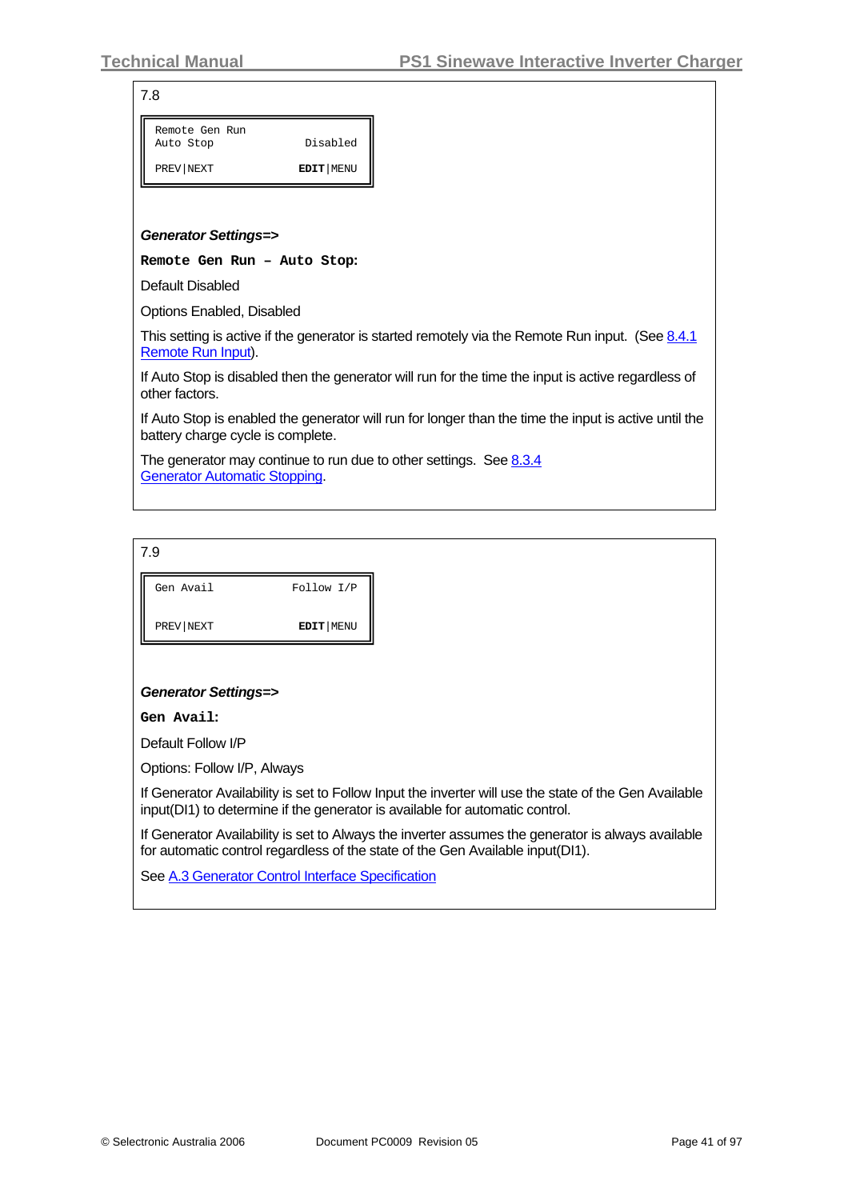7.8

```
Remote Gen Run
Auto Stop                Disabled

PREV|NEXT               EDIT|MENU
```

***Generator Settings=>***

**`Remote Gen Run – Auto Stop:`**

Default Disabled

Options Enabled, Disabled

This setting is active if the generator is started remotely via the Remote Run input. (See 8.4.1 Remote Run Input).

If Auto Stop is disabled then the generator will run for the time the input is active regardless of other factors.

If Auto Stop is enabled the generator will run for longer than the time the input is active until the battery charge cycle is complete.

The generator may continue to run due to other settings. See 8.3.4 Generator Automatic Stopping.

7.9

```
Gen Avail              Follow I/P

PREV|NEXT               EDIT|MENU
```

***Generator Settings=>***

**`Gen Avail:`**

Default Follow I/P

Options: Follow I/P, Always

If Generator Availability is set to Follow Input the inverter will use the state of the Gen Available input(DI1) to determine if the generator is available for automatic control.

If Generator Availability is set to Always the inverter assumes the generator is always available for automatic control regardless of the state of the Gen Available input(DI1).

See A.3 Generator Control Interface Specification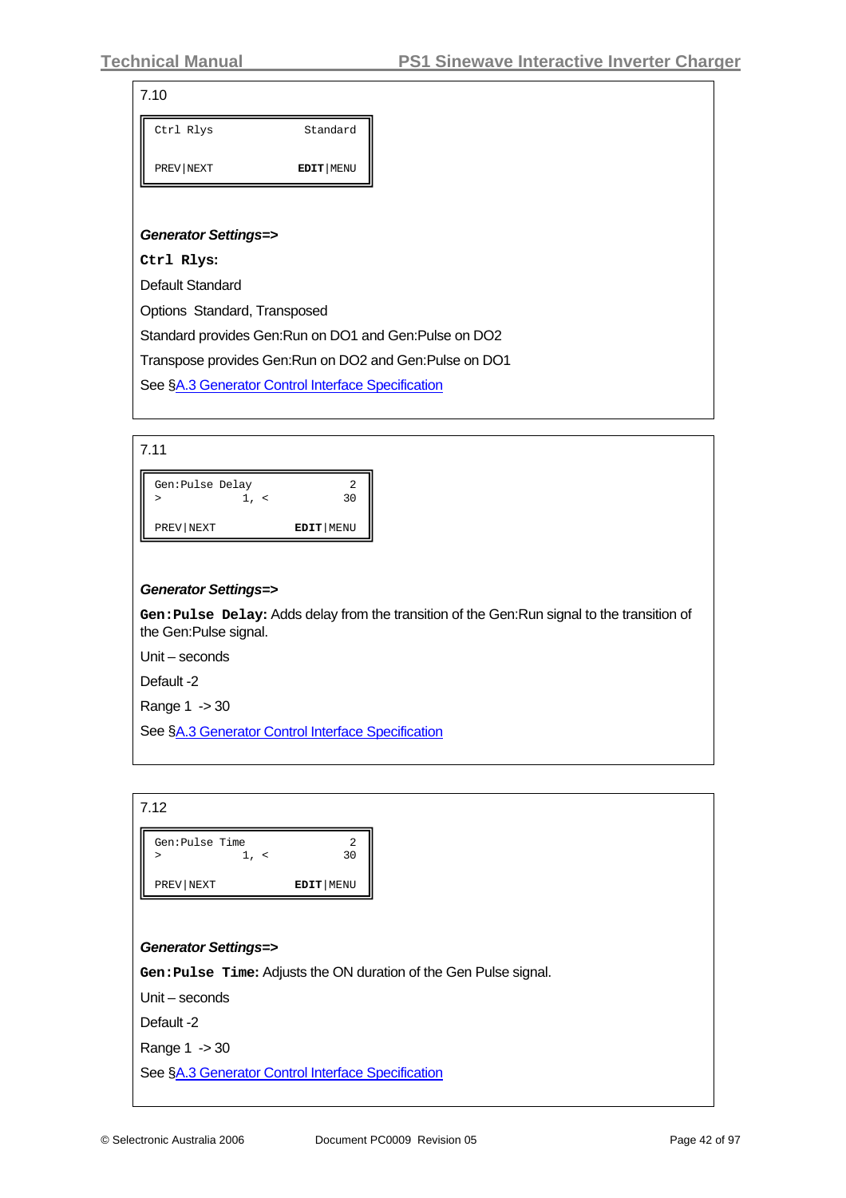7.10

```
Ctrl Rlys                 Standard

PREV|NEXT                 EDIT|MENU
```

***Generator Settings=>***

**`Ctrl Rlys`:**

Default Standard

Options Standard, Transposed

Standard provides Gen:Run on DO1 and Gen:Pulse on DO2

Transpose provides Gen:Run on DO2 and Gen:Pulse on DO1

See §A.3 Generator Control Interface Specification

7.11

```
Gen:Pulse Delay              2
>             1, <          30

PREV|NEXT                EDIT|MENU
```

***Generator Settings=>***

**`Gen:Pulse Delay`:** Adds delay from the transition of the Gen:Run signal to the transition of the Gen:Pulse signal.

Unit – seconds

Default -2

Range 1 -> 30

See §A.3 Generator Control Interface Specification

7.12

```
Gen:Pulse Time               2
>             1, <          30

PREV|NEXT                EDIT|MENU
```

***Generator Settings=>***

**`Gen:Pulse Time`:** Adjusts the ON duration of the Gen Pulse signal.

Unit – seconds

Default -2

Range 1 -> 30

See §A.3 Generator Control Interface Specification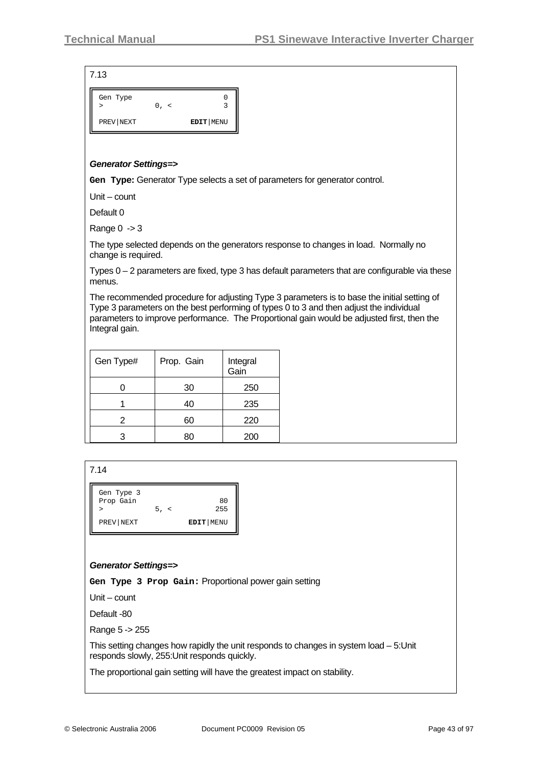## 7.13

```
Gen Type                  0
>           0, <          3

PREV|NEXT         EDIT|MENU
```

***Generator Settings=>***

**Gen Type:** Generator Type selects a set of parameters for generator control.

Unit – count

Default 0

Range 0 -> 3

The type selected depends on the generators response to changes in load. Normally no change is required.

Types 0 – 2 parameters are fixed, type 3 has default parameters that are configurable via these menus.

The recommended procedure for adjusting Type 3 parameters is to base the initial setting of Type 3 parameters on the best performing of types 0 to 3 and then adjust the individual parameters to improve performance. The Proportional gain would be adjusted first, then the Integral gain.

| Gen Type# | Prop. Gain | Integral Gain |
|---|---|---|
| 0 | 30 | 250 |
| 1 | 40 | 235 |
| 2 | 60 | 220 |
| 3 | 80 | 200 |

## 7.14

```
Gen Type 3
Prop Gain                80
>           5, <        255

PREV|NEXT         EDIT|MENU
```

***Generator Settings=>***

**Gen Type 3 Prop Gain:** Proportional power gain setting

Unit – count

Default -80

Range 5 -> 255

This setting changes how rapidly the unit responds to changes in system load – 5:Unit responds slowly, 255:Unit responds quickly.

The proportional gain setting will have the greatest impact on stability.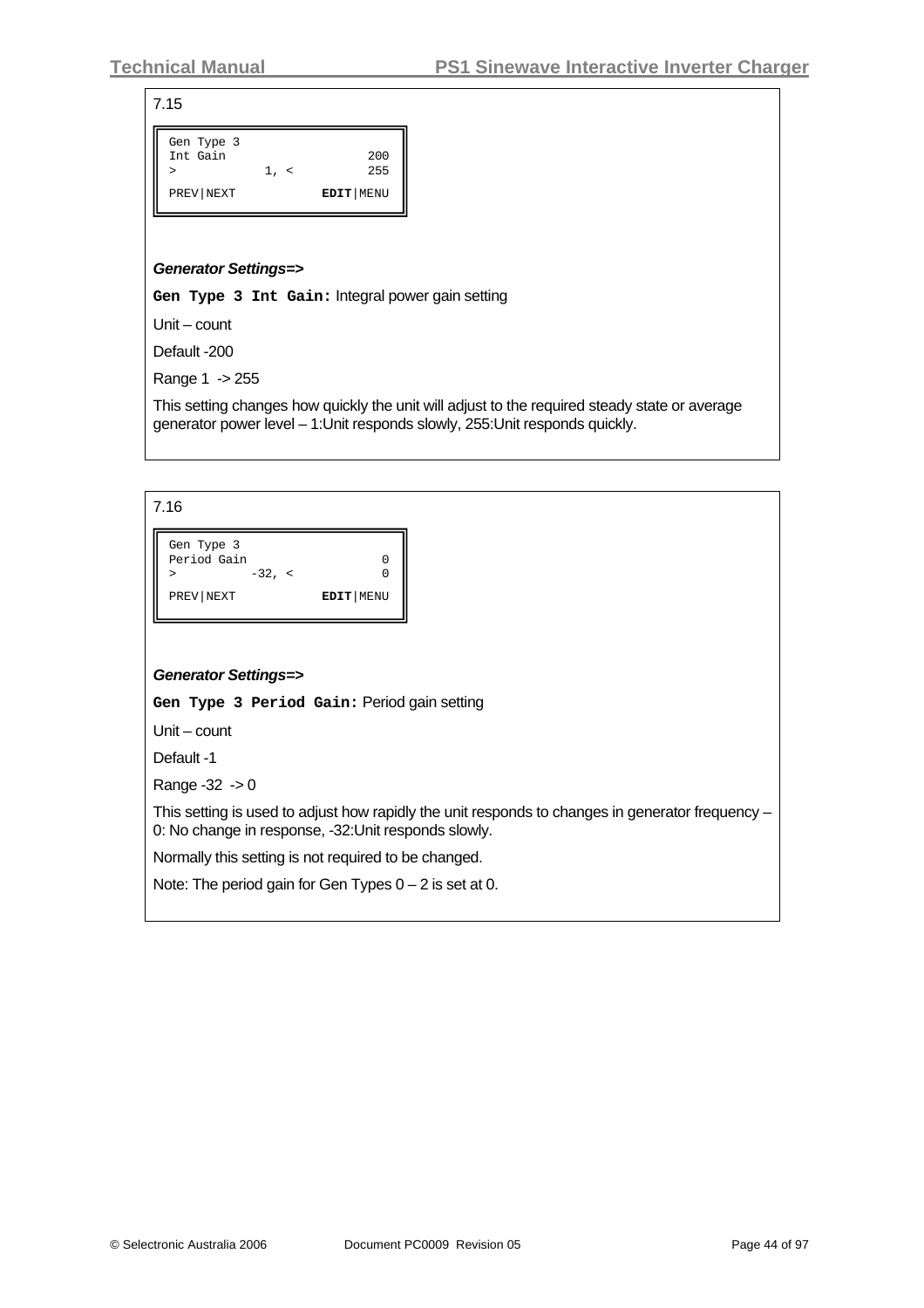7.15

```
Gen Type 3
Int Gain                    200
>           1, <            255

PREV|NEXT             EDIT|MENU
```

***Generator Settings=>***

**Gen Type 3 Int Gain:** Integral power gain setting

Unit – count

Default -200

Range 1 -> 255

This setting changes how quickly the unit will adjust to the required steady state or average generator power level – 1:Unit responds slowly, 255:Unit responds quickly.

7.16

```
Gen Type 3
Period Gain                   0
>          -32, <             0

PREV|NEXT             EDIT|MENU
```

***Generator Settings=>***

**Gen Type 3 Period Gain:** Period gain setting

Unit – count

Default -1

Range -32 -> 0

This setting is used to adjust how rapidly the unit responds to changes in generator frequency – 0: No change in response, -32:Unit responds slowly.

Normally this setting is not required to be changed.

Note: The period gain for Gen Types 0 – 2 is set at 0.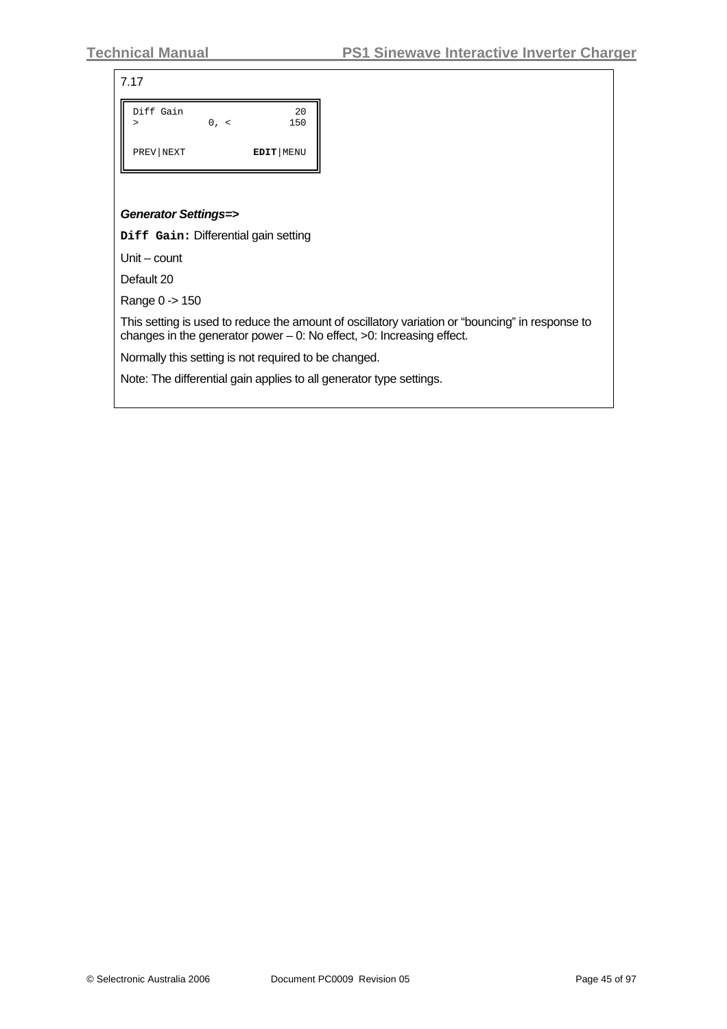7.17

```
Diff Gain                  20
>           0, <          150


PREV|NEXT           EDIT|MENU
```

***Generator Settings=>***

**`Diff Gain:`** Differential gain setting

Unit – count

Default 20

Range 0 -> 150

This setting is used to reduce the amount of oscillatory variation or “bouncing” in response to changes in the generator power – 0: No effect, >0: Increasing effect.

Normally this setting is not required to be changed.

Note: The differential gain applies to all generator type settings.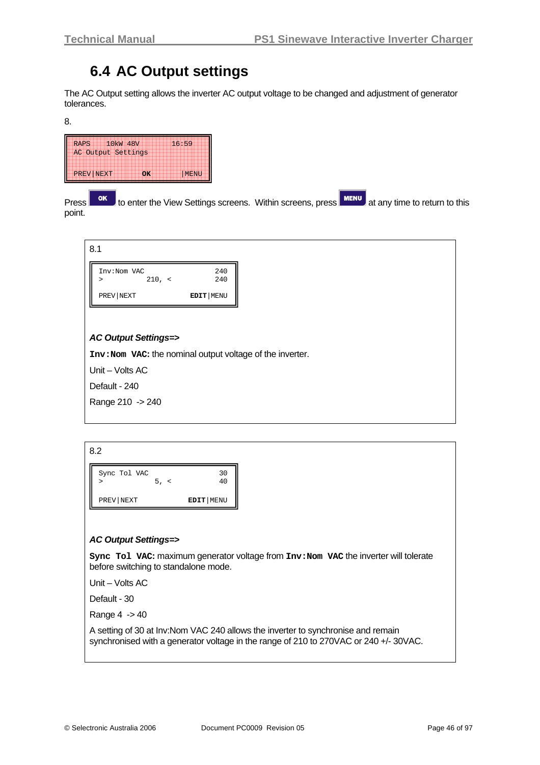## 6.4 AC Output settings

The AC Output setting allows the inverter AC output voltage to be changed and adjustment of generator tolerances.

8.

```
RAPS    10kW 48V        16:59
AC Output Settings

PREV|NEXT       OK       |MENU
```

Press **OK** to enter the View Settings screens. Within screens, press **MENU** at any time to return to this point.

8.1

```
Inv:Nom VAC                240
>           210, <         240

PREV|NEXT            EDIT|MENU
```

***AC Output Settings=>***

**Inv:Nom VAC:** the nominal output voltage of the inverter.

Unit – Volts AC

Default - 240

Range 210 -> 240

8.2

```
Sync Tol VAC                30
>             5, <          40

PREV|NEXT            EDIT|MENU
```

***AC Output Settings=>***

**Sync Tol VAC:** maximum generator voltage from **Inv:Nom VAC** the inverter will tolerate before switching to standalone mode.

Unit – Volts AC

Default - 30

Range 4 -> 40

A setting of 30 at Inv:Nom VAC 240 allows the inverter to synchronise and remain synchronised with a generator voltage in the range of 210 to 270VAC or 240 +/- 30VAC.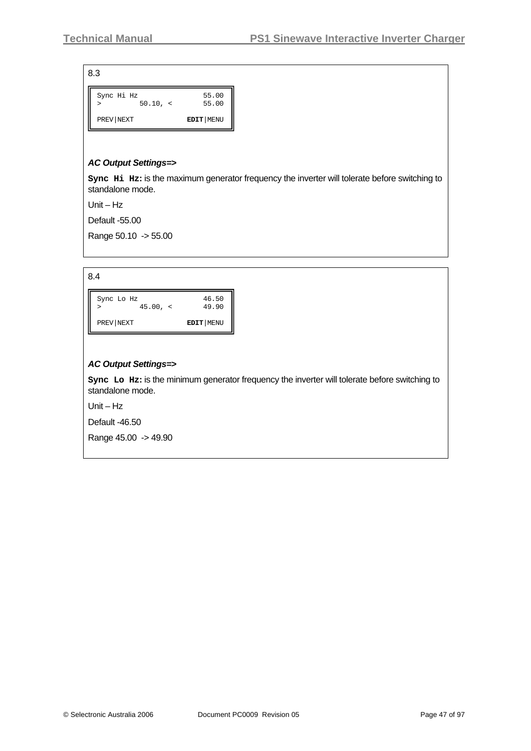8.3

```
Sync Hi Hz              55.00
>         50.10, <      55.00

PREV|NEXT           EDIT|MENU
```

***AC Output Settings=>***

**Sync Hi Hz:** is the maximum generator frequency the inverter will tolerate before switching to standalone mode.

Unit – Hz

Default -55.00

Range 50.10 -> 55.00

8.4

```
Sync Lo Hz              46.50
>         45.00, <      49.90

PREV|NEXT           EDIT|MENU
```

***AC Output Settings=>***

**Sync Lo Hz:** is the minimum generator frequency the inverter will tolerate before switching to standalone mode.

Unit – Hz

Default -46.50

Range 45.00 -> 49.90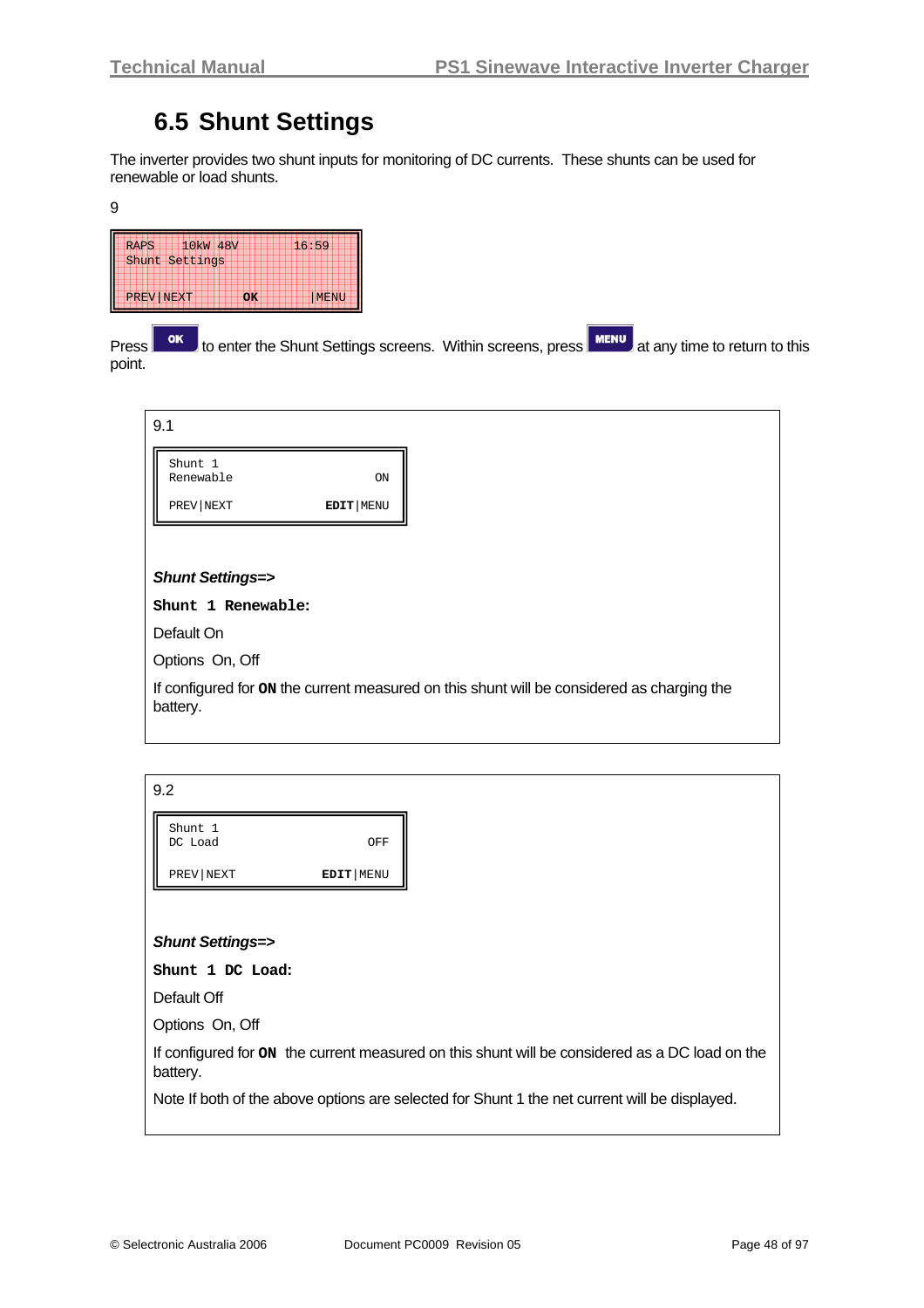## 6.5 Shunt Settings

The inverter provides two shunt inputs for monitoring of DC currents. These shunts can be used for renewable or load shunts.

9

```
RAPS    10kW 48V        16:59
Shunt Settings

PREV|NEXT       OK        |MENU
```

Press **OK** to enter the Shunt Settings screens. Within screens, press **MENU** at any time to return to this point.

9.1

```
Shunt 1
Renewable                   ON

PREV|NEXT            EDIT|MENU
```

***Shunt Settings=>***

**Shunt 1 Renewable:**

Default On

Options On, Off

If configured for **ON** the current measured on this shunt will be considered as charging the battery.

9.2

```
Shunt 1
DC Load                    OFF

PREV|NEXT            EDIT|MENU
```

***Shunt Settings=>***

**Shunt 1 DC Load:**

Default Off

Options On, Off

If configured for **ON** the current measured on this shunt will be considered as a DC load on the battery.

Note If both of the above options are selected for Shunt 1 the net current will be displayed.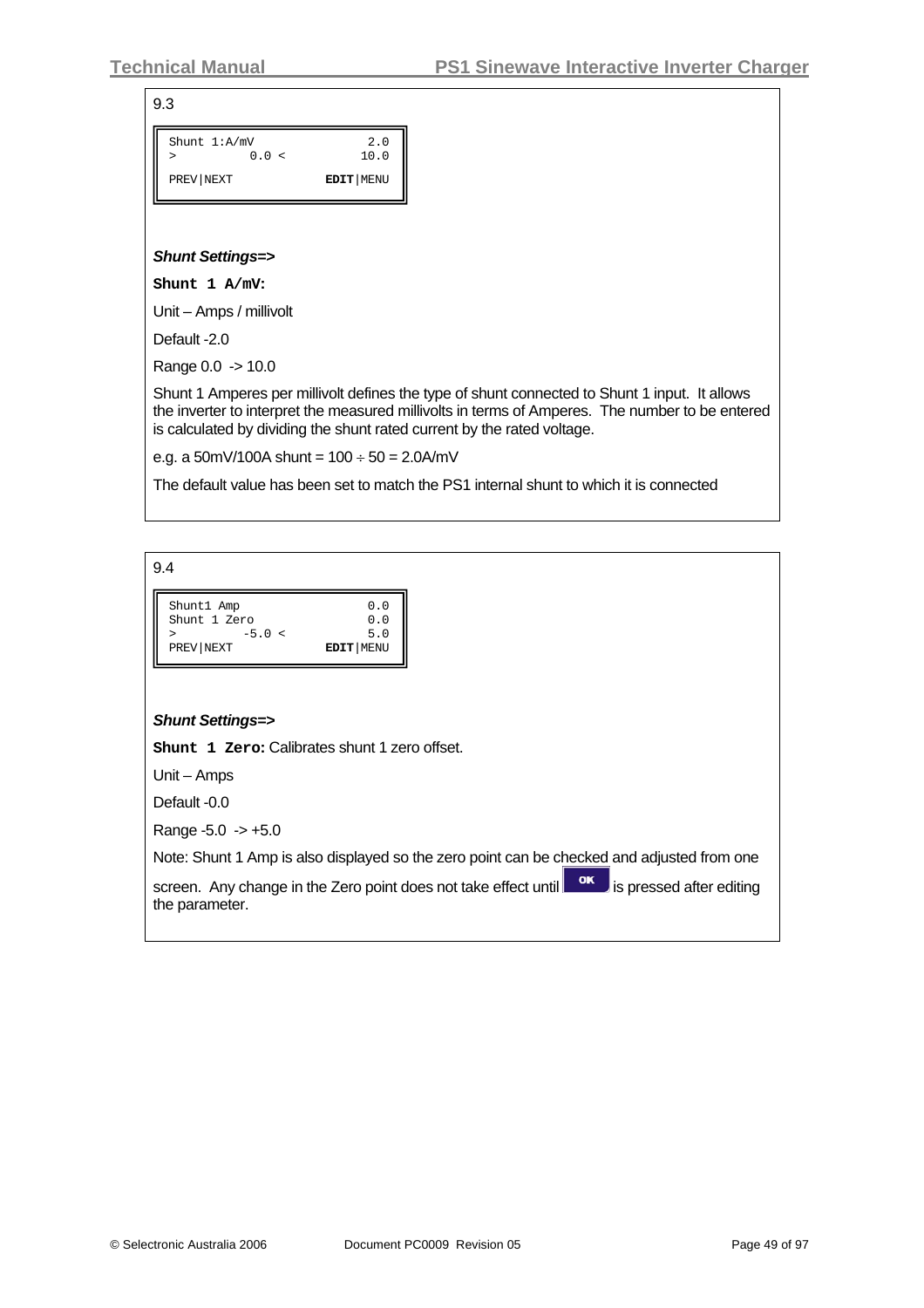9.3

```
Shunt 1:A/mV              2.0
>          0.0 <         10.0

PREV|NEXT           EDIT|MENU
```

***Shunt Settings=>***

**Shunt 1 A/mV:**

Unit – Amps / millivolt

Default -2.0

Range 0.0 -> 10.0

Shunt 1 Amperes per millivolt defines the type of shunt connected to Shunt 1 input. It allows the inverter to interpret the measured millivolts in terms of Amperes. The number to be entered is calculated by dividing the shunt rated current by the rated voltage.

e.g. a 50mV/100A shunt = 100 ÷ 50 = 2.0A/mV

The default value has been set to match the PS1 internal shunt to which it is connected

9.4

```
Shunt1 Amp                0.0
Shunt 1 Zero              0.0
>         -5.0 <          5.0
PREV|NEXT           EDIT|MENU
```

***Shunt Settings=>***

**Shunt 1 Zero:** Calibrates shunt 1 zero offset.

Unit – Amps

Default -0.0

Range -5.0 -> +5.0

Note: Shunt 1 Amp is also displayed so the zero point can be checked and adjusted from one screen. Any change in the Zero point does not take effect until OK is pressed after editing the parameter.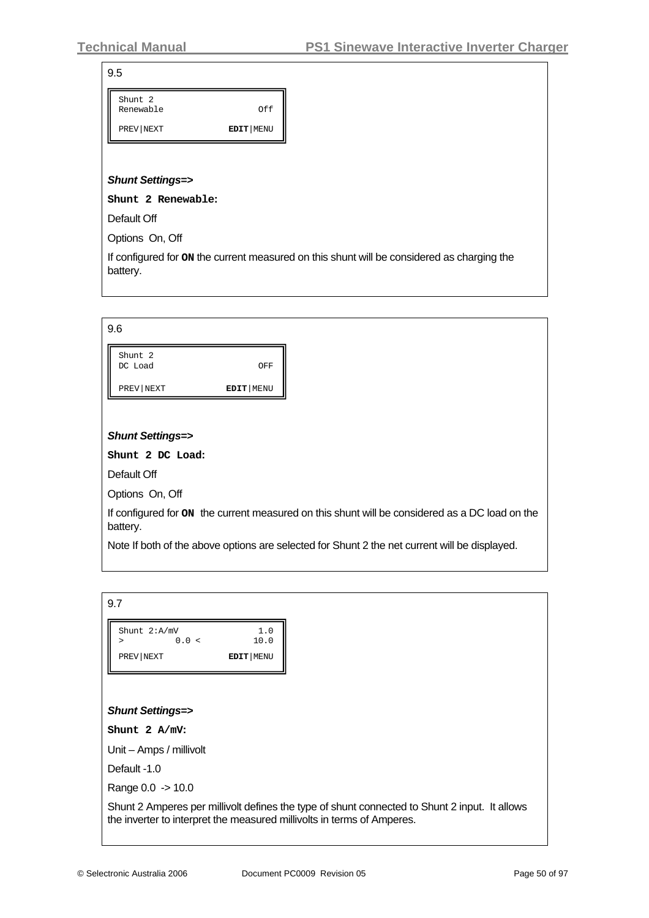9.5

```
Shunt 2
Renewable                Off

PREV|NEXT          EDIT|MENU
```

***Shunt Settings=>***

**Shunt 2 Renewable:**

Default Off

Options On, Off

If configured for **ON** the current measured on this shunt will be considered as charging the battery.

9.6

```
Shunt 2
DC Load                  OFF

PREV|NEXT          EDIT|MENU
```

***Shunt Settings=>***

**Shunt 2 DC Load:**

Default Off

Options On, Off

If configured for **ON** the current measured on this shunt will be considered as a DC load on the battery.

Note If both of the above options are selected for Shunt 2 the net current will be displayed.

9.7

```
Shunt 2:A/mV             1.0
>         0.0 <         10.0

PREV|NEXT          EDIT|MENU
```

***Shunt Settings=>***

**Shunt 2 A/mV:**

Unit – Amps / millivolt

Default -1.0

Range 0.0 -> 10.0

Shunt 2 Amperes per millivolt defines the type of shunt connected to Shunt 2 input. It allows the inverter to interpret the measured millivolts in terms of Amperes.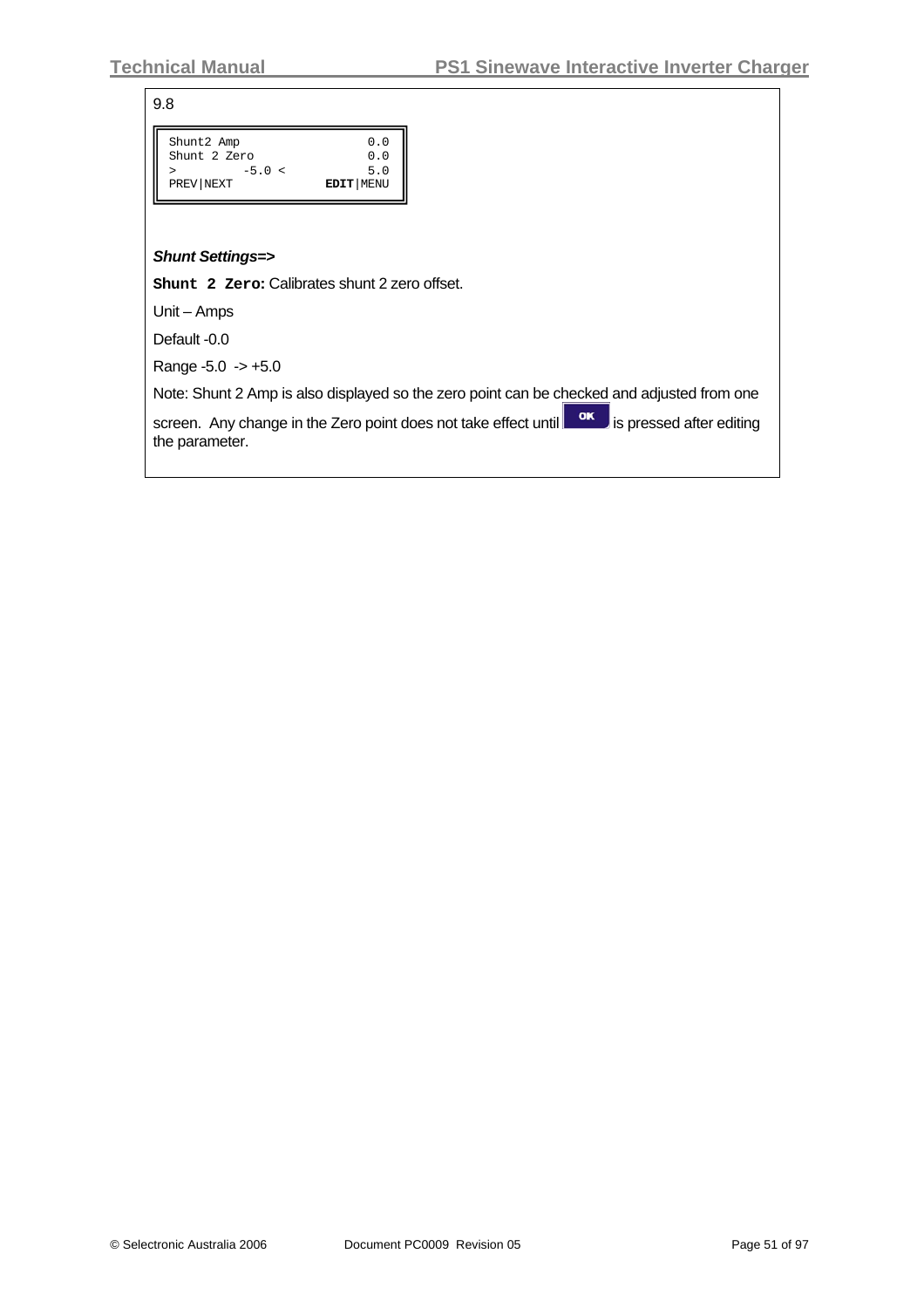9.8

```
Shunt2 Amp                 0.0
Shunt 2 Zero               0.0
>          -5.0 <          5.0
PREV|NEXT            EDIT|MENU
```

***Shunt Settings=>***

**`Shunt 2 Zero`:** Calibrates shunt 2 zero offset.

Unit – Amps

Default -0.0

Range -5.0 -> +5.0

Note: Shunt 2 Amp is also displayed so the zero point can be checked and adjusted from one screen. Any change in the Zero point does not take effect until OK is pressed after editing the parameter.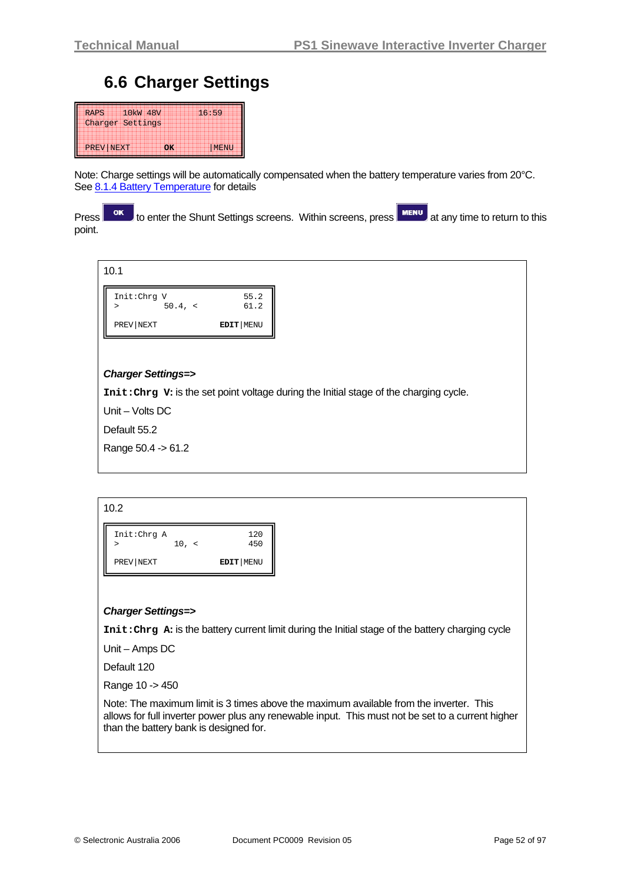## 6.6 Charger Settings

```
RAPS    10kW 48V          16:59
Charger Settings

PREV|NEXT       OK        |MENU
```

Note: Charge settings will be automatically compensated when the battery temperature varies from 20°C. See 8.1.4 Battery Temperature for details

Press **OK** to enter the Shunt Settings screens. Within screens, press **MENU** at any time to return to this point.

10.1

```
Init:Chrg V               55.2
>          50.4, <        61.2

PREV|NEXT            EDIT|MENU
```

***Charger Settings=>***

**`Init:Chrg V:`** is the set point voltage during the Initial stage of the charging cycle.

Unit – Volts DC

Default 55.2

Range 50.4 -> 61.2

10.2

```
Init:Chrg A                120
>            10, <         450

PREV|NEXT            EDIT|MENU
```

***Charger Settings=>***

**`Init:Chrg A:`** is the battery current limit during the Initial stage of the battery charging cycle

Unit – Amps DC

Default 120

Range 10 -> 450

Note: The maximum limit is 3 times above the maximum available from the inverter. This allows for full inverter power plus any renewable input. This must not be set to a current higher than the battery bank is designed for.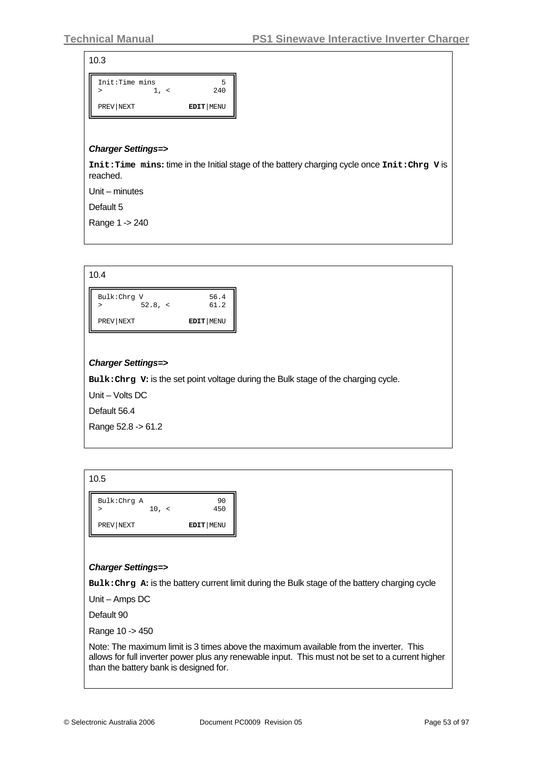10.3

```
Init:Time mins              5
>           1, <          240

PREV|NEXT           EDIT|MENU
```

***Charger Settings=>***

**`Init:Time mins`:** time in the Initial stage of the battery charging cycle once **`Init:Chrg V`** is reached.

Unit – minutes

Default 5

Range 1 -> 240

10.4

```
Bulk:Chrg V              56.4
>         52.8, <        61.2

PREV|NEXT           EDIT|MENU
```

***Charger Settings=>***

**`Bulk:Chrg V`:** is the set point voltage during the Bulk stage of the charging cycle.

Unit – Volts DC

Default 56.4

Range 52.8 -> 61.2

10.5

```
Bulk:Chrg A                90
>          10, <          450

PREV|NEXT           EDIT|MENU
```

***Charger Settings=>***

**`Bulk:Chrg A`:** is the battery current limit during the Bulk stage of the battery charging cycle

Unit – Amps DC

Default 90

Range 10 -> 450

Note: The maximum limit is 3 times above the maximum available from the inverter. This allows for full inverter power plus any renewable input. This must not be set to a current higher than the battery bank is designed for.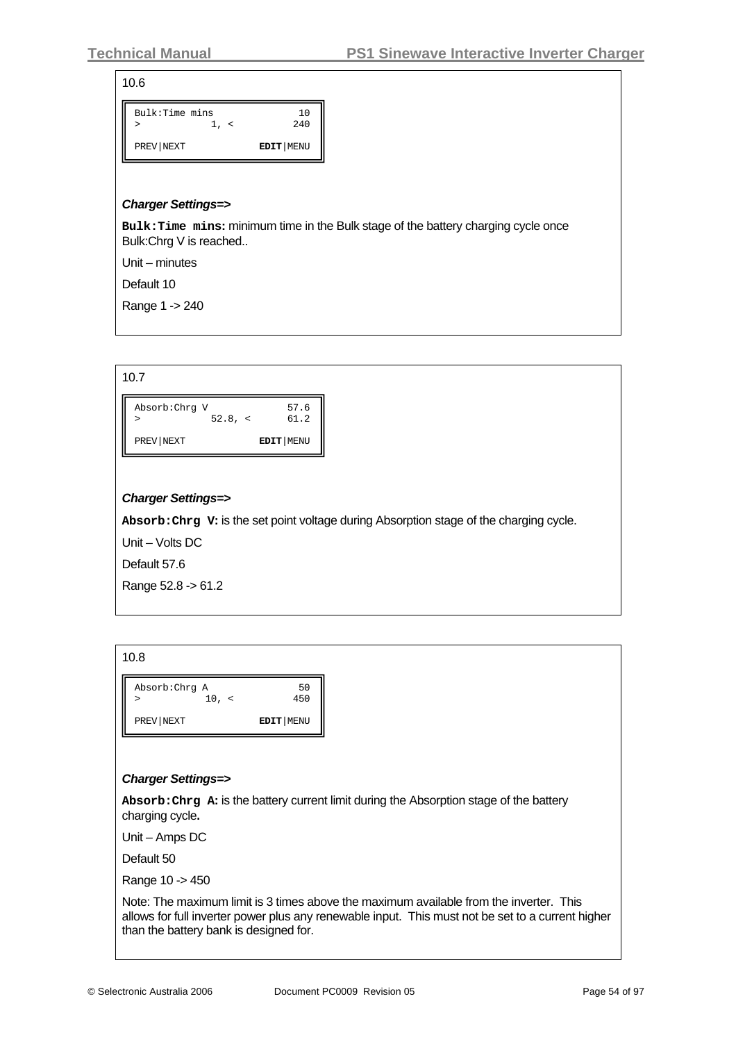10.6

```
Bulk:Time mins              10
>            1, <          240

PREV|NEXT            EDIT|MENU
```

***Charger Settings=>***

**`Bulk:Time mins:`** minimum time in the Bulk stage of the battery charging cycle once Bulk:Chrg V is reached..

Unit – minutes

Default 10

Range 1 -> 240

10.7

```
Absorb:Chrg V             57.6
>           52.8, <       61.2

PREV|NEXT            EDIT|MENU
```

***Charger Settings=>***

**`Absorb:Chrg V:`** is the set point voltage during Absorption stage of the charging cycle.

Unit – Volts DC

Default 57.6

Range 52.8 -> 61.2

10.8

```
Absorb:Chrg A               50
>          10, <           450

PREV|NEXT            EDIT|MENU
```

***Charger Settings=>***

**`Absorb:Chrg A:`** is the battery current limit during the Absorption stage of the battery charging cycle**.**

Unit – Amps DC

Default 50

Range 10 -> 450

Note: The maximum limit is 3 times above the maximum available from the inverter. This allows for full inverter power plus any renewable input. This must not be set to a current higher than the battery bank is designed for.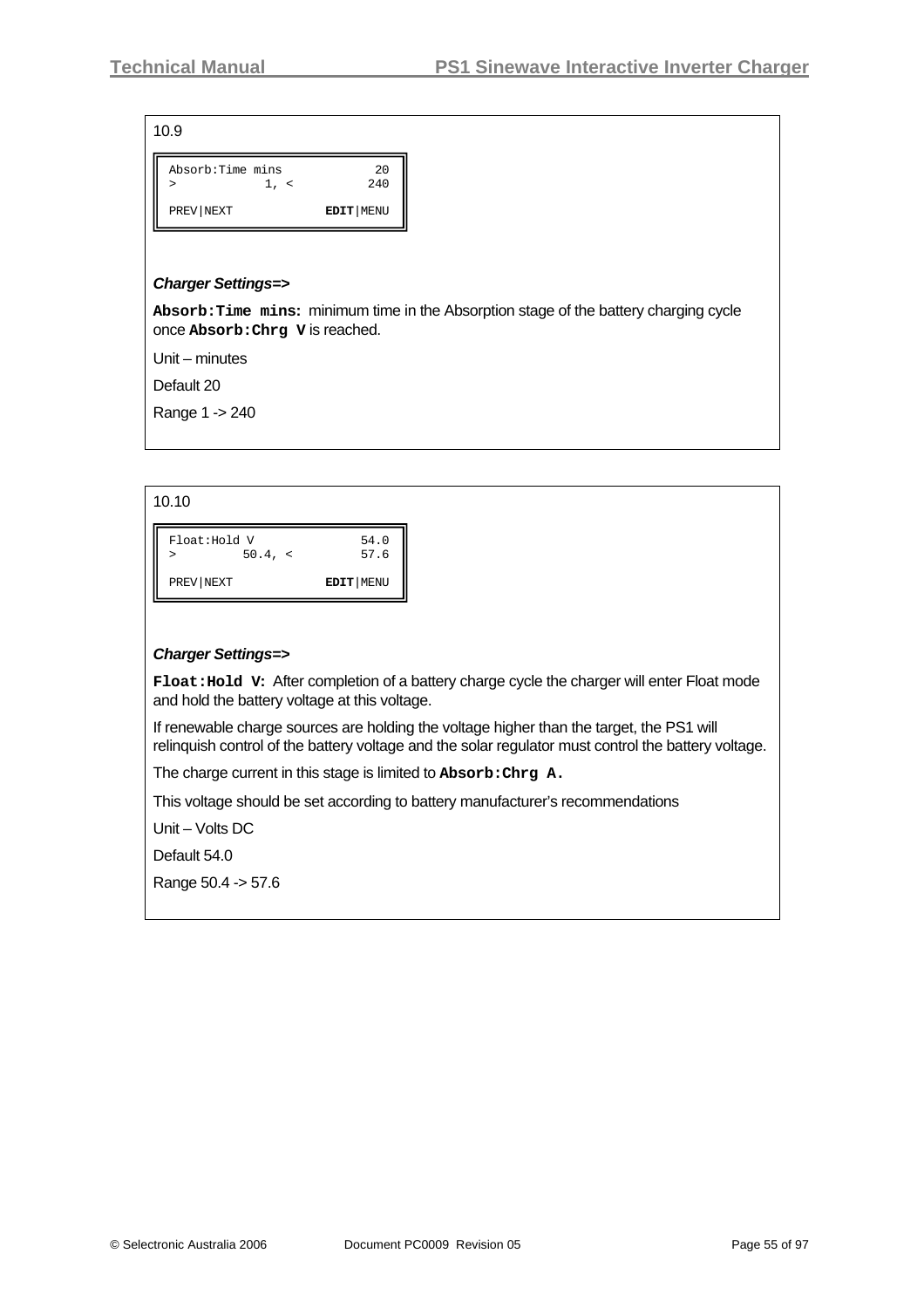10.9

```
Absorb:Time mins          20
>           1, <         240

PREV|NEXT          EDIT|MENU
```

***Charger Settings=>***

**`Absorb:Time mins:`** minimum time in the Absorption stage of the battery charging cycle once **`Absorb:Chrg V`** is reached.

Unit – minutes

Default 20

Range 1 -> 240

10.10

```
Float:Hold V            54.0
>         50.4, <       57.6

PREV|NEXT          EDIT|MENU
```

***Charger Settings=>***

**`Float:Hold V:`** After completion of a battery charge cycle the charger will enter Float mode and hold the battery voltage at this voltage.

If renewable charge sources are holding the voltage higher than the target, the PS1 will relinquish control of the battery voltage and the solar regulator must control the battery voltage.

The charge current in this stage is limited to **`Absorb:Chrg A.`**

This voltage should be set according to battery manufacturer's recommendations

Unit – Volts DC

Default 54.0

Range 50.4 -> 57.6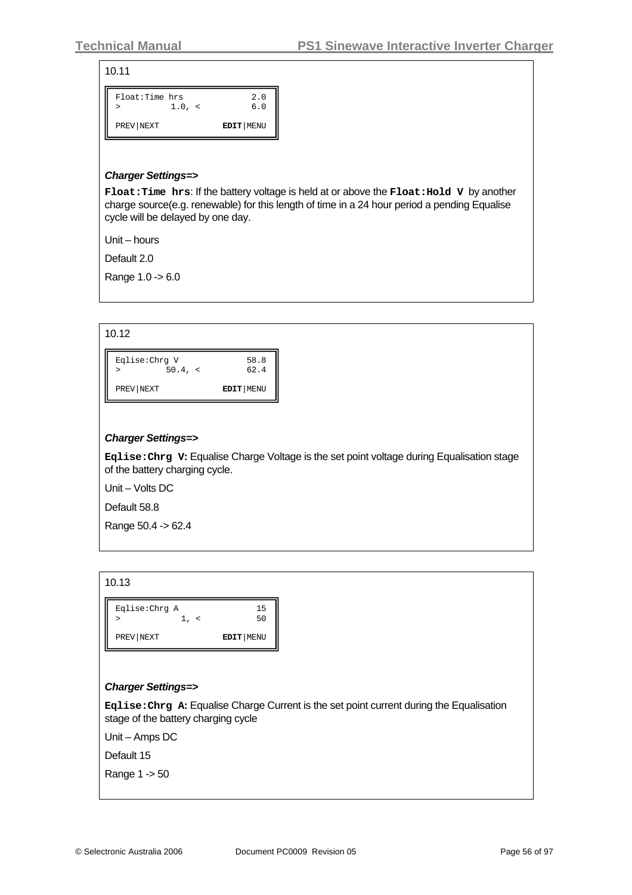10.11

```
Float:Time hrs            2.0
>         1.0, <          6.0

PREV|NEXT           EDIT|MENU
```

***Charger Settings=>***

**Float:Time hrs**: If the battery voltage is held at or above the **Float:Hold V** by another charge source(e.g. renewable) for this length of time in a 24 hour period a pending Equalise cycle will be delayed by one day.

Unit – hours

Default 2.0

Range 1.0 -> 6.0

10.12

```
Eqlise:Chrg V            58.8
>        50.4, <         62.4

PREV|NEXT           EDIT|MENU
```

***Charger Settings=>***

**Eqlise:Chrg V:** Equalise Charge Voltage is the set point voltage during Equalisation stage of the battery charging cycle.

Unit – Volts DC

Default 58.8

Range 50.4 -> 62.4

10.13

```
Eqlise:Chrg A              15
>            1, <          50

PREV|NEXT           EDIT|MENU
```

***Charger Settings=>***

**Eqlise:Chrg A:** Equalise Charge Current is the set point current during the Equalisation stage of the battery charging cycle

Unit – Amps DC

Default 15

Range 1 -> 50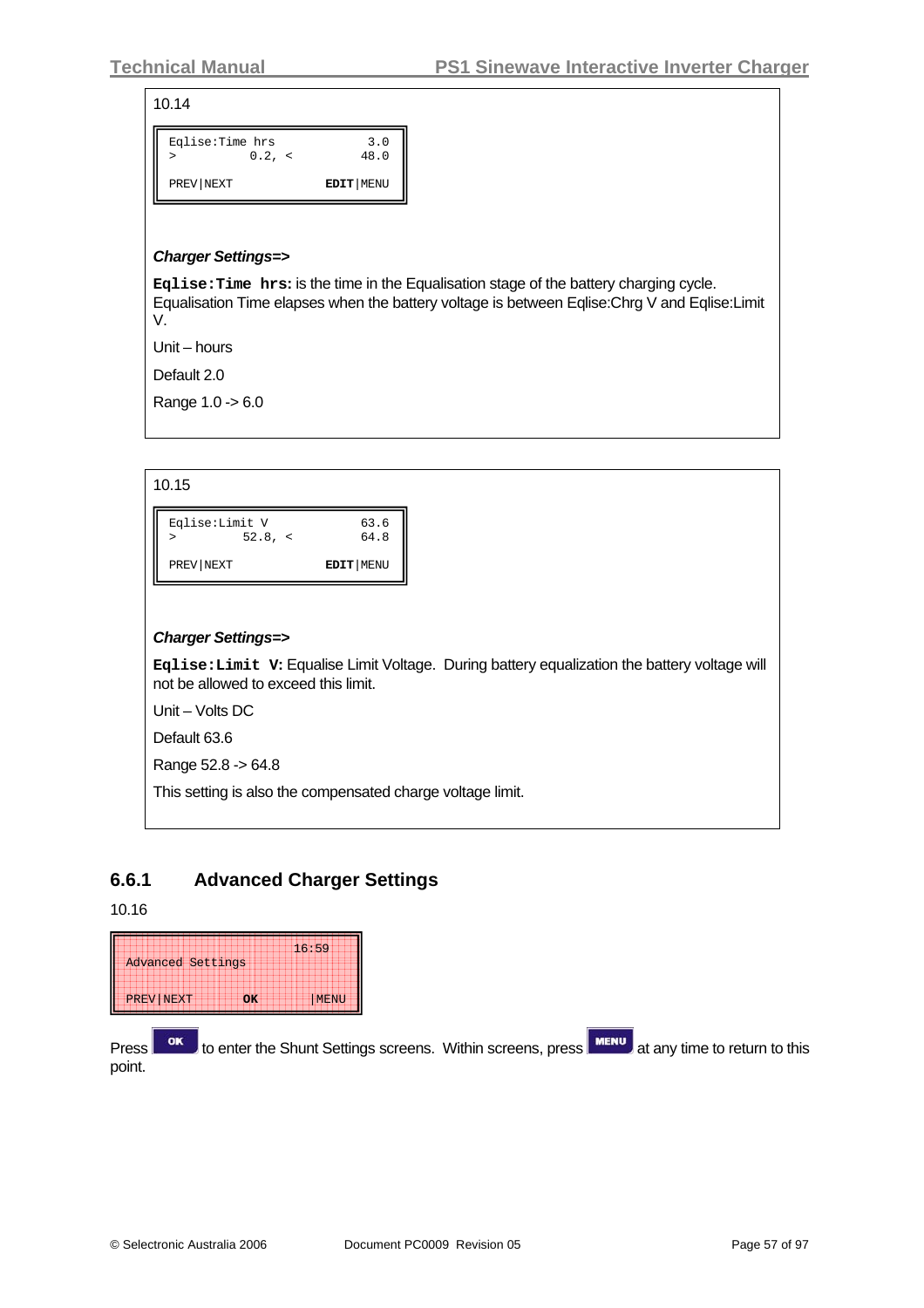10.14

```
Eqlise:Time hrs            3.0
>          0.2, <         48.0

PREV|NEXT            EDIT|MENU
```

***Charger Settings=>***

**`Eqlise:Time hrs`:** is the time in the Equalisation stage of the battery charging cycle. Equalisation Time elapses when the battery voltage is between Eqlise:Chrg V and Eqlise:Limit V.

Unit – hours

Default 2.0

Range 1.0 -> 6.0

10.15

```
Eqlise:Limit V            63.6
>         52.8, <         64.8

PREV|NEXT            EDIT|MENU
```

***Charger Settings=>***

**`Eqlise:Limit V`:** Equalise Limit Voltage. During battery equalization the battery voltage will not be allowed to exceed this limit.

Unit – Volts DC

Default 63.6

Range 52.8 -> 64.8

This setting is also the compensated charge voltage limit.

### 6.6.1 Advanced Charger Settings

10.16

```
                        16:59
Advanced Settings

PREV|NEXT      OK        |MENU
```

Press **OK** to enter the Shunt Settings screens. Within screens, press **MENU** at any time to return to this point.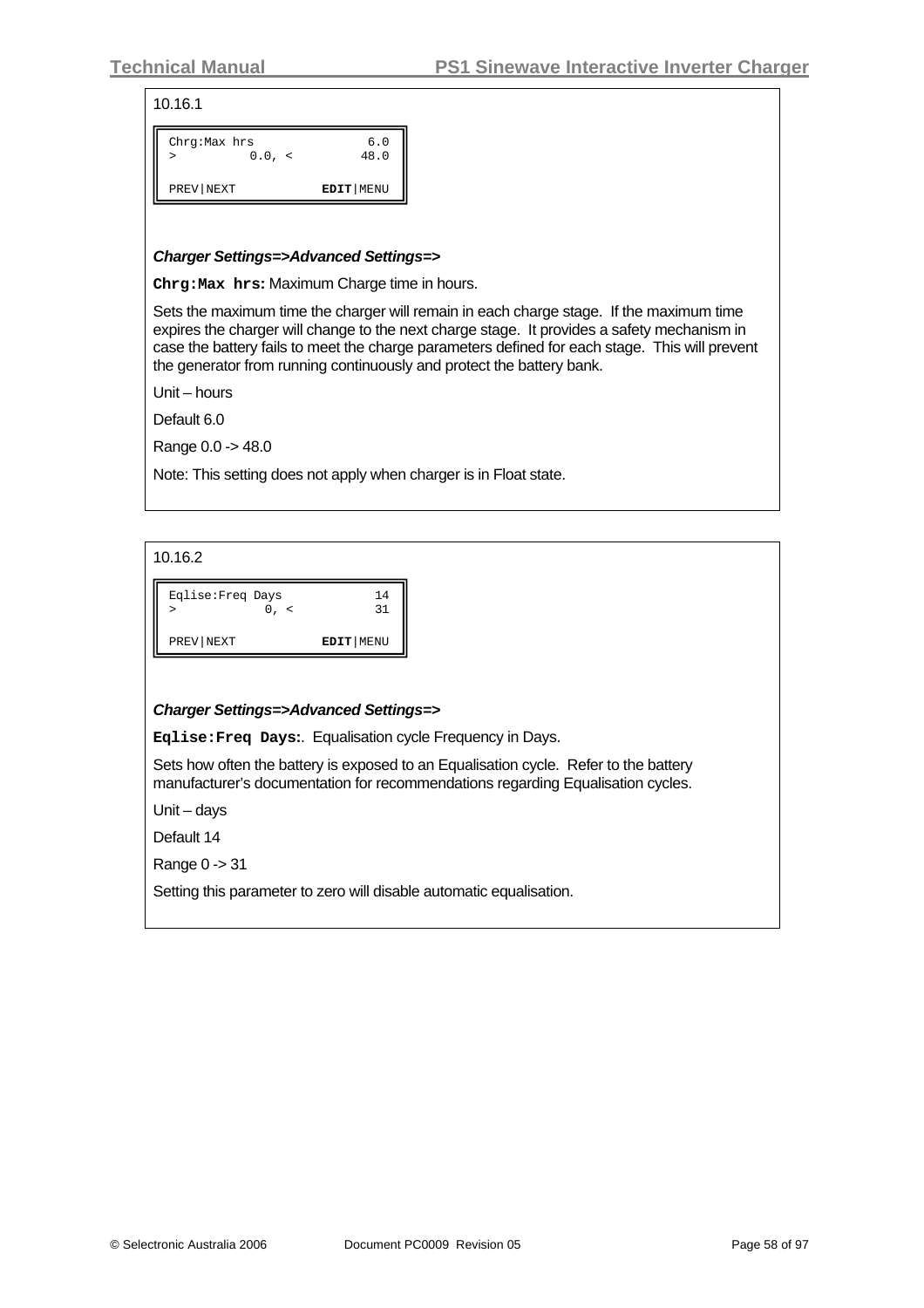10.16.1

```
Chrg:Max hrs              6.0
>          0.0, <        48.0

PREV|NEXT           EDIT|MENU
```

***Charger Settings=>Advanced Settings=>***

**`Chrg:Max hrs`:** Maximum Charge time in hours.

Sets the maximum time the charger will remain in each charge stage. If the maximum time expires the charger will change to the next charge stage. It provides a safety mechanism in case the battery fails to meet the charge parameters defined for each stage. This will prevent the generator from running continuously and protect the battery bank.

Unit – hours

Default 6.0

Range 0.0 -> 48.0

Note: This setting does not apply when charger is in Float state.

10.16.2

```
Eqlise:Freq Days           14
>            0, <          31

PREV|NEXT           EDIT|MENU
```

***Charger Settings=>Advanced Settings=>***

**`Eqlise:Freq Days:`**. Equalisation cycle Frequency in Days.

Sets how often the battery is exposed to an Equalisation cycle. Refer to the battery manufacturer's documentation for recommendations regarding Equalisation cycles.

Unit – days

Default 14

Range 0 -> 31

Setting this parameter to zero will disable automatic equalisation.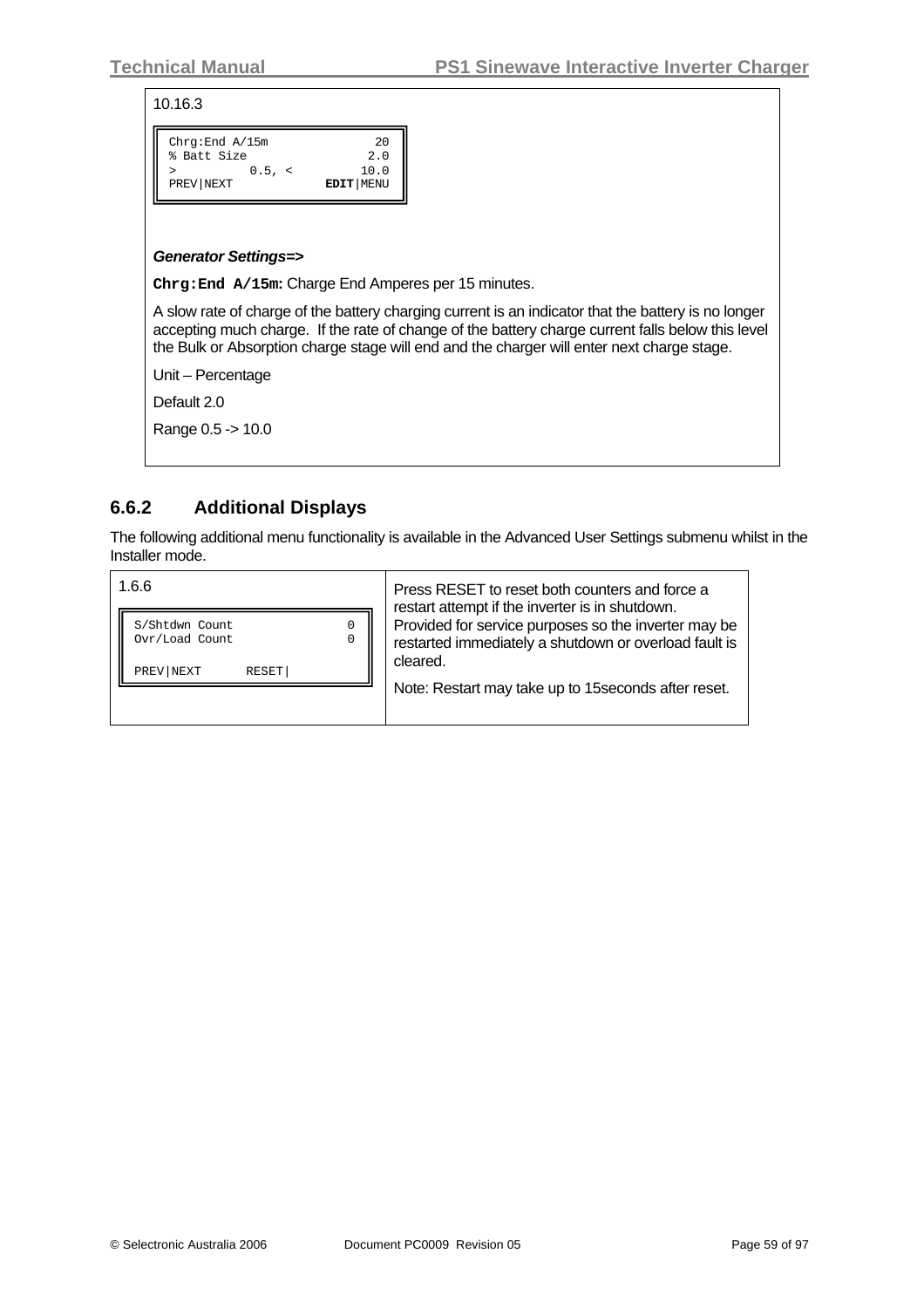10.16.3

```
Chrg:End A/15m              20
% Batt Size                2.0
>          0.5, <         10.0
PREV|NEXT            EDIT|MENU
```

***Generator Settings=>***

**`Chrg:End A/15m:`** Charge End Amperes per 15 minutes.

A slow rate of charge of the battery charging current is an indicator that the battery is no longer accepting much charge. If the rate of change of the battery charge current falls below this level the Bulk or Absorption charge stage will end and the charger will enter next charge stage.

Unit – Percentage

Default 2.0

Range 0.5 -> 10.0

### 6.6.2 Additional Displays

The following additional menu functionality is available in the Advanced User Settings submenu whilst in the Installer mode.

| 1.6.6 | |
|---|---|
| <pre>S/Shtdwn Count              0<br>Ovr/Load Count              0<br><br>PREV\|NEXT      RESET\|</pre> | Press RESET to reset both counters and force a restart attempt if the inverter is in shutdown. Provided for service purposes so the inverter may be restarted immediately a shutdown or overload fault is cleared.<br><br>Note: Restart may take up to 15seconds after reset. |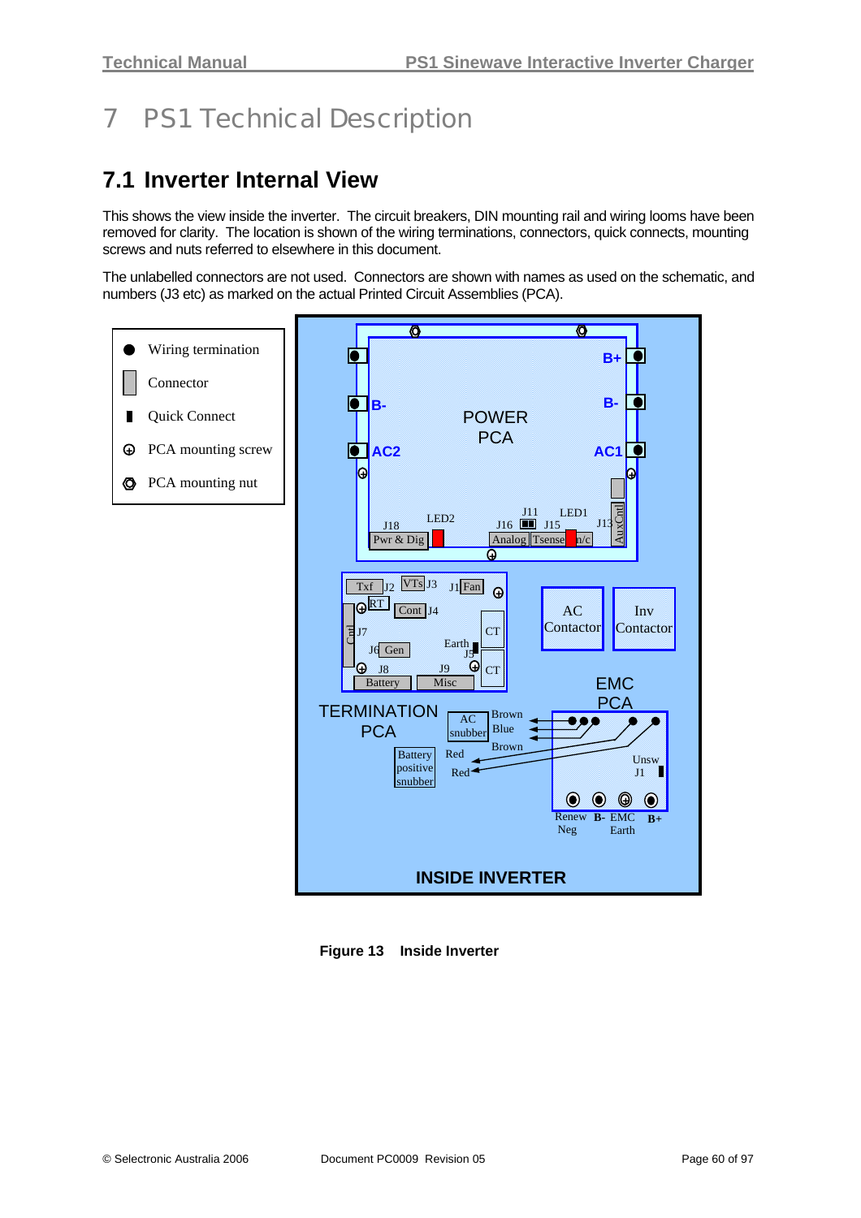# 7 PS1 Technical Description

## 7.1 Inverter Internal View

This shows the view inside the inverter. The circuit breakers, DIN mounting rail and wiring looms have been removed for clarity. The location is shown of the wiring terminations, connectors, quick connects, mounting screws and nuts referred to elsewhere in this document.

The unlabelled connectors are not used. Connectors are shown with names as used on the schematic, and numbers (J3 etc) as marked on the actual Printed Circuit Assemblies (PCA).

**Figure 13 Inside Inverter**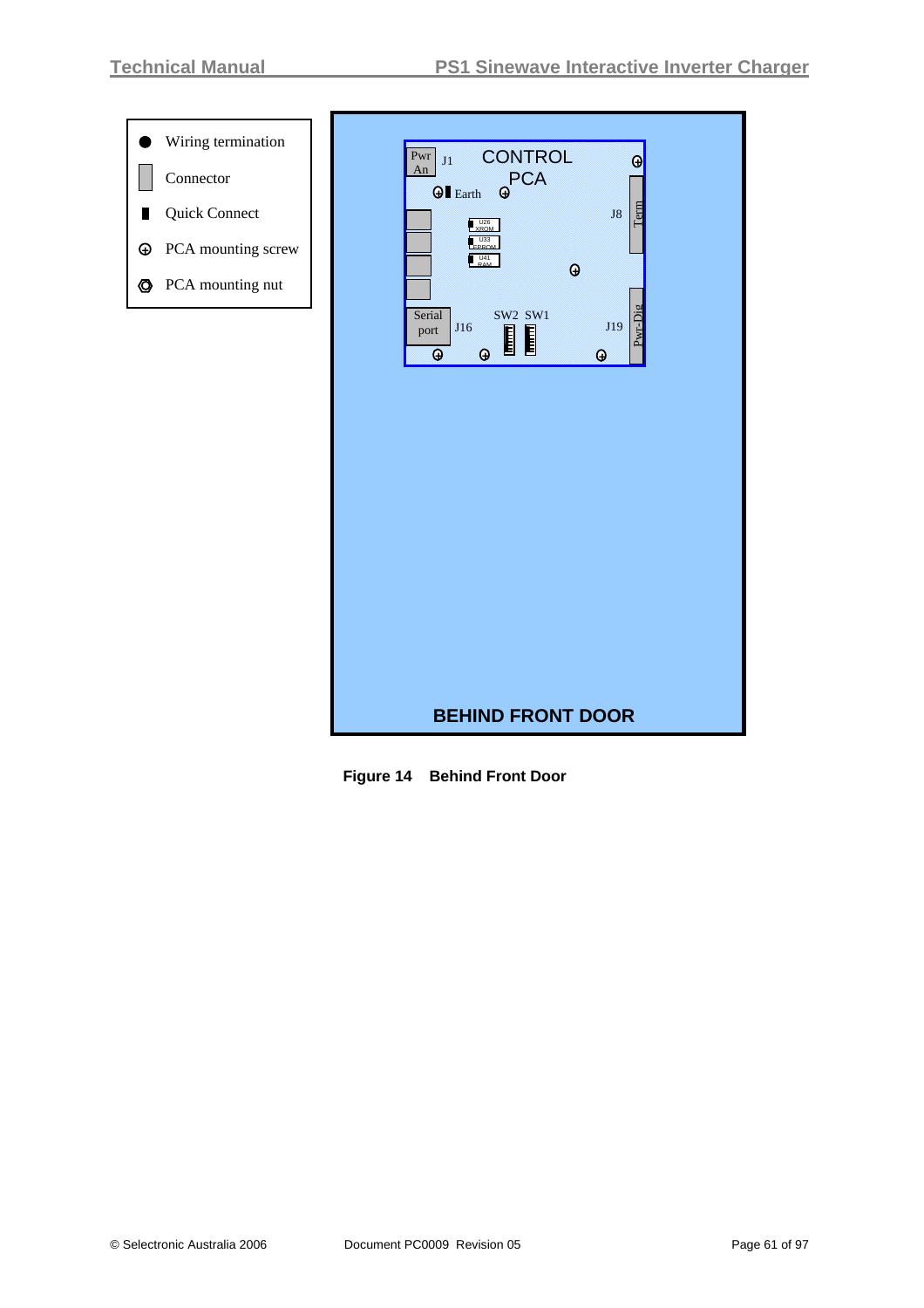| Symbol | Meaning |
|---|---|
| ● | Wiring termination |
| ▯ | Connector |
| ▮ | Quick Connect |
| ⊕ | PCA mounting screw |
| ⏣ | PCA mounting nut |

CONTROL PCA

Pwr An J1

Earth

J8 Term

U26 XROM

U33 EPROM

U41 RAM

Serial port J16

SW2 SW1

J19 Pwr-Dig

BEHIND FRONT DOOR

**Figure 14 Behind Front Door**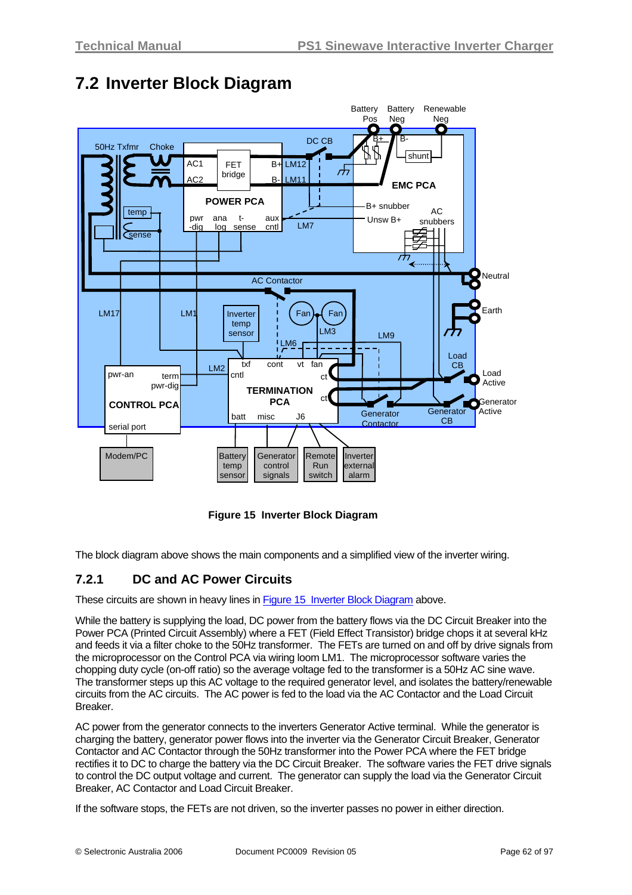## 7.2 Inverter Block Diagram

**Figure 15 Inverter Block Diagram**

The block diagram above shows the main components and a simplified view of the inverter wiring.

### 7.2.1 DC and AC Power Circuits

These circuits are shown in heavy lines in Figure 15 Inverter Block Diagram above.

While the battery is supplying the load, DC power from the battery flows via the DC Circuit Breaker into the Power PCA (Printed Circuit Assembly) where a FET (Field Effect Transistor) bridge chops it at several kHz and feeds it via a filter choke to the 50Hz transformer. The FETs are turned on and off by drive signals from the microprocessor on the Control PCA via wiring loom LM1. The microprocessor software varies the chopping duty cycle (on-off ratio) so the average voltage fed to the transformer is a 50Hz AC sine wave. The transformer steps up this AC voltage to the required generator level, and isolates the battery/renewable circuits from the AC circuits. The AC power is fed to the load via the AC Contactor and the Load Circuit Breaker.

AC power from the generator connects to the inverters Generator Active terminal. While the generator is charging the battery, generator power flows into the inverter via the Generator Circuit Breaker, Generator Contactor and AC Contactor through the 50Hz transformer into the Power PCA where the FET bridge rectifies it to DC to charge the battery via the DC Circuit Breaker. The software varies the FET drive signals to control the DC output voltage and current. The generator can supply the load via the Generator Circuit Breaker, AC Contactor and Load Circuit Breaker.

If the software stops, the FETs are not driven, so the inverter passes no power in either direction.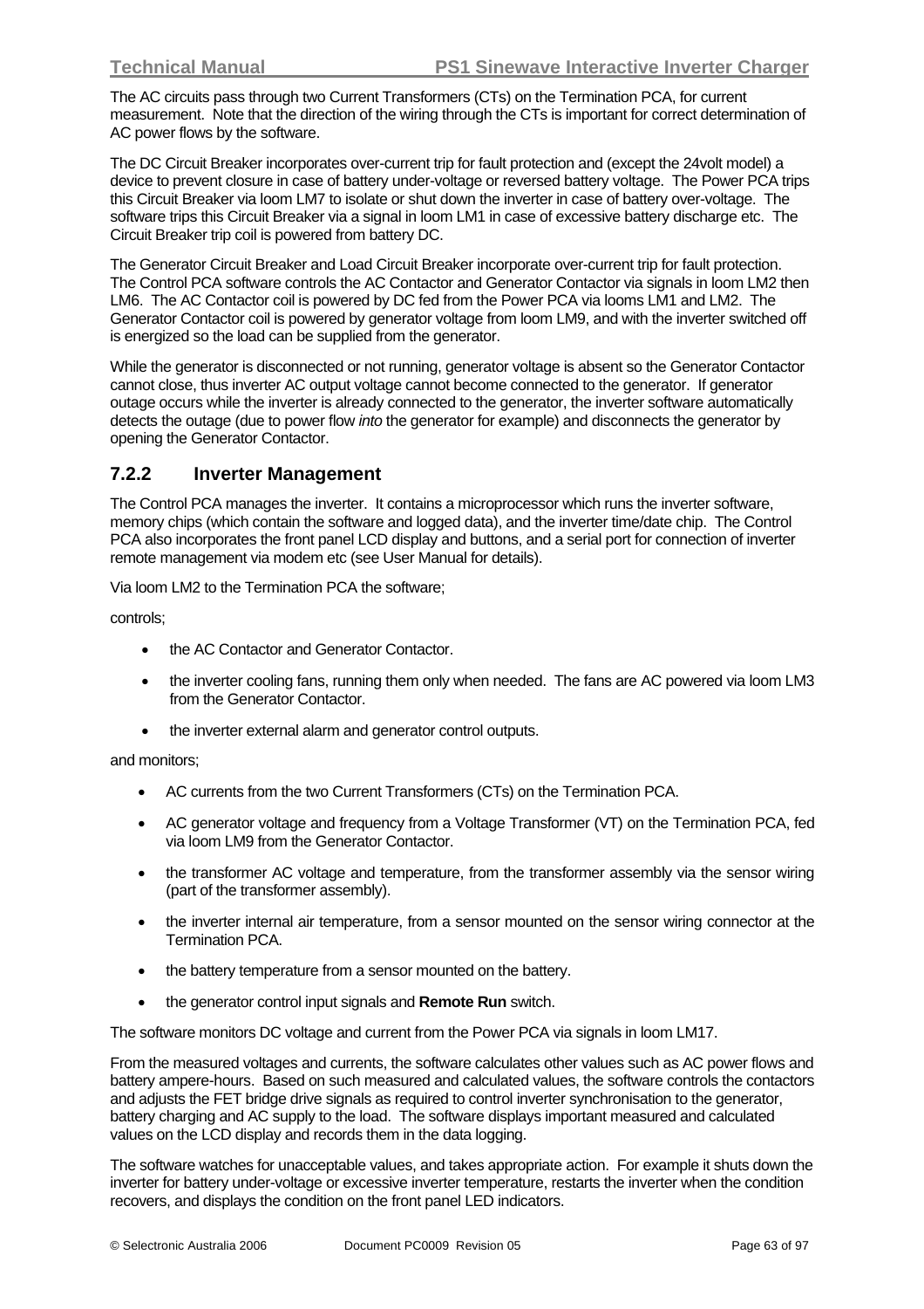The AC circuits pass through two Current Transformers (CTs) on the Termination PCA, for current measurement. Note that the direction of the wiring through the CTs is important for correct determination of AC power flows by the software.

The DC Circuit Breaker incorporates over-current trip for fault protection and (except the 24volt model) a device to prevent closure in case of battery under-voltage or reversed battery voltage. The Power PCA trips this Circuit Breaker via loom LM7 to isolate or shut down the inverter in case of battery over-voltage. The software trips this Circuit Breaker via a signal in loom LM1 in case of excessive battery discharge etc. The Circuit Breaker trip coil is powered from battery DC.

The Generator Circuit Breaker and Load Circuit Breaker incorporate over-current trip for fault protection. The Control PCA software controls the AC Contactor and Generator Contactor via signals in loom LM2 then LM6. The AC Contactor coil is powered by DC fed from the Power PCA via looms LM1 and LM2. The Generator Contactor coil is powered by generator voltage from loom LM9, and with the inverter switched off is energized so the load can be supplied from the generator.

While the generator is disconnected or not running, generator voltage is absent so the Generator Contactor cannot close, thus inverter AC output voltage cannot become connected to the generator. If generator outage occurs while the inverter is already connected to the generator, the inverter software automatically detects the outage (due to power flow *into* the generator for example) and disconnects the generator by opening the Generator Contactor.

### 7.2.2 Inverter Management

The Control PCA manages the inverter. It contains a microprocessor which runs the inverter software, memory chips (which contain the software and logged data), and the inverter time/date chip. The Control PCA also incorporates the front panel LCD display and buttons, and a serial port for connection of inverter remote management via modem etc (see User Manual for details).

Via loom LM2 to the Termination PCA the software;

controls;

- the AC Contactor and Generator Contactor.
- the inverter cooling fans, running them only when needed. The fans are AC powered via loom LM3 from the Generator Contactor.
- the inverter external alarm and generator control outputs.

and monitors;

- AC currents from the two Current Transformers (CTs) on the Termination PCA.
- AC generator voltage and frequency from a Voltage Transformer (VT) on the Termination PCA, fed via loom LM9 from the Generator Contactor.
- the transformer AC voltage and temperature, from the transformer assembly via the sensor wiring (part of the transformer assembly).
- the inverter internal air temperature, from a sensor mounted on the sensor wiring connector at the Termination PCA.
- the battery temperature from a sensor mounted on the battery.
- the generator control input signals and **Remote Run** switch.

The software monitors DC voltage and current from the Power PCA via signals in loom LM17.

From the measured voltages and currents, the software calculates other values such as AC power flows and battery ampere-hours. Based on such measured and calculated values, the software controls the contactors and adjusts the FET bridge drive signals as required to control inverter synchronisation to the generator, battery charging and AC supply to the load. The software displays important measured and calculated values on the LCD display and records them in the data logging.

The software watches for unacceptable values, and takes appropriate action. For example it shuts down the inverter for battery under-voltage or excessive inverter temperature, restarts the inverter when the condition recovers, and displays the condition on the front panel LED indicators.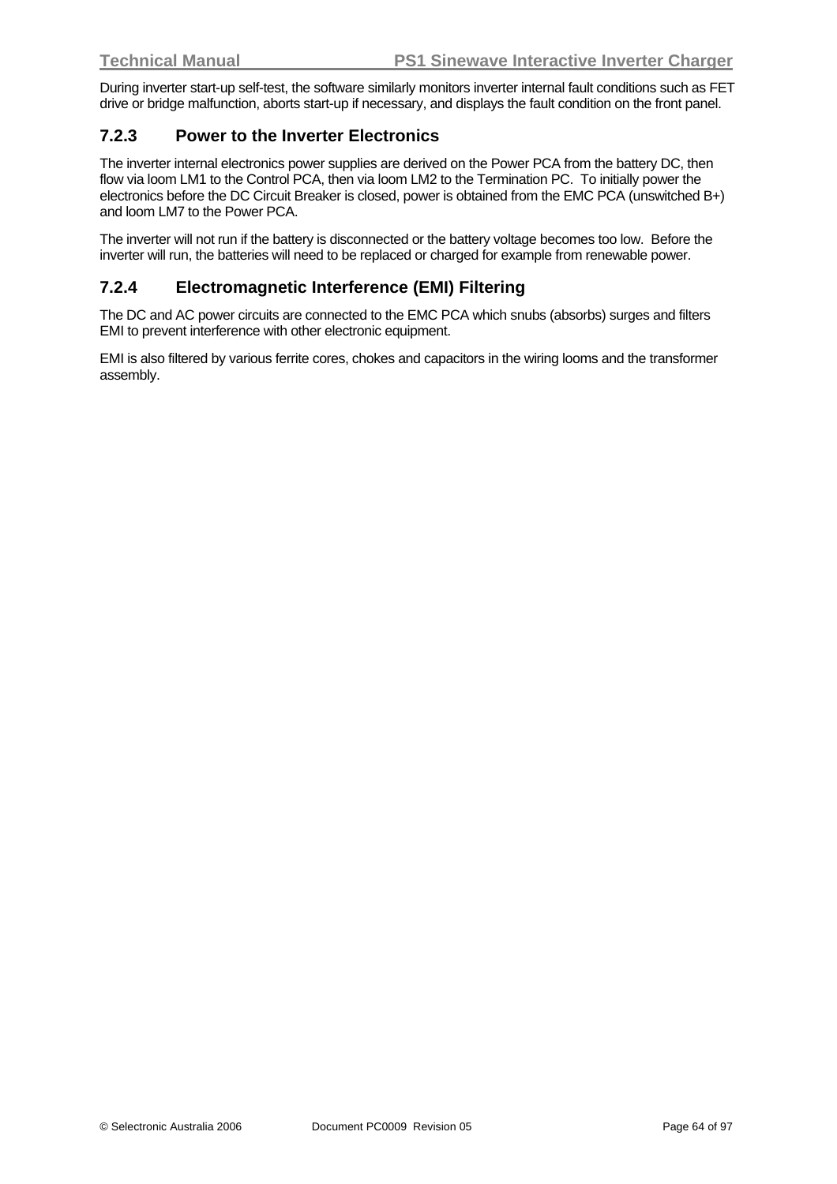During inverter start-up self-test, the software similarly monitors inverter internal fault conditions such as FET drive or bridge malfunction, aborts start-up if necessary, and displays the fault condition on the front panel.

### 7.2.3 Power to the Inverter Electronics

The inverter internal electronics power supplies are derived on the Power PCA from the battery DC, then flow via loom LM1 to the Control PCA, then via loom LM2 to the Termination PC. To initially power the electronics before the DC Circuit Breaker is closed, power is obtained from the EMC PCA (unswitched B+) and loom LM7 to the Power PCA.

The inverter will not run if the battery is disconnected or the battery voltage becomes too low. Before the inverter will run, the batteries will need to be replaced or charged for example from renewable power.

### 7.2.4 Electromagnetic Interference (EMI) Filtering

The DC and AC power circuits are connected to the EMC PCA which snubs (absorbs) surges and filters EMI to prevent interference with other electronic equipment.

EMI is also filtered by various ferrite cores, chokes and capacitors in the wiring looms and the transformer assembly.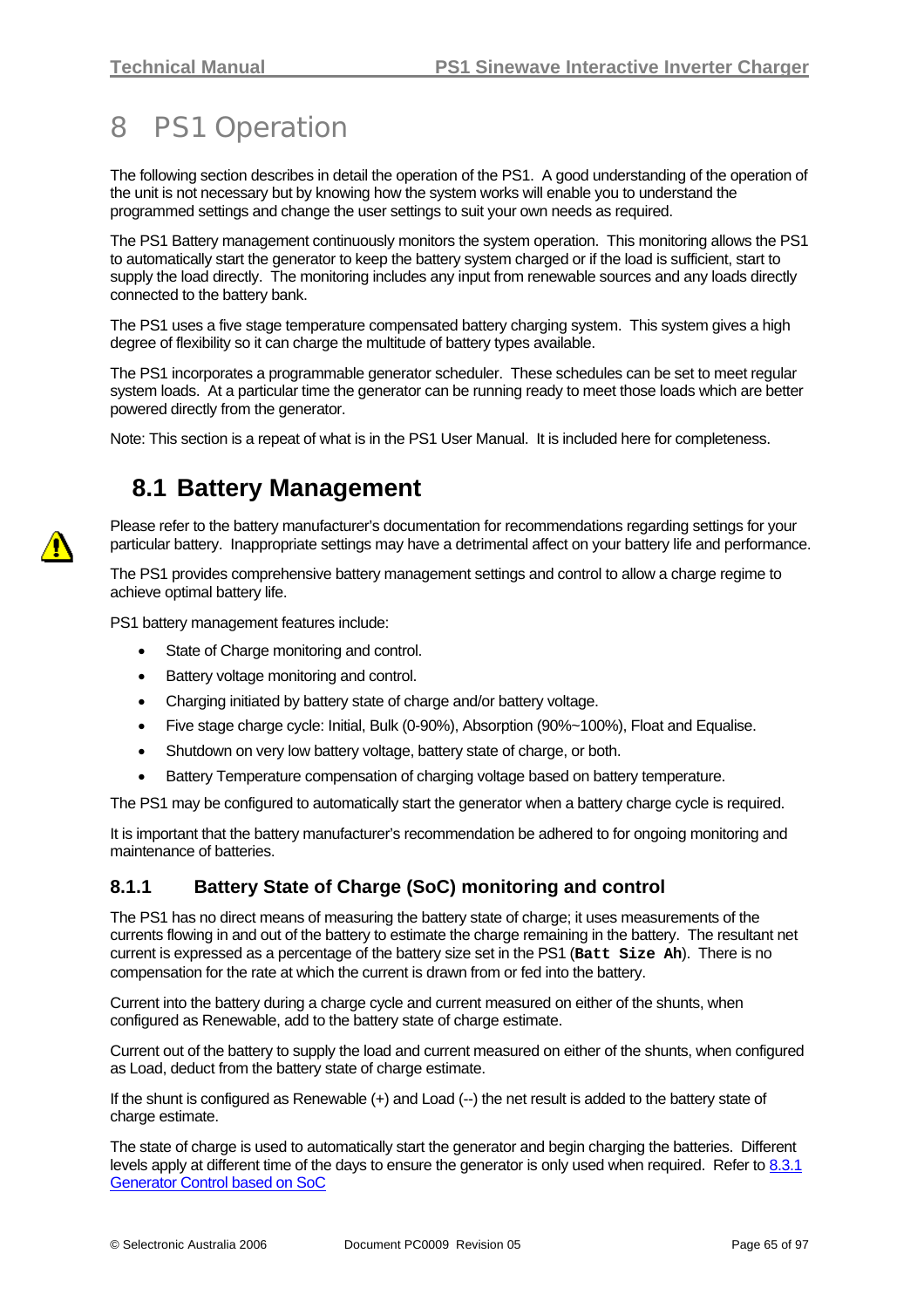# 8 PS1 Operation

The following section describes in detail the operation of the PS1. A good understanding of the operation of the unit is not necessary but by knowing how the system works will enable you to understand the programmed settings and change the user settings to suit your own needs as required.

The PS1 Battery management continuously monitors the system operation. This monitoring allows the PS1 to automatically start the generator to keep the battery system charged or if the load is sufficient, start to supply the load directly. The monitoring includes any input from renewable sources and any loads directly connected to the battery bank.

The PS1 uses a five stage temperature compensated battery charging system. This system gives a high degree of flexibility so it can charge the multitude of battery types available.

The PS1 incorporates a programmable generator scheduler. These schedules can be set to meet regular system loads. At a particular time the generator can be running ready to meet those loads which are better powered directly from the generator.

Note: This section is a repeat of what is in the PS1 User Manual. It is included here for completeness.

## 8.1 Battery Management

Please refer to the battery manufacturer's documentation for recommendations regarding settings for your particular battery. Inappropriate settings may have a detrimental affect on your battery life and performance.

The PS1 provides comprehensive battery management settings and control to allow a charge regime to achieve optimal battery life.

PS1 battery management features include:

- State of Charge monitoring and control.
- Battery voltage monitoring and control.
- Charging initiated by battery state of charge and/or battery voltage.
- Five stage charge cycle: Initial, Bulk (0-90%), Absorption (90%~100%), Float and Equalise.
- Shutdown on very low battery voltage, battery state of charge, or both.
- Battery Temperature compensation of charging voltage based on battery temperature.

The PS1 may be configured to automatically start the generator when a battery charge cycle is required.

It is important that the battery manufacturer's recommendation be adhered to for ongoing monitoring and maintenance of batteries.

### 8.1.1 Battery State of Charge (SoC) monitoring and control

The PS1 has no direct means of measuring the battery state of charge; it uses measurements of the currents flowing in and out of the battery to estimate the charge remaining in the battery. The resultant net current is expressed as a percentage of the battery size set in the PS1 (**`Batt Size Ah`**). There is no compensation for the rate at which the current is drawn from or fed into the battery.

Current into the battery during a charge cycle and current measured on either of the shunts, when configured as Renewable, add to the battery state of charge estimate.

Current out of the battery to supply the load and current measured on either of the shunts, when configured as Load, deduct from the battery state of charge estimate.

If the shunt is configured as Renewable (+) and Load (--) the net result is added to the battery state of charge estimate.

The state of charge is used to automatically start the generator and begin charging the batteries. Different levels apply at different time of the days to ensure the generator is only used when required. Refer to [8.3.1 Generator Control based on SoC](#)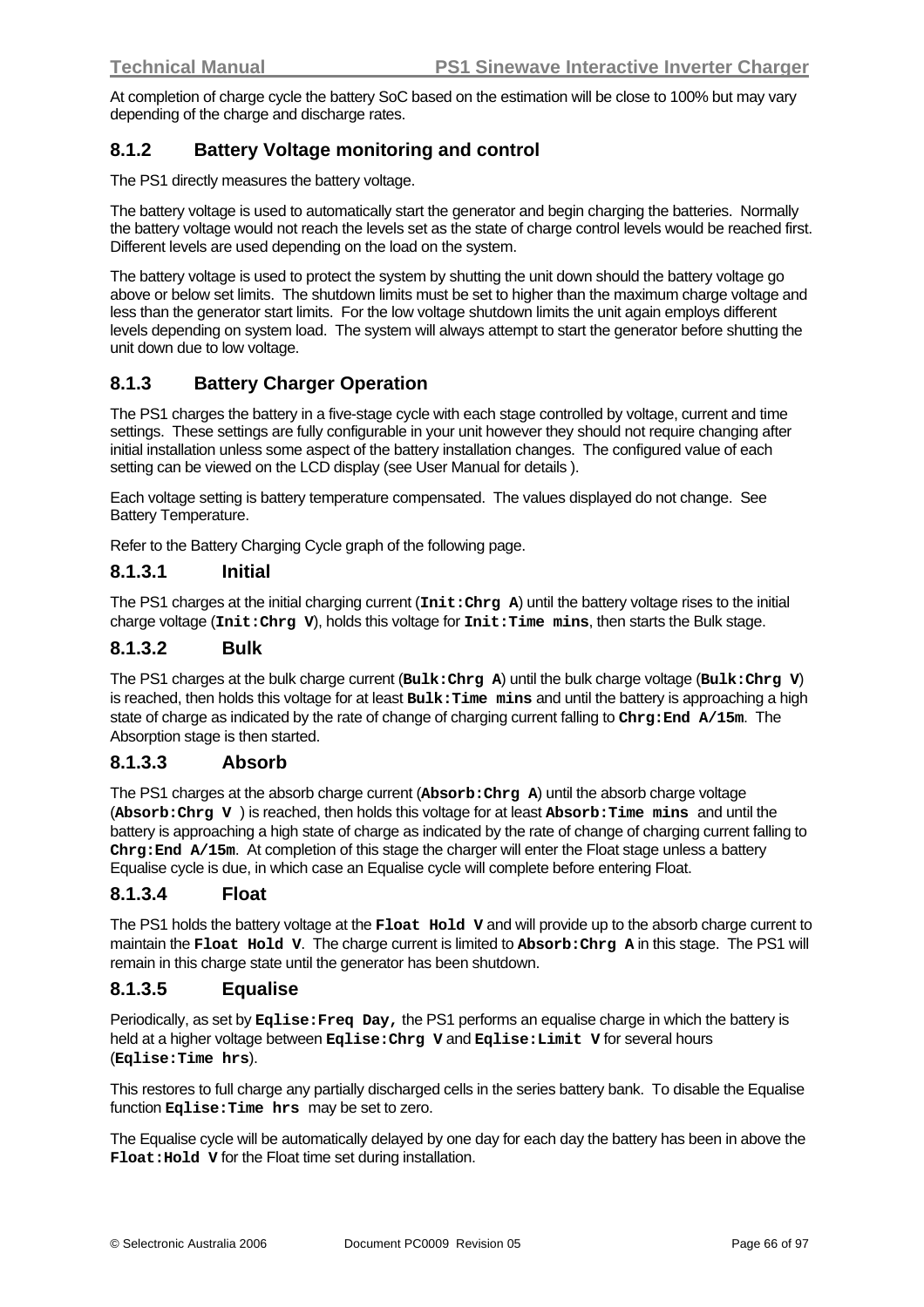At completion of charge cycle the battery SoC based on the estimation will be close to 100% but may vary depending of the charge and discharge rates.

### 8.1.2 Battery Voltage monitoring and control

The PS1 directly measures the battery voltage.

The battery voltage is used to automatically start the generator and begin charging the batteries. Normally the battery voltage would not reach the levels set as the state of charge control levels would be reached first. Different levels are used depending on the load on the system.

The battery voltage is used to protect the system by shutting the unit down should the battery voltage go above or below set limits. The shutdown limits must be set to higher than the maximum charge voltage and less than the generator start limits. For the low voltage shutdown limits the unit again employs different levels depending on system load. The system will always attempt to start the generator before shutting the unit down due to low voltage.

### 8.1.3 Battery Charger Operation

The PS1 charges the battery in a five-stage cycle with each stage controlled by voltage, current and time settings. These settings are fully configurable in your unit however they should not require changing after initial installation unless some aspect of the battery installation changes. The configured value of each setting can be viewed on the LCD display (see User Manual for details ).

Each voltage setting is battery temperature compensated. The values displayed do not change. See Battery Temperature.

Refer to the Battery Charging Cycle graph of the following page.

#### 8.1.3.1 Initial

The PS1 charges at the initial charging current (**Init:Chrg A**) until the battery voltage rises to the initial charge voltage (**Init:Chrg V**), holds this voltage for **Init:Time mins**, then starts the Bulk stage.

#### 8.1.3.2 Bulk

The PS1 charges at the bulk charge current (**Bulk:Chrg A**) until the bulk charge voltage (**Bulk:Chrg V**) is reached, then holds this voltage for at least **Bulk:Time mins** and until the battery is approaching a high state of charge as indicated by the rate of change of charging current falling to **Chrg:End A/15m**. The Absorption stage is then started.

#### 8.1.3.3 Absorb

The PS1 charges at the absorb charge current (**Absorb:Chrg A**) until the absorb charge voltage (**Absorb:Chrg V** ) is reached, then holds this voltage for at least **Absorb:Time mins** and until the battery is approaching a high state of charge as indicated by the rate of change of charging current falling to **Chrg:End A/15m**. At completion of this stage the charger will enter the Float stage unless a battery Equalise cycle is due, in which case an Equalise cycle will complete before entering Float.

#### 8.1.3.4 Float

The PS1 holds the battery voltage at the **Float Hold V** and will provide up to the absorb charge current to maintain the **Float Hold V**. The charge current is limited to **Absorb:Chrg A** in this stage. The PS1 will remain in this charge state until the generator has been shutdown.

#### 8.1.3.5 Equalise

Periodically, as set by **Eqlise:Freq Day,** the PS1 performs an equalise charge in which the battery is held at a higher voltage between **Eqlise:Chrg V** and **Eqlise:Limit V** for several hours (**Eqlise:Time hrs**).

This restores to full charge any partially discharged cells in the series battery bank. To disable the Equalise function **Eqlise:Time hrs** may be set to zero.

The Equalise cycle will be automatically delayed by one day for each day the battery has been in above the **Float:Hold V** for the Float time set during installation.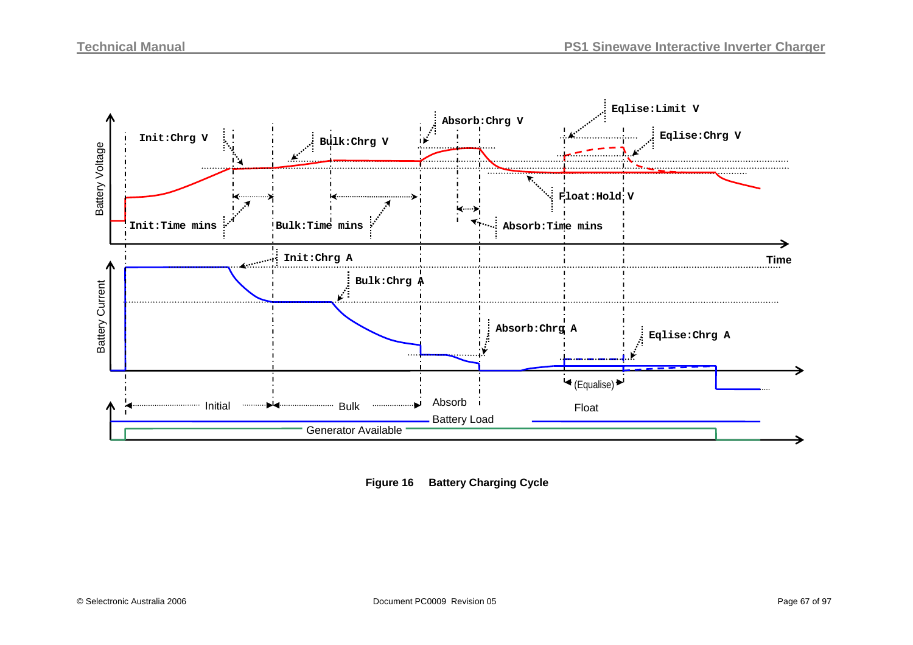**Figure 16 Battery Charging Cycle**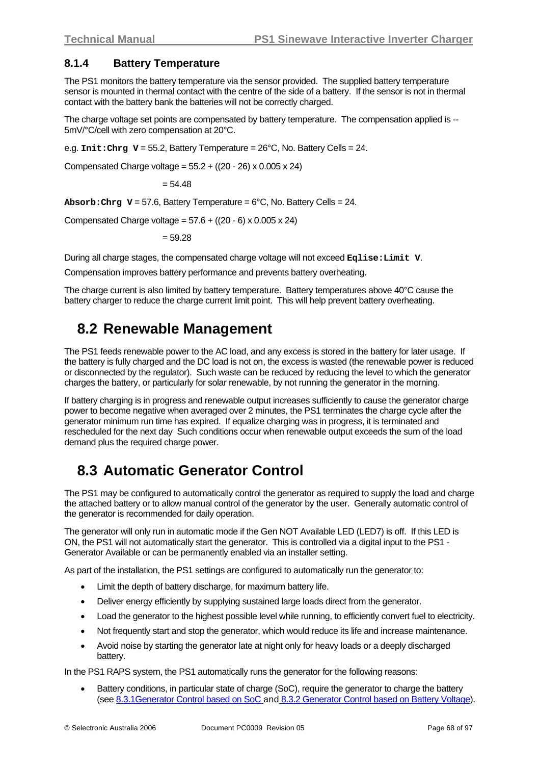### 8.1.4 Battery Temperature

The PS1 monitors the battery temperature via the sensor provided. The supplied battery temperature sensor is mounted in thermal contact with the centre of the side of a battery. If the sensor is not in thermal contact with the battery bank the batteries will not be correctly charged.

The charge voltage set points are compensated by battery temperature. The compensation applied is --5mV/°C/cell with zero compensation at 20°C.

e.g. **`Init:Chrg V`** = 55.2, Battery Temperature = 26°C, No. Battery Cells = 24.

Compensated Charge voltage = 55.2 + ((20 - 26) x 0.005 x 24)

= 54.48

**`Absorb:Chrg V`** = 57.6, Battery Temperature = 6°C, No. Battery Cells = 24.

Compensated Charge voltage = 57.6 + ((20 - 6) x 0.005 x 24)

= 59.28

During all charge stages, the compensated charge voltage will not exceed **`Eqlise:Limit V`**.

Compensation improves battery performance and prevents battery overheating.

The charge current is also limited by battery temperature. Battery temperatures above 40°C cause the battery charger to reduce the charge current limit point. This will help prevent battery overheating.

## 8.2 Renewable Management

The PS1 feeds renewable power to the AC load, and any excess is stored in the battery for later usage. If the battery is fully charged and the DC load is not on, the excess is wasted (the renewable power is reduced or disconnected by the regulator). Such waste can be reduced by reducing the level to which the generator charges the battery, or particularly for solar renewable, by not running the generator in the morning.

If battery charging is in progress and renewable output increases sufficiently to cause the generator charge power to become negative when averaged over 2 minutes, the PS1 terminates the charge cycle after the generator minimum run time has expired. If equalize charging was in progress, it is terminated and rescheduled for the next day Such conditions occur when renewable output exceeds the sum of the load demand plus the required charge power.

## 8.3 Automatic Generator Control

The PS1 may be configured to automatically control the generator as required to supply the load and charge the attached battery or to allow manual control of the generator by the user. Generally automatic control of the generator is recommended for daily operation.

The generator will only run in automatic mode if the Gen NOT Available LED (LED7) is off. If this LED is ON, the PS1 will not automatically start the generator. This is controlled via a digital input to the PS1 - Generator Available or can be permanently enabled via an installer setting.

As part of the installation, the PS1 settings are configured to automatically run the generator to:

- Limit the depth of battery discharge, for maximum battery life.
- Deliver energy efficiently by supplying sustained large loads direct from the generator.
- Load the generator to the highest possible level while running, to efficiently convert fuel to electricity.
- Not frequently start and stop the generator, which would reduce its life and increase maintenance.
- Avoid noise by starting the generator late at night only for heavy loads or a deeply discharged battery.

In the PS1 RAPS system, the PS1 automatically runs the generator for the following reasons:

- Battery conditions, in particular state of charge (SoC), require the generator to charge the battery (see 8.3.1Generator Control based on SoC and 8.3.2 Generator Control based on Battery Voltage).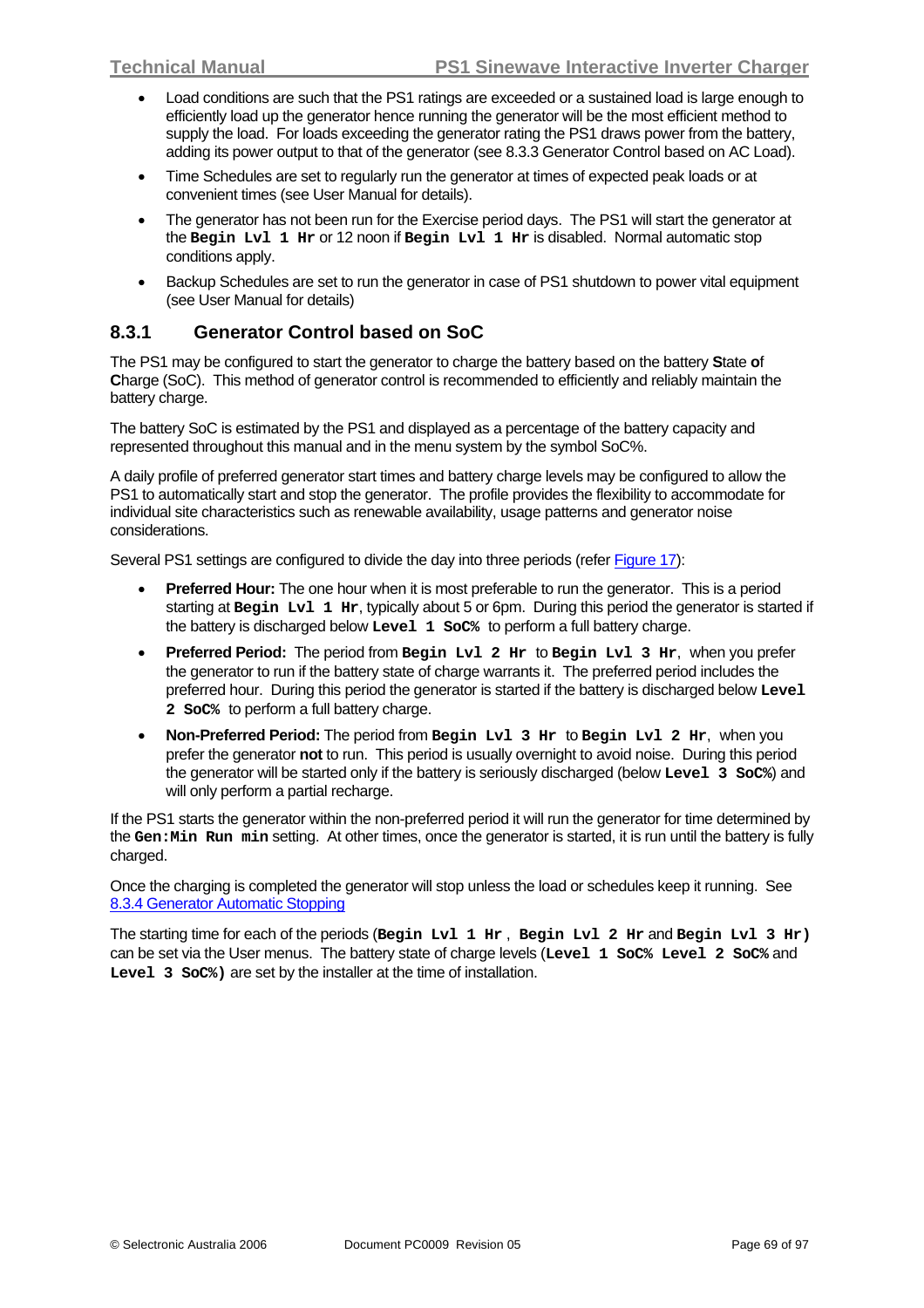- Load conditions are such that the PS1 ratings are exceeded or a sustained load is large enough to efficiently load up the generator hence running the generator will be the most efficient method to supply the load. For loads exceeding the generator rating the PS1 draws power from the battery, adding its power output to that of the generator (see 8.3.3 Generator Control based on AC Load).
- Time Schedules are set to regularly run the generator at times of expected peak loads or at convenient times (see User Manual for details).
- The generator has not been run for the Exercise period days. The PS1 will start the generator at the **`Begin Lvl 1 Hr`** or 12 noon if **`Begin Lvl 1 Hr`** is disabled. Normal automatic stop conditions apply.
- Backup Schedules are set to run the generator in case of PS1 shutdown to power vital equipment (see User Manual for details)

### 8.3.1 Generator Control based on SoC

The PS1 may be configured to start the generator to charge the battery based on the battery **S**tate **o**f **C**harge (SoC). This method of generator control is recommended to efficiently and reliably maintain the battery charge.

The battery SoC is estimated by the PS1 and displayed as a percentage of the battery capacity and represented throughout this manual and in the menu system by the symbol SoC%.

A daily profile of preferred generator start times and battery charge levels may be configured to allow the PS1 to automatically start and stop the generator. The profile provides the flexibility to accommodate for individual site characteristics such as renewable availability, usage patterns and generator noise considerations.

Several PS1 settings are configured to divide the day into three periods (refer Figure 17):

- **Preferred Hour:** The one hour when it is most preferable to run the generator. This is a period starting at **`Begin Lvl 1 Hr`**, typically about 5 or 6pm. During this period the generator is started if the battery is discharged below **`Level 1 SoC%`** to perform a full battery charge.
- **Preferred Period:** The period from **`Begin Lvl 2 Hr`** to **`Begin Lvl 3 Hr`**, when you prefer the generator to run if the battery state of charge warrants it. The preferred period includes the preferred hour. During this period the generator is started if the battery is discharged below **`Level 2 SoC%`** to perform a full battery charge.
- **Non-Preferred Period:** The period from **`Begin Lvl 3 Hr`** to **`Begin Lvl 2 Hr`**, when you prefer the generator **not** to run. This period is usually overnight to avoid noise. During this period the generator will be started only if the battery is seriously discharged (below **`Level 3 SoC%`**) and will only perform a partial recharge.

If the PS1 starts the generator within the non-preferred period it will run the generator for time determined by the **`Gen:Min Run min`** setting. At other times, once the generator is started, it is run until the battery is fully charged.

Once the charging is completed the generator will stop unless the load or schedules keep it running. See 8.3.4 Generator Automatic Stopping

The starting time for each of the periods (**`Begin Lvl 1 Hr`**, **`Begin Lvl 2 Hr`** and **`Begin Lvl 3 Hr)`** can be set via the User menus. The battery state of charge levels (**`Level 1 SoC% Level 2 SoC%`** and **`Level 3 SoC%)`** are set by the installer at the time of installation.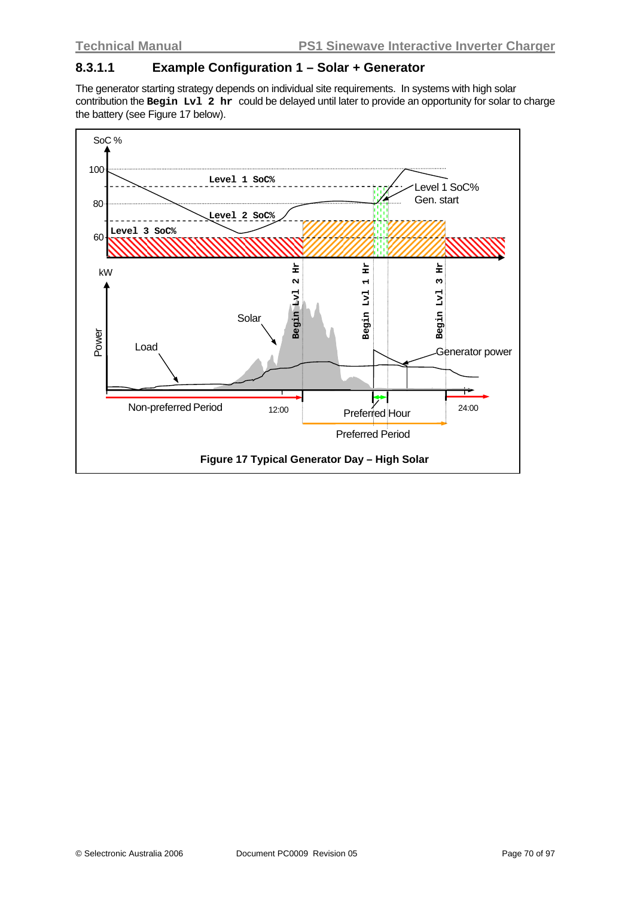### 8.3.1.1 Example Configuration 1 – Solar + Generator

The generator starting strategy depends on individual site requirements. In systems with high solar contribution the **`Begin Lvl 2 hr`** could be delayed until later to provide an opportunity for solar to charge the battery (see Figure 17 below).

**Figure 17 Typical Generator Day – High Solar**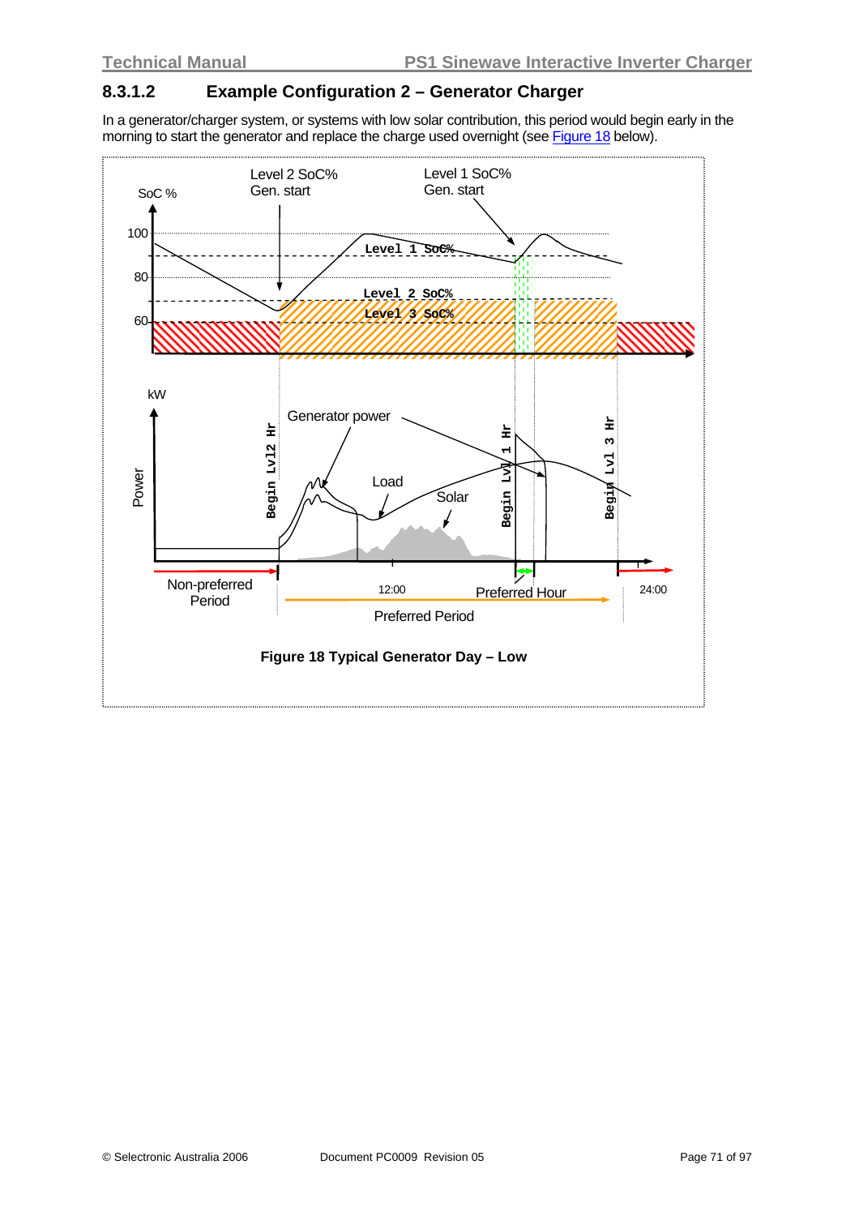### 8.3.1.2 Example Configuration 2 – Generator Charger

In a generator/charger system, or systems with low solar contribution, this period would begin early in the morning to start the generator and replace the charge used overnight (see Figure 18 below).

**Figure 18 Typical Generator Day – Low**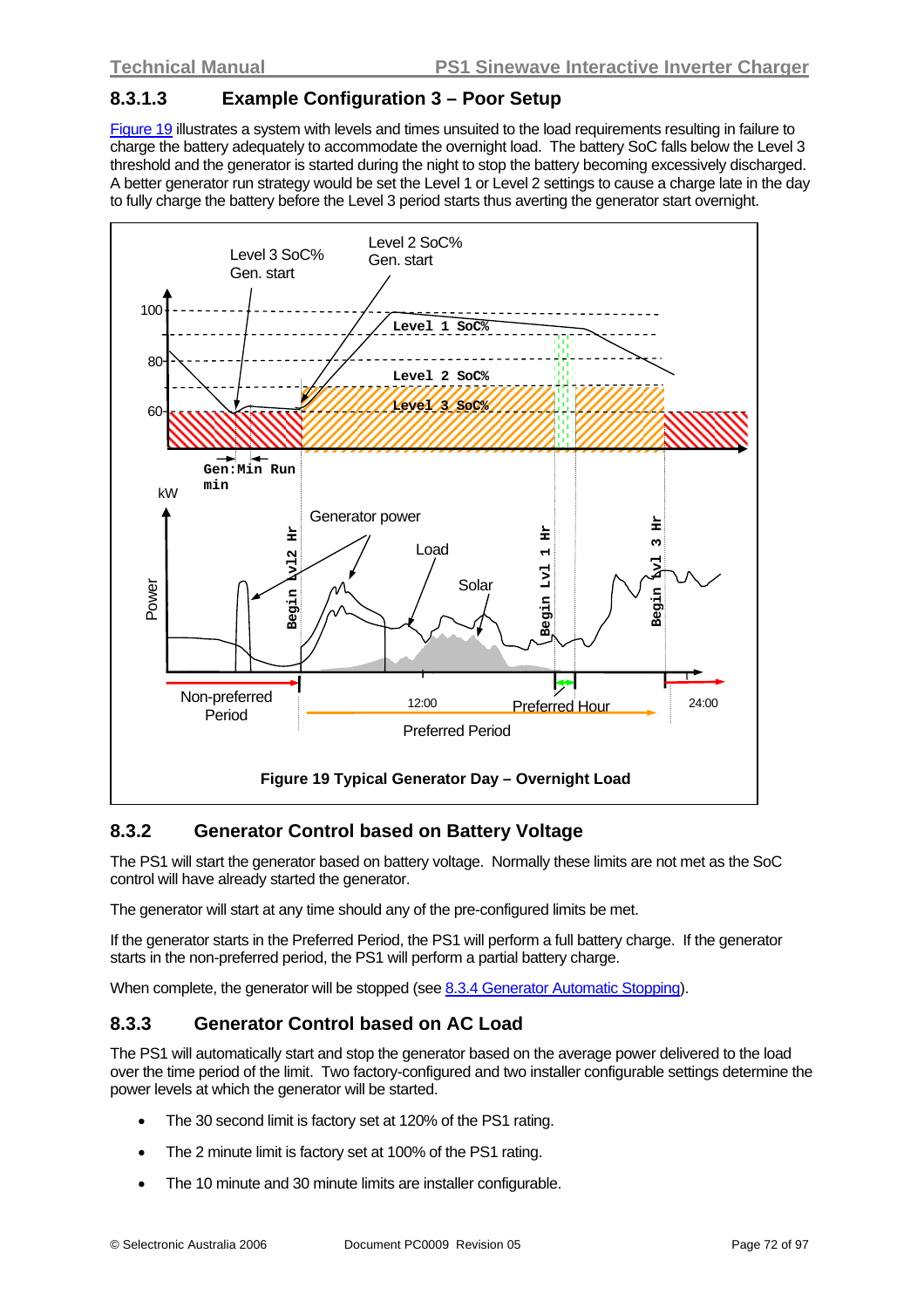### 8.3.1.3 Example Configuration 3 – Poor Setup

Figure 19 illustrates a system with levels and times unsuited to the load requirements resulting in failure to charge the battery adequately to accommodate the overnight load. The battery SoC falls below the Level 3 threshold and the generator is started during the night to stop the battery becoming excessively discharged. A better generator run strategy would be set the Level 1 or Level 2 settings to cause a charge late in the day to fully charge the battery before the Level 3 period starts thus averting the generator start overnight.

**Figure 19 Typical Generator Day – Overnight Load**

## 8.3.2 Generator Control based on Battery Voltage

The PS1 will start the generator based on battery voltage. Normally these limits are not met as the SoC control will have already started the generator.

The generator will start at any time should any of the pre-configured limits be met.

If the generator starts in the Preferred Period, the PS1 will perform a full battery charge. If the generator starts in the non-preferred period, the PS1 will perform a partial battery charge.

When complete, the generator will be stopped (see 8.3.4 Generator Automatic Stopping).

## 8.3.3 Generator Control based on AC Load

The PS1 will automatically start and stop the generator based on the average power delivered to the load over the time period of the limit. Two factory-configured and two installer configurable settings determine the power levels at which the generator will be started.

- The 30 second limit is factory set at 120% of the PS1 rating.
- The 2 minute limit is factory set at 100% of the PS1 rating.
- The 10 minute and 30 minute limits are installer configurable.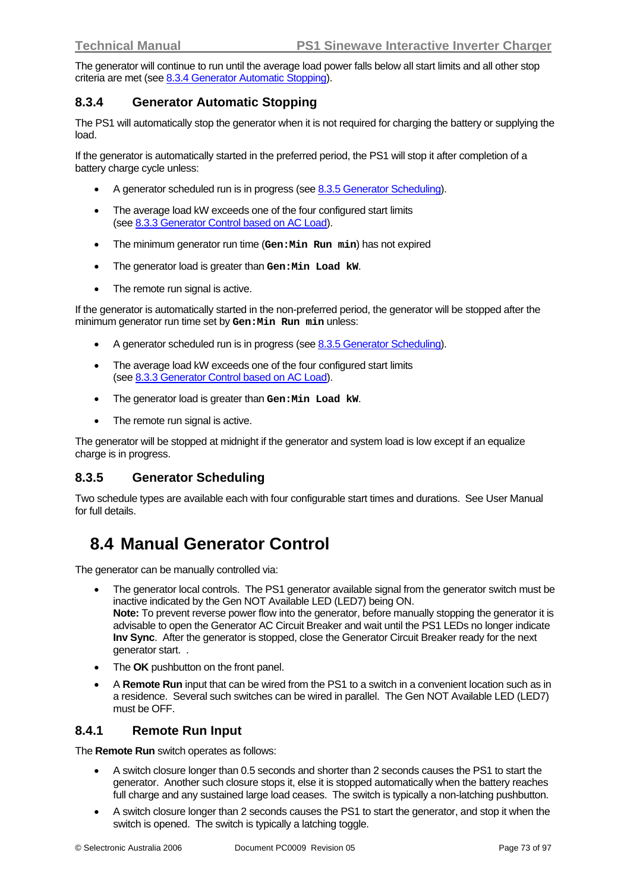The generator will continue to run until the average load power falls below all start limits and all other stop criteria are met (see 8.3.4 Generator Automatic Stopping).

### 8.3.4 Generator Automatic Stopping

The PS1 will automatically stop the generator when it is not required for charging the battery or supplying the load.

If the generator is automatically started in the preferred period, the PS1 will stop it after completion of a battery charge cycle unless:

- A generator scheduled run is in progress (see 8.3.5 Generator Scheduling).
- The average load kW exceeds one of the four configured start limits (see 8.3.3 Generator Control based on AC Load).
- The minimum generator run time (`Gen:Min Run min`) has not expired
- The generator load is greater than `Gen:Min Load kW`.
- The remote run signal is active.

If the generator is automatically started in the non-preferred period, the generator will be stopped after the minimum generator run time set by `Gen:Min Run min` unless:

- A generator scheduled run is in progress (see 8.3.5 Generator Scheduling).
- The average load kW exceeds one of the four configured start limits (see 8.3.3 Generator Control based on AC Load).
- The generator load is greater than `Gen:Min Load kW`.
- The remote run signal is active.

The generator will be stopped at midnight if the generator and system load is low except if an equalize charge is in progress.

### 8.3.5 Generator Scheduling

Two schedule types are available each with four configurable start times and durations. See User Manual for full details.

## 8.4 Manual Generator Control

The generator can be manually controlled via:

- The generator local controls. The PS1 generator available signal from the generator switch must be inactive indicated by the Gen NOT Available LED (LED7) being ON.
  **Note:** To prevent reverse power flow into the generator, before manually stopping the generator it is advisable to open the Generator AC Circuit Breaker and wait until the PS1 LEDs no longer indicate **Inv Sync**. After the generator is stopped, close the Generator Circuit Breaker ready for the next generator start. .
- The **OK** pushbutton on the front panel.
- A **Remote Run** input that can be wired from the PS1 to a switch in a convenient location such as in a residence. Several such switches can be wired in parallel. The Gen NOT Available LED (LED7) must be OFF.

### 8.4.1 Remote Run Input

The **Remote Run** switch operates as follows:

- A switch closure longer than 0.5 seconds and shorter than 2 seconds causes the PS1 to start the generator. Another such closure stops it, else it is stopped automatically when the battery reaches full charge and any sustained large load ceases. The switch is typically a non-latching pushbutton.
- A switch closure longer than 2 seconds causes the PS1 to start the generator, and stop it when the switch is opened. The switch is typically a latching toggle.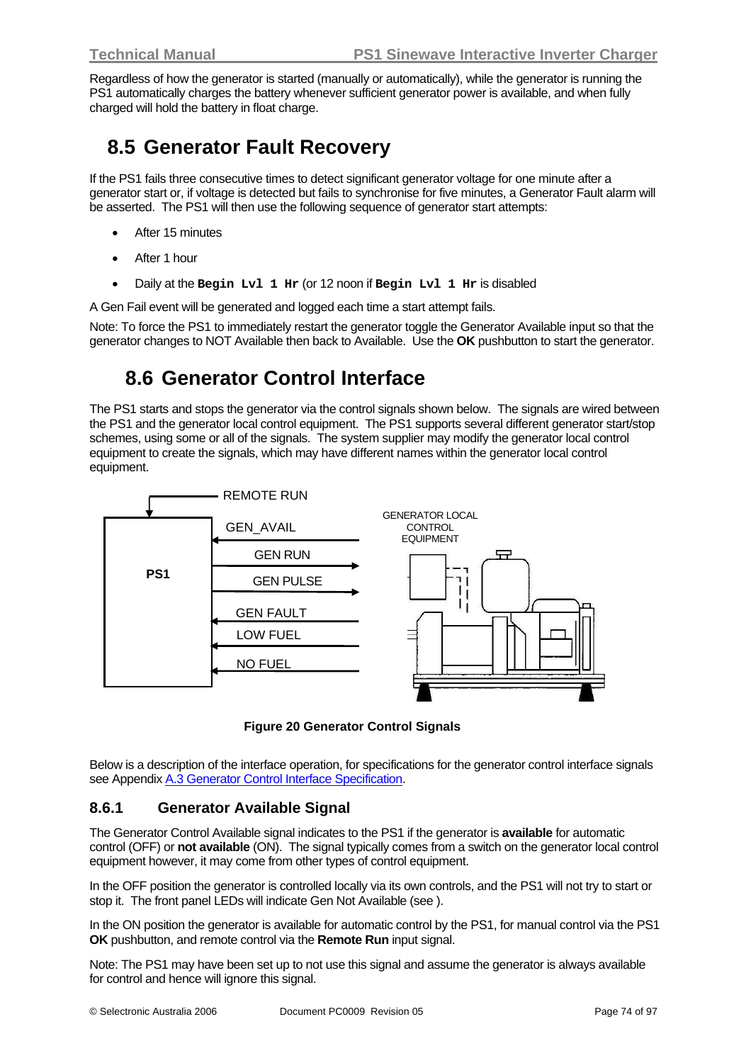Regardless of how the generator is started (manually or automatically), while the generator is running the PS1 automatically charges the battery whenever sufficient generator power is available, and when fully charged will hold the battery in float charge.

## 8.5 Generator Fault Recovery

If the PS1 fails three consecutive times to detect significant generator voltage for one minute after a generator start or, if voltage is detected but fails to synchronise for five minutes, a Generator Fault alarm will be asserted. The PS1 will then use the following sequence of generator start attempts:

- After 15 minutes
- After 1 hour
- Daily at the **`Begin Lvl 1 Hr`** (or 12 noon if **`Begin Lvl 1 Hr`** is disabled

A Gen Fail event will be generated and logged each time a start attempt fails.

Note: To force the PS1 to immediately restart the generator toggle the Generator Available input so that the generator changes to NOT Available then back to Available. Use the **OK** pushbutton to start the generator.

## 8.6 Generator Control Interface

The PS1 starts and stops the generator via the control signals shown below. The signals are wired between the PS1 and the generator local control equipment. The PS1 supports several different generator start/stop schemes, using some or all of the signals. The system supplier may modify the generator local control equipment to create the signals, which may have different names within the generator local control equipment.

REMOTE RUN
PS1
GEN_AVAIL
GEN RUN
GEN PULSE
GEN FAULT
LOW FUEL
NO FUEL
GENERATOR LOCAL CONTROL EQUIPMENT

**Figure 20 Generator Control Signals**

Below is a description of the interface operation, for specifications for the generator control interface signals see Appendix A.3 Generator Control Interface Specification.

### 8.6.1 Generator Available Signal

The Generator Control Available signal indicates to the PS1 if the generator is **available** for automatic control (OFF) or **not available** (ON). The signal typically comes from a switch on the generator local control equipment however, it may come from other types of control equipment.

In the OFF position the generator is controlled locally via its own controls, and the PS1 will not try to start or stop it. The front panel LEDs will indicate Gen Not Available (see ).

In the ON position the generator is available for automatic control by the PS1, for manual control via the PS1 **OK** pushbutton, and remote control via the **Remote Run** input signal.

Note: The PS1 may have been set up to not use this signal and assume the generator is always available for control and hence will ignore this signal.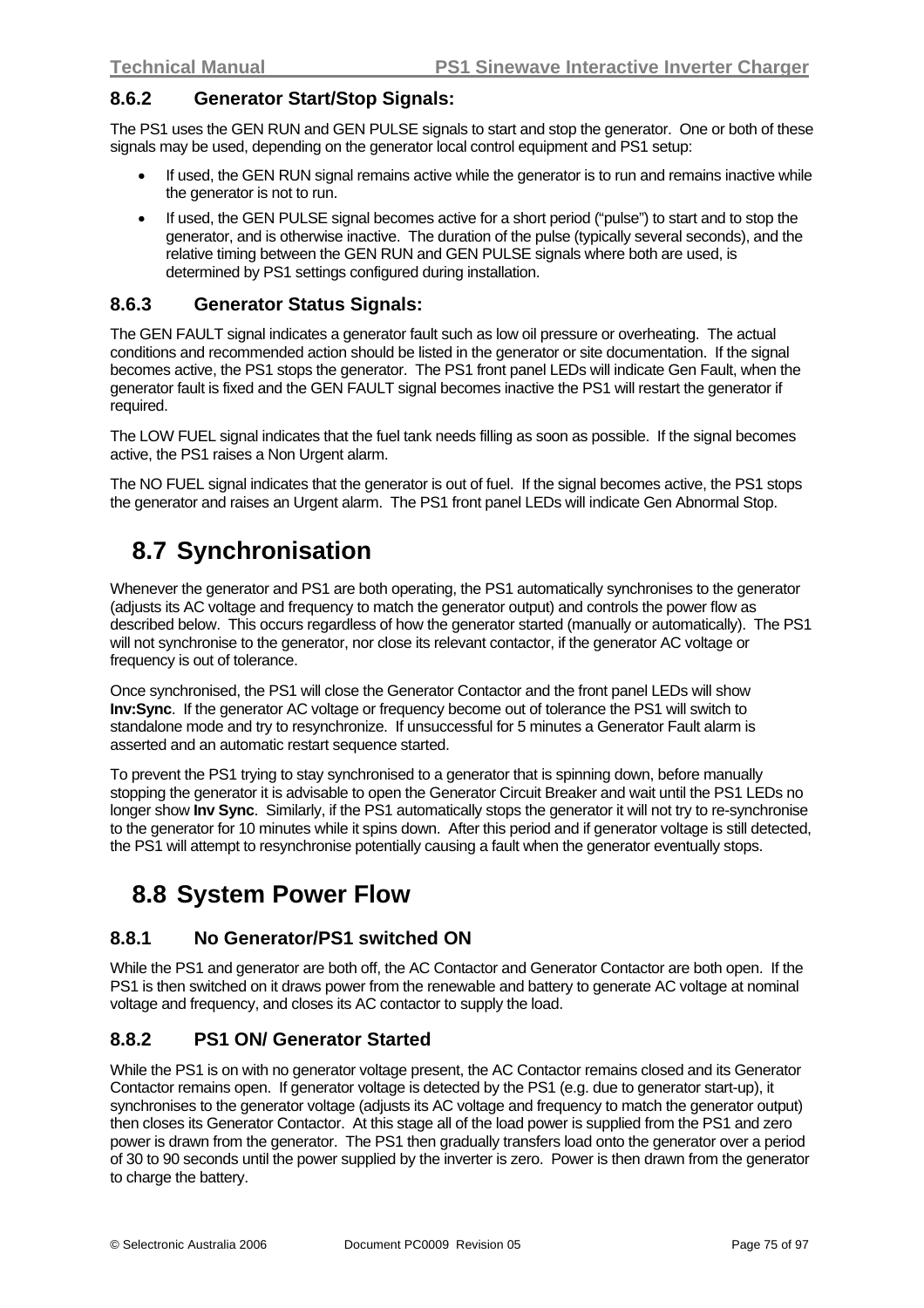### 8.6.2 Generator Start/Stop Signals:

The PS1 uses the GEN RUN and GEN PULSE signals to start and stop the generator. One or both of these signals may be used, depending on the generator local control equipment and PS1 setup:

- If used, the GEN RUN signal remains active while the generator is to run and remains inactive while the generator is not to run.
- If used, the GEN PULSE signal becomes active for a short period ("pulse") to start and to stop the generator, and is otherwise inactive. The duration of the pulse (typically several seconds), and the relative timing between the GEN RUN and GEN PULSE signals where both are used, is determined by PS1 settings configured during installation.

### 8.6.3 Generator Status Signals:

The GEN FAULT signal indicates a generator fault such as low oil pressure or overheating. The actual conditions and recommended action should be listed in the generator or site documentation. If the signal becomes active, the PS1 stops the generator. The PS1 front panel LEDs will indicate Gen Fault, when the generator fault is fixed and the GEN FAULT signal becomes inactive the PS1 will restart the generator if required.

The LOW FUEL signal indicates that the fuel tank needs filling as soon as possible. If the signal becomes active, the PS1 raises a Non Urgent alarm.

The NO FUEL signal indicates that the generator is out of fuel. If the signal becomes active, the PS1 stops the generator and raises an Urgent alarm. The PS1 front panel LEDs will indicate Gen Abnormal Stop.

## 8.7 Synchronisation

Whenever the generator and PS1 are both operating, the PS1 automatically synchronises to the generator (adjusts its AC voltage and frequency to match the generator output) and controls the power flow as described below. This occurs regardless of how the generator started (manually or automatically). The PS1 will not synchronise to the generator, nor close its relevant contactor, if the generator AC voltage or frequency is out of tolerance.

Once synchronised, the PS1 will close the Generator Contactor and the front panel LEDs will show **Inv:Sync**. If the generator AC voltage or frequency become out of tolerance the PS1 will switch to standalone mode and try to resynchronize. If unsuccessful for 5 minutes a Generator Fault alarm is asserted and an automatic restart sequence started.

To prevent the PS1 trying to stay synchronised to a generator that is spinning down, before manually stopping the generator it is advisable to open the Generator Circuit Breaker and wait until the PS1 LEDs no longer show **Inv Sync**. Similarly, if the PS1 automatically stops the generator it will not try to re-synchronise to the generator for 10 minutes while it spins down. After this period and if generator voltage is still detected, the PS1 will attempt to resynchronise potentially causing a fault when the generator eventually stops.

## 8.8 System Power Flow

### 8.8.1 No Generator/PS1 switched ON

While the PS1 and generator are both off, the AC Contactor and Generator Contactor are both open. If the PS1 is then switched on it draws power from the renewable and battery to generate AC voltage at nominal voltage and frequency, and closes its AC contactor to supply the load.

### 8.8.2 PS1 ON/ Generator Started

While the PS1 is on with no generator voltage present, the AC Contactor remains closed and its Generator Contactor remains open. If generator voltage is detected by the PS1 (e.g. due to generator start-up), it synchronises to the generator voltage (adjusts its AC voltage and frequency to match the generator output) then closes its Generator Contactor. At this stage all of the load power is supplied from the PS1 and zero power is drawn from the generator. The PS1 then gradually transfers load onto the generator over a period of 30 to 90 seconds until the power supplied by the inverter is zero. Power is then drawn from the generator to charge the battery.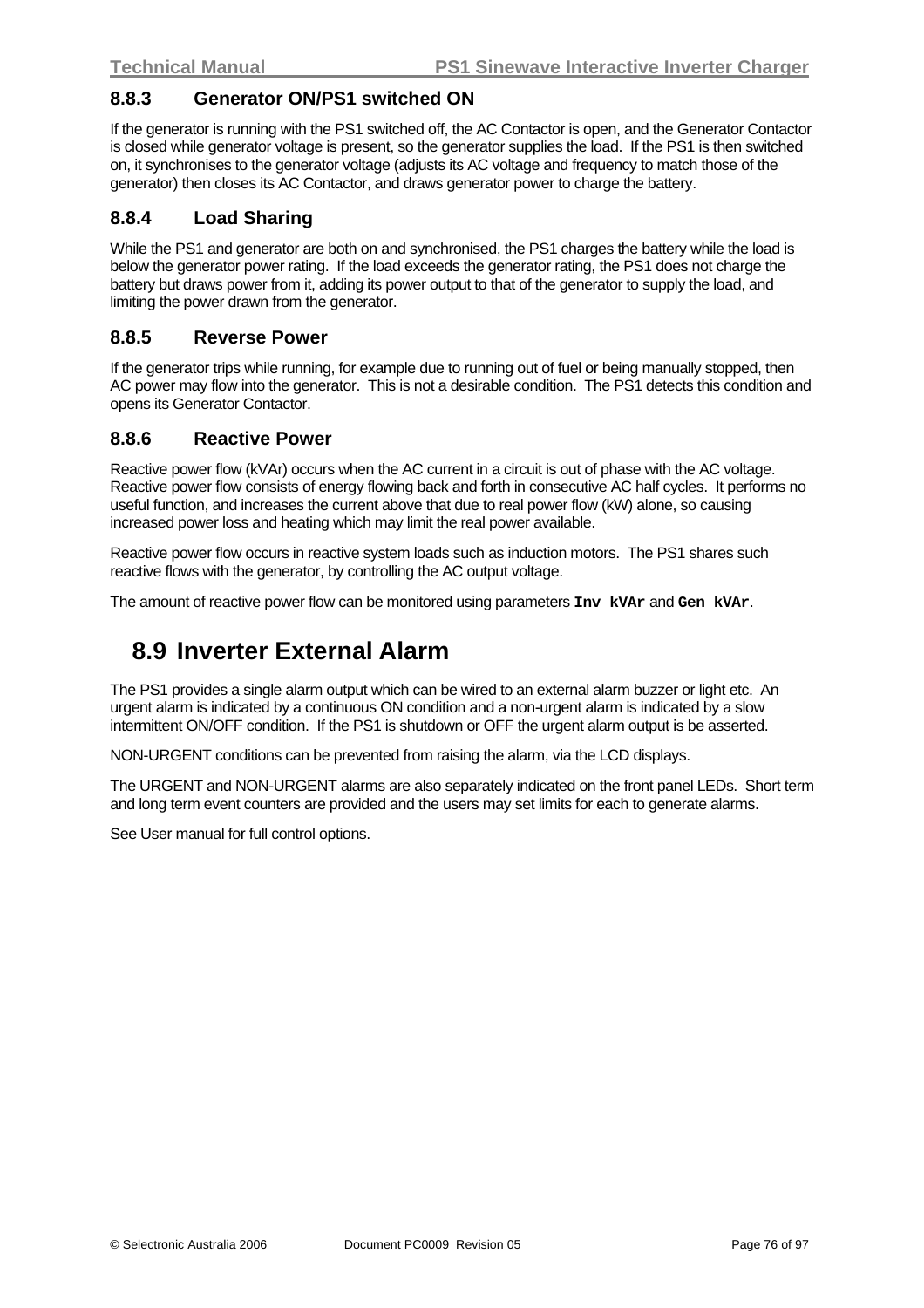### 8.8.3 Generator ON/PS1 switched ON

If the generator is running with the PS1 switched off, the AC Contactor is open, and the Generator Contactor is closed while generator voltage is present, so the generator supplies the load. If the PS1 is then switched on, it synchronises to the generator voltage (adjusts its AC voltage and frequency to match those of the generator) then closes its AC Contactor, and draws generator power to charge the battery.

### 8.8.4 Load Sharing

While the PS1 and generator are both on and synchronised, the PS1 charges the battery while the load is below the generator power rating. If the load exceeds the generator rating, the PS1 does not charge the battery but draws power from it, adding its power output to that of the generator to supply the load, and limiting the power drawn from the generator.

### 8.8.5 Reverse Power

If the generator trips while running, for example due to running out of fuel or being manually stopped, then AC power may flow into the generator. This is not a desirable condition. The PS1 detects this condition and opens its Generator Contactor.

### 8.8.6 Reactive Power

Reactive power flow (kVAr) occurs when the AC current in a circuit is out of phase with the AC voltage. Reactive power flow consists of energy flowing back and forth in consecutive AC half cycles. It performs no useful function, and increases the current above that due to real power flow (kW) alone, so causing increased power loss and heating which may limit the real power available.

Reactive power flow occurs in reactive system loads such as induction motors. The PS1 shares such reactive flows with the generator, by controlling the AC output voltage.

The amount of reactive power flow can be monitored using parameters **`Inv kVAr`** and **`Gen kVAr`**.

## 8.9 Inverter External Alarm

The PS1 provides a single alarm output which can be wired to an external alarm buzzer or light etc. An urgent alarm is indicated by a continuous ON condition and a non-urgent alarm is indicated by a slow intermittent ON/OFF condition. If the PS1 is shutdown or OFF the urgent alarm output is be asserted.

NON-URGENT conditions can be prevented from raising the alarm, via the LCD displays.

The URGENT and NON-URGENT alarms are also separately indicated on the front panel LEDs. Short term and long term event counters are provided and the users may set limits for each to generate alarms.

See User manual for full control options.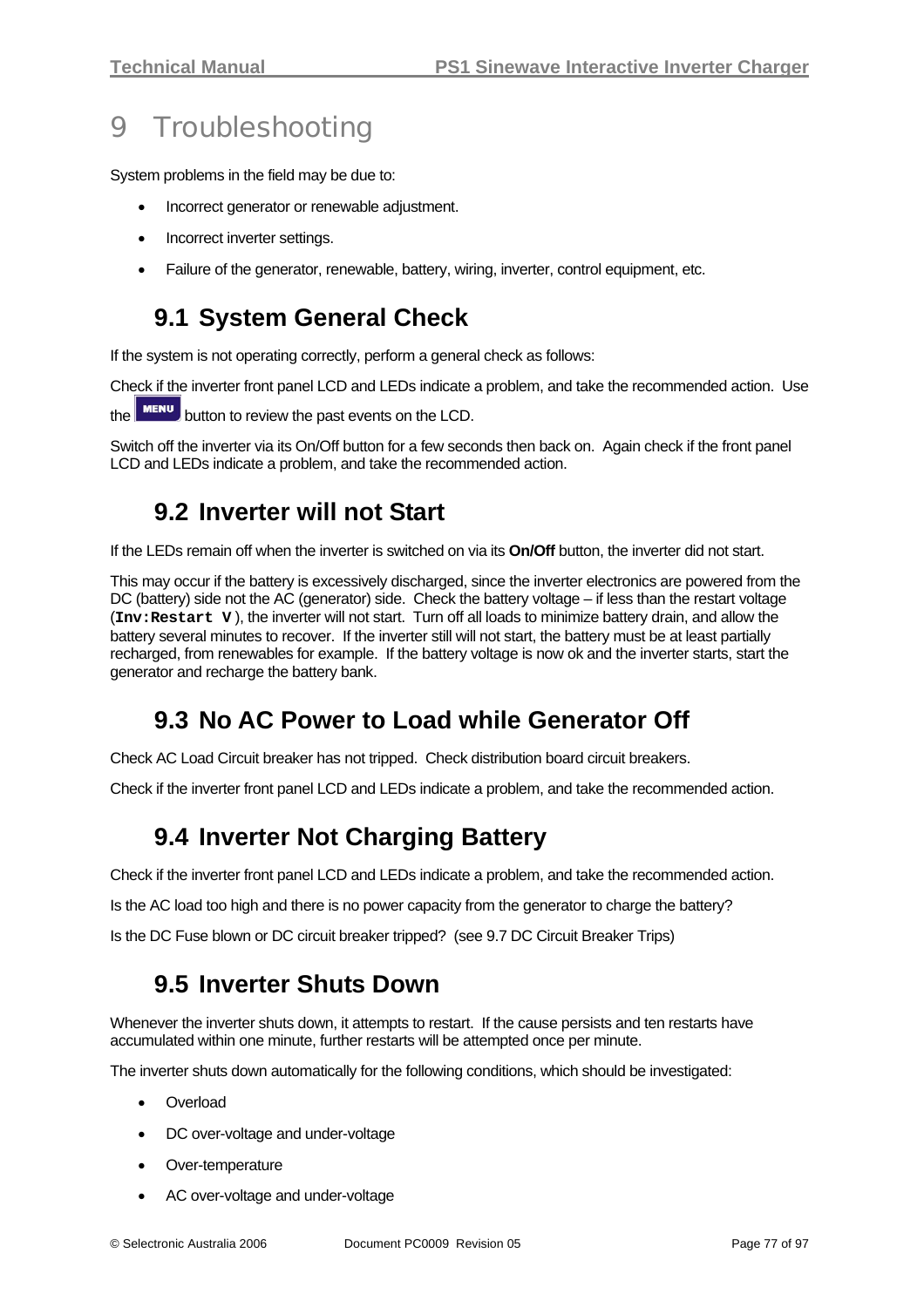# 9 Troubleshooting

System problems in the field may be due to:

- Incorrect generator or renewable adjustment.
- Incorrect inverter settings.
- Failure of the generator, renewable, battery, wiring, inverter, control equipment, etc.

## 9.1 System General Check

If the system is not operating correctly, perform a general check as follows:

Check if the inverter front panel LCD and LEDs indicate a problem, and take the recommended action. Use the MENU button to review the past events on the LCD.

Switch off the inverter via its On/Off button for a few seconds then back on. Again check if the front panel LCD and LEDs indicate a problem, and take the recommended action.

## 9.2 Inverter will not Start

If the LEDs remain off when the inverter is switched on via its **On/Off** button, the inverter did not start.

This may occur if the battery is excessively discharged, since the inverter electronics are powered from the DC (battery) side not the AC (generator) side. Check the battery voltage – if less than the restart voltage (`Inv:Restart V`), the inverter will not start. Turn off all loads to minimize battery drain, and allow the battery several minutes to recover. If the inverter still will not start, the battery must be at least partially recharged, from renewables for example. If the battery voltage is now ok and the inverter starts, start the generator and recharge the battery bank.

## 9.3 No AC Power to Load while Generator Off

Check AC Load Circuit breaker has not tripped. Check distribution board circuit breakers.

Check if the inverter front panel LCD and LEDs indicate a problem, and take the recommended action.

## 9.4 Inverter Not Charging Battery

Check if the inverter front panel LCD and LEDs indicate a problem, and take the recommended action.

Is the AC load too high and there is no power capacity from the generator to charge the battery?

Is the DC Fuse blown or DC circuit breaker tripped? (see 9.7 DC Circuit Breaker Trips)

## 9.5 Inverter Shuts Down

Whenever the inverter shuts down, it attempts to restart. If the cause persists and ten restarts have accumulated within one minute, further restarts will be attempted once per minute.

The inverter shuts down automatically for the following conditions, which should be investigated:

- Overload
- DC over-voltage and under-voltage
- Over-temperature
- AC over-voltage and under-voltage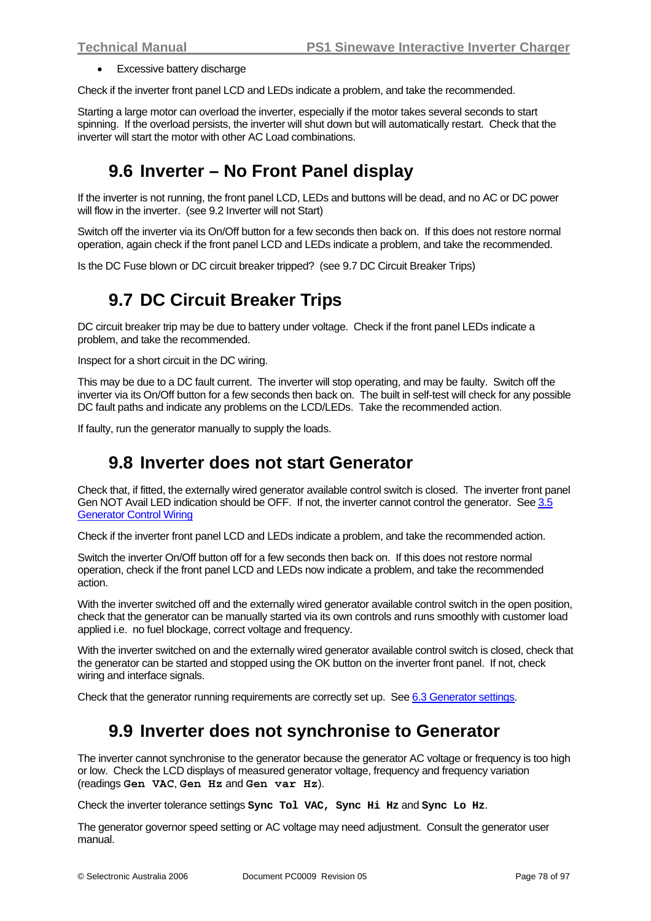- Excessive battery discharge

Check if the inverter front panel LCD and LEDs indicate a problem, and take the recommended.

Starting a large motor can overload the inverter, especially if the motor takes several seconds to start spinning. If the overload persists, the inverter will shut down but will automatically restart. Check that the inverter will start the motor with other AC Load combinations.

## 9.6 Inverter – No Front Panel display

If the inverter is not running, the front panel LCD, LEDs and buttons will be dead, and no AC or DC power will flow in the inverter. (see 9.2 Inverter will not Start)

Switch off the inverter via its On/Off button for a few seconds then back on. If this does not restore normal operation, again check if the front panel LCD and LEDs indicate a problem, and take the recommended.

Is the DC Fuse blown or DC circuit breaker tripped? (see 9.7 DC Circuit Breaker Trips)

## 9.7 DC Circuit Breaker Trips

DC circuit breaker trip may be due to battery under voltage. Check if the front panel LEDs indicate a problem, and take the recommended.

Inspect for a short circuit in the DC wiring.

This may be due to a DC fault current. The inverter will stop operating, and may be faulty. Switch off the inverter via its On/Off button for a few seconds then back on. The built in self-test will check for any possible DC fault paths and indicate any problems on the LCD/LEDs. Take the recommended action.

If faulty, run the generator manually to supply the loads.

## 9.8 Inverter does not start Generator

Check that, if fitted, the externally wired generator available control switch is closed. The inverter front panel Gen NOT Avail LED indication should be OFF. If not, the inverter cannot control the generator. See 3.5 Generator Control Wiring

Check if the inverter front panel LCD and LEDs indicate a problem, and take the recommended action.

Switch the inverter On/Off button off for a few seconds then back on. If this does not restore normal operation, check if the front panel LCD and LEDs now indicate a problem, and take the recommended action.

With the inverter switched off and the externally wired generator available control switch in the open position, check that the generator can be manually started via its own controls and runs smoothly with customer load applied i.e. no fuel blockage, correct voltage and frequency.

With the inverter switched on and the externally wired generator available control switch is closed, check that the generator can be started and stopped using the OK button on the inverter front panel. If not, check wiring and interface signals.

Check that the generator running requirements are correctly set up. See 6.3 Generator settings.

## 9.9 Inverter does not synchronise to Generator

The inverter cannot synchronise to the generator because the generator AC voltage or frequency is too high or low. Check the LCD displays of measured generator voltage, frequency and frequency variation (readings **`Gen VAC`**, **`Gen Hz`** and **`Gen var Hz`**).

Check the inverter tolerance settings **`Sync Tol VAC,`** **`Sync Hi Hz`** and **`Sync Lo Hz`**.

The generator governor speed setting or AC voltage may need adjustment. Consult the generator user manual.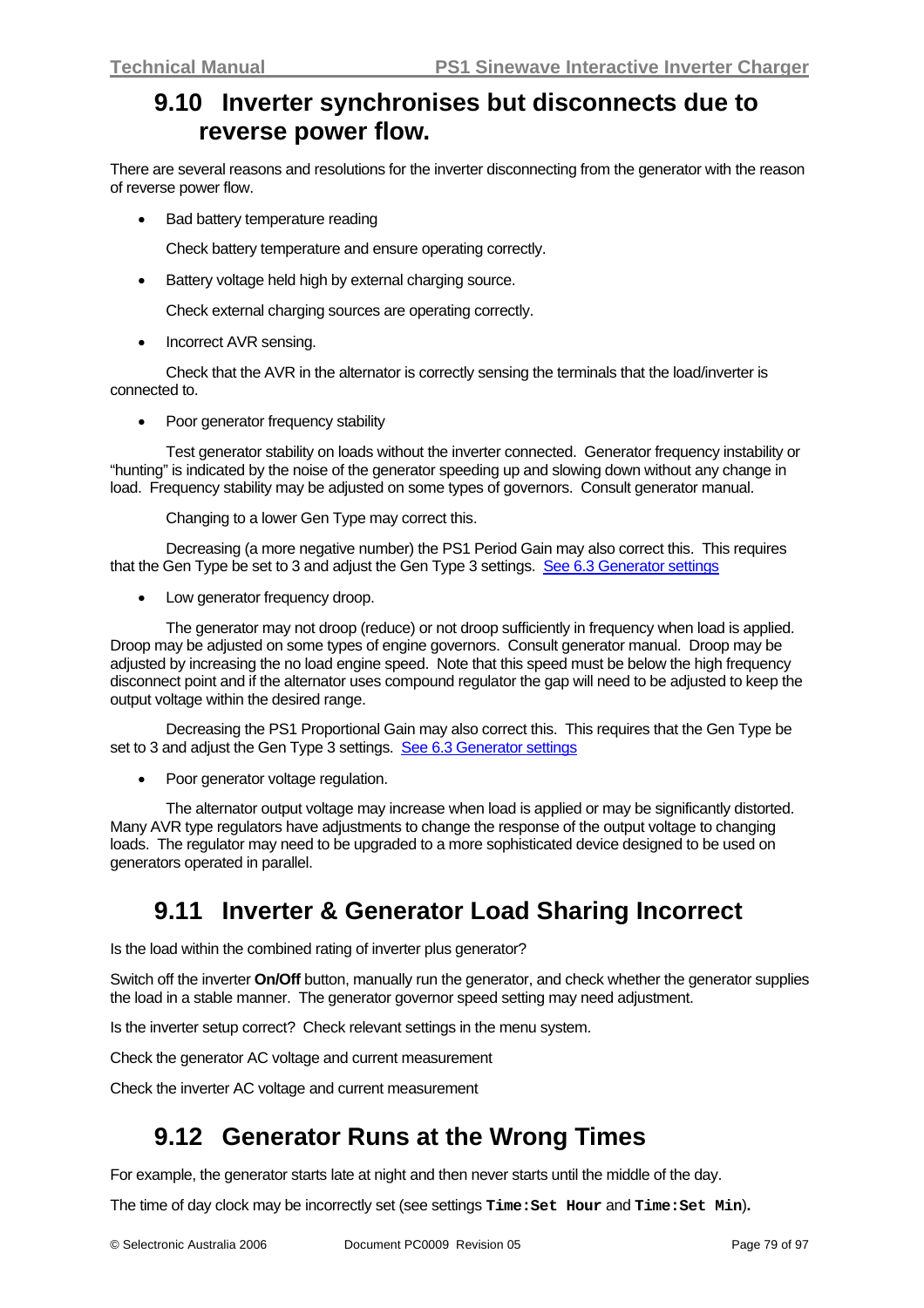## 9.10 Inverter synchronises but disconnects due to reverse power flow.

There are several reasons and resolutions for the inverter disconnecting from the generator with the reason of reverse power flow.

- Bad battery temperature reading

  Check battery temperature and ensure operating correctly.

- Battery voltage held high by external charging source.

  Check external charging sources are operating correctly.

- Incorrect AVR sensing.

  Check that the AVR in the alternator is correctly sensing the terminals that the load/inverter is connected to.

- Poor generator frequency stability

  Test generator stability on loads without the inverter connected. Generator frequency instability or "hunting" is indicated by the noise of the generator speeding up and slowing down without any change in load. Frequency stability may be adjusted on some types of governors. Consult generator manual.

  Changing to a lower Gen Type may correct this.

  Decreasing (a more negative number) the PS1 Period Gain may also correct this. This requires that the Gen Type be set to 3 and adjust the Gen Type 3 settings. See 6.3 Generator settings

- Low generator frequency droop.

  The generator may not droop (reduce) or not droop sufficiently in frequency when load is applied. Droop may be adjusted on some types of engine governors. Consult generator manual. Droop may be adjusted by increasing the no load engine speed. Note that this speed must be below the high frequency disconnect point and if the alternator uses compound regulator the gap will need to be adjusted to keep the output voltage within the desired range.

  Decreasing the PS1 Proportional Gain may also correct this. This requires that the Gen Type be set to 3 and adjust the Gen Type 3 settings. See 6.3 Generator settings

- Poor generator voltage regulation.

  The alternator output voltage may increase when load is applied or may be significantly distorted. Many AVR type regulators have adjustments to change the response of the output voltage to changing loads. The regulator may need to be upgraded to a more sophisticated device designed to be used on generators operated in parallel.

## 9.11 Inverter & Generator Load Sharing Incorrect

Is the load within the combined rating of inverter plus generator?

Switch off the inverter **On/Off** button, manually run the generator, and check whether the generator supplies the load in a stable manner. The generator governor speed setting may need adjustment.

Is the inverter setup correct? Check relevant settings in the menu system.

Check the generator AC voltage and current measurement

Check the inverter AC voltage and current measurement

## 9.12 Generator Runs at the Wrong Times

For example, the generator starts late at night and then never starts until the middle of the day.

The time of day clock may be incorrectly set (see settings `Time:Set Hour` and `Time:Set Min`).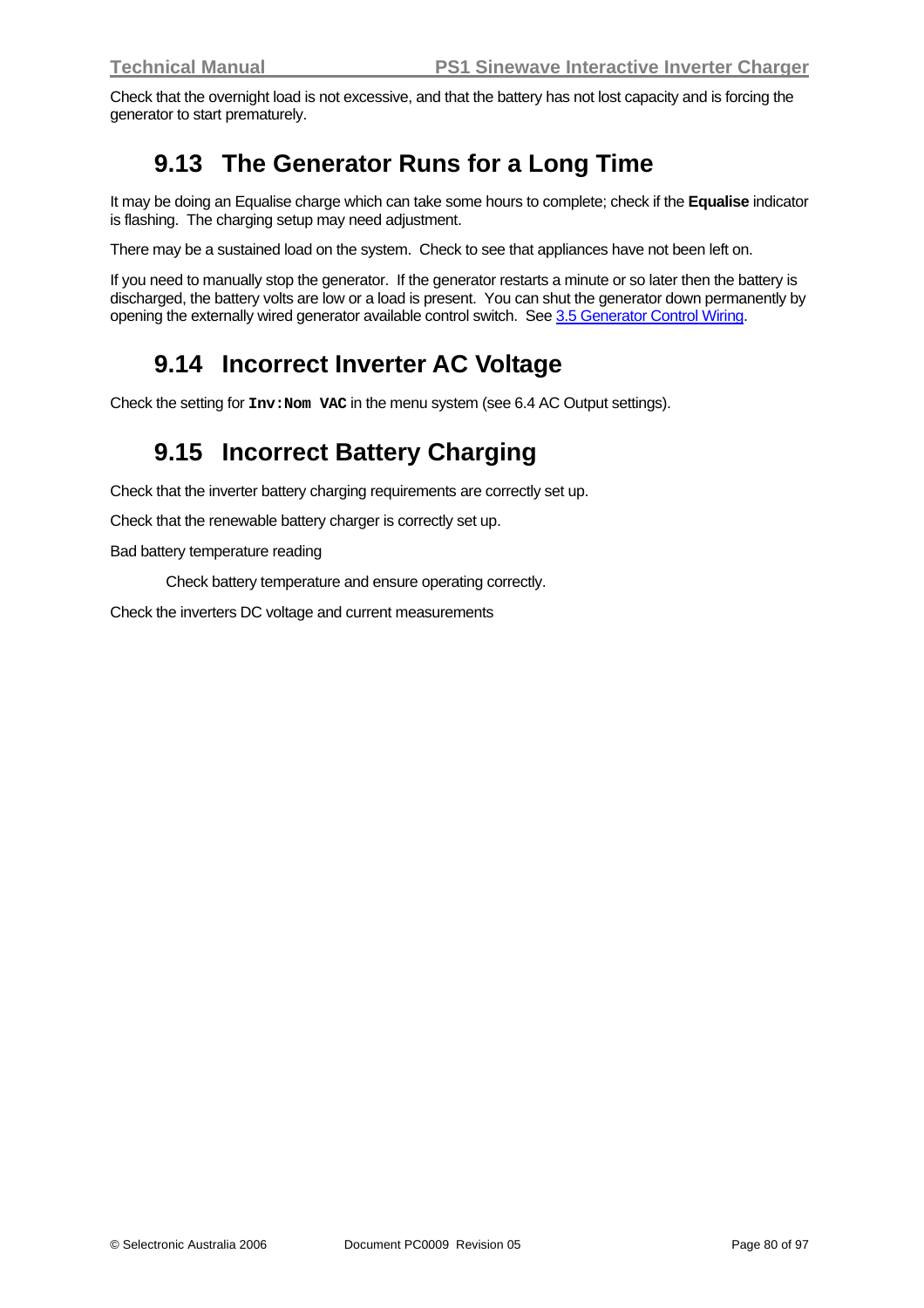Check that the overnight load is not excessive, and that the battery has not lost capacity and is forcing the generator to start prematurely.

## 9.13 The Generator Runs for a Long Time

It may be doing an Equalise charge which can take some hours to complete; check if the **Equalise** indicator is flashing. The charging setup may need adjustment.

There may be a sustained load on the system. Check to see that appliances have not been left on.

If you need to manually stop the generator. If the generator restarts a minute or so later then the battery is discharged, the battery volts are low or a load is present. You can shut the generator down permanently by opening the externally wired generator available control switch. See 3.5 Generator Control Wiring.

## 9.14 Incorrect Inverter AC Voltage

Check the setting for **`Inv:Nom VAC`** in the menu system (see 6.4 AC Output settings).

## 9.15 Incorrect Battery Charging

Check that the inverter battery charging requirements are correctly set up.

Check that the renewable battery charger is correctly set up.

Bad battery temperature reading

Check battery temperature and ensure operating correctly.

Check the inverters DC voltage and current measurements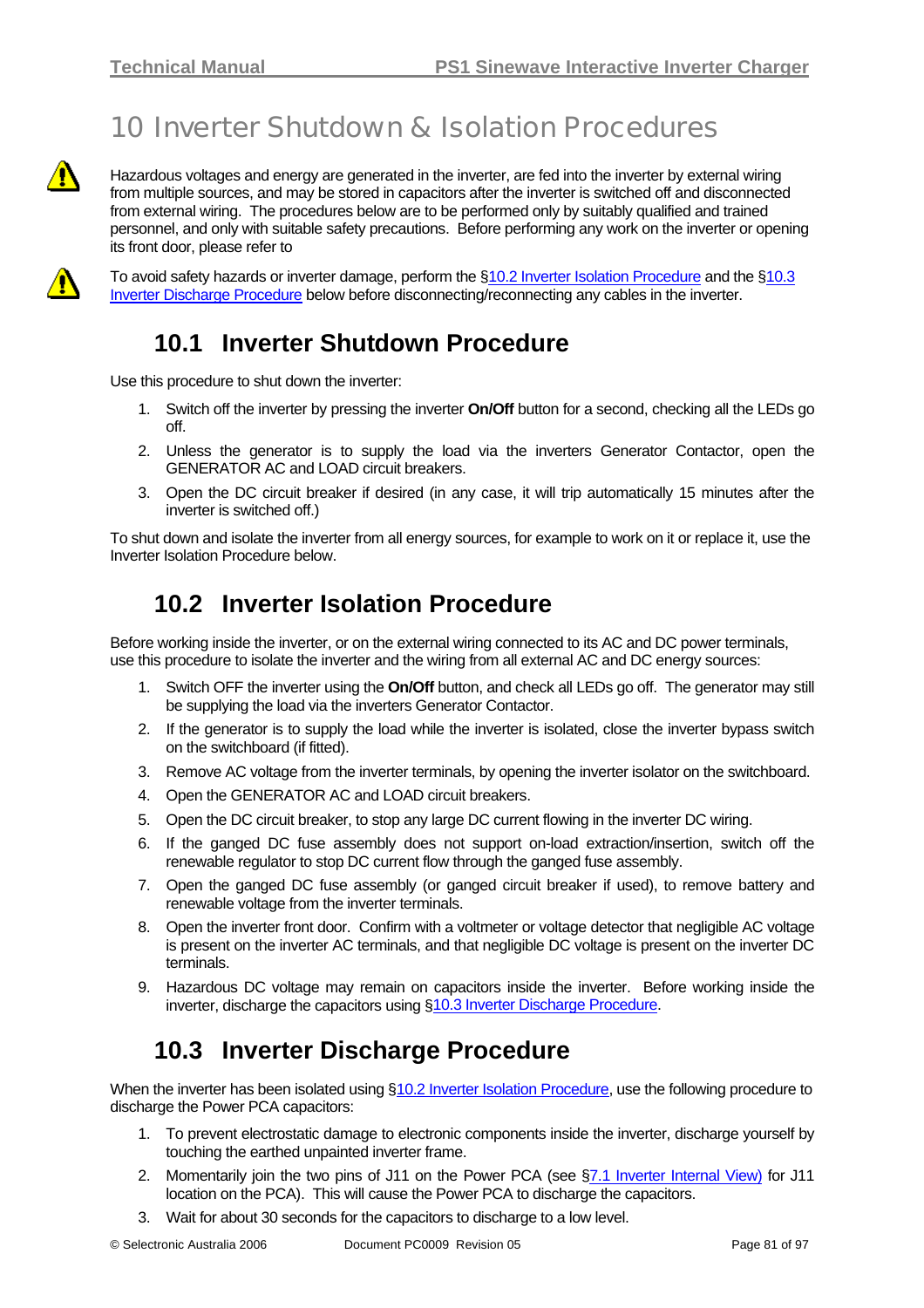# 10 Inverter Shutdown & Isolation Procedures

Hazardous voltages and energy are generated in the inverter, are fed into the inverter by external wiring from multiple sources, and may be stored in capacitors after the inverter is switched off and disconnected from external wiring. The procedures below are to be performed only by suitably qualified and trained personnel, and only with suitable safety precautions. Before performing any work on the inverter or opening its front door, please refer to

To avoid safety hazards or inverter damage, perform the §10.2 Inverter Isolation Procedure and the §10.3 Inverter Discharge Procedure below before disconnecting/reconnecting any cables in the inverter.

## 10.1 Inverter Shutdown Procedure

Use this procedure to shut down the inverter:

1. Switch off the inverter by pressing the inverter **On/Off** button for a second, checking all the LEDs go off.
2. Unless the generator is to supply the load via the inverters Generator Contactor, open the GENERATOR AC and LOAD circuit breakers.
3. Open the DC circuit breaker if desired (in any case, it will trip automatically 15 minutes after the inverter is switched off.)

To shut down and isolate the inverter from all energy sources, for example to work on it or replace it, use the Inverter Isolation Procedure below.

## 10.2 Inverter Isolation Procedure

Before working inside the inverter, or on the external wiring connected to its AC and DC power terminals, use this procedure to isolate the inverter and the wiring from all external AC and DC energy sources:

1. Switch OFF the inverter using the **On/Off** button, and check all LEDs go off. The generator may still be supplying the load via the inverters Generator Contactor.
2. If the generator is to supply the load while the inverter is isolated, close the inverter bypass switch on the switchboard (if fitted).
3. Remove AC voltage from the inverter terminals, by opening the inverter isolator on the switchboard.
4. Open the GENERATOR AC and LOAD circuit breakers.
5. Open the DC circuit breaker, to stop any large DC current flowing in the inverter DC wiring.
6. If the ganged DC fuse assembly does not support on-load extraction/insertion, switch off the renewable regulator to stop DC current flow through the ganged fuse assembly.
7. Open the ganged DC fuse assembly (or ganged circuit breaker if used), to remove battery and renewable voltage from the inverter terminals.
8. Open the inverter front door. Confirm with a voltmeter or voltage detector that negligible AC voltage is present on the inverter AC terminals, and that negligible DC voltage is present on the inverter DC terminals.
9. Hazardous DC voltage may remain on capacitors inside the inverter. Before working inside the inverter, discharge the capacitors using §10.3 Inverter Discharge Procedure.

## 10.3 Inverter Discharge Procedure

When the inverter has been isolated using §10.2 Inverter Isolation Procedure, use the following procedure to discharge the Power PCA capacitors:

1. To prevent electrostatic damage to electronic components inside the inverter, discharge yourself by touching the earthed unpainted inverter frame.
2. Momentarily join the two pins of J11 on the Power PCA (see §7.1 Inverter Internal View) for J11 location on the PCA). This will cause the Power PCA to discharge the capacitors.
3. Wait for about 30 seconds for the capacitors to discharge to a low level.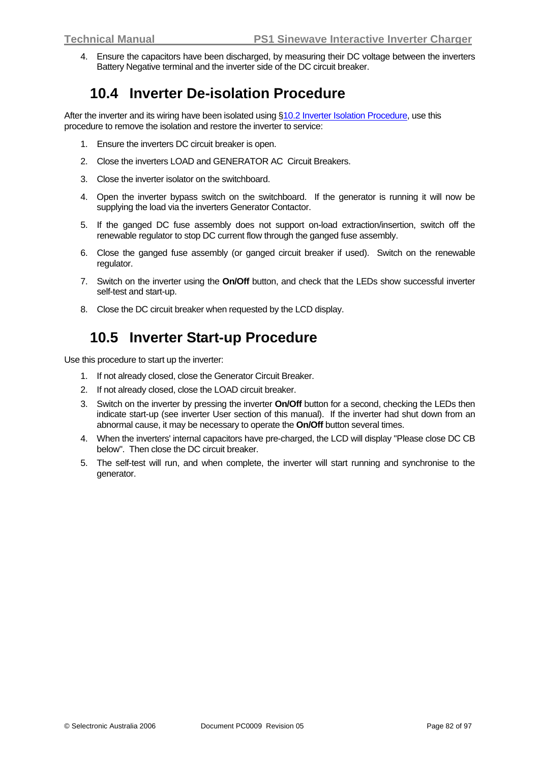4. Ensure the capacitors have been discharged, by measuring their DC voltage between the inverters Battery Negative terminal and the inverter side of the DC circuit breaker.

## 10.4 Inverter De-isolation Procedure

After the inverter and its wiring have been isolated using §10.2 Inverter Isolation Procedure, use this procedure to remove the isolation and restore the inverter to service:

1. Ensure the inverters DC circuit breaker is open.
2. Close the inverters LOAD and GENERATOR AC Circuit Breakers.
3. Close the inverter isolator on the switchboard.
4. Open the inverter bypass switch on the switchboard. If the generator is running it will now be supplying the load via the inverters Generator Contactor.
5. If the ganged DC fuse assembly does not support on-load extraction/insertion, switch off the renewable regulator to stop DC current flow through the ganged fuse assembly.
6. Close the ganged fuse assembly (or ganged circuit breaker if used). Switch on the renewable regulator.
7. Switch on the inverter using the **On/Off** button, and check that the LEDs show successful inverter self-test and start-up.
8. Close the DC circuit breaker when requested by the LCD display.

## 10.5 Inverter Start-up Procedure

Use this procedure to start up the inverter:

1. If not already closed, close the Generator Circuit Breaker.
2. If not already closed, close the LOAD circuit breaker.
3. Switch on the inverter by pressing the inverter **On/Off** button for a second, checking the LEDs then indicate start-up (see inverter User section of this manual). If the inverter had shut down from an abnormal cause, it may be necessary to operate the **On/Off** button several times.
4. When the inverters' internal capacitors have pre-charged, the LCD will display "Please close DC CB below". Then close the DC circuit breaker.
5. The self-test will run, and when complete, the inverter will start running and synchronise to the generator.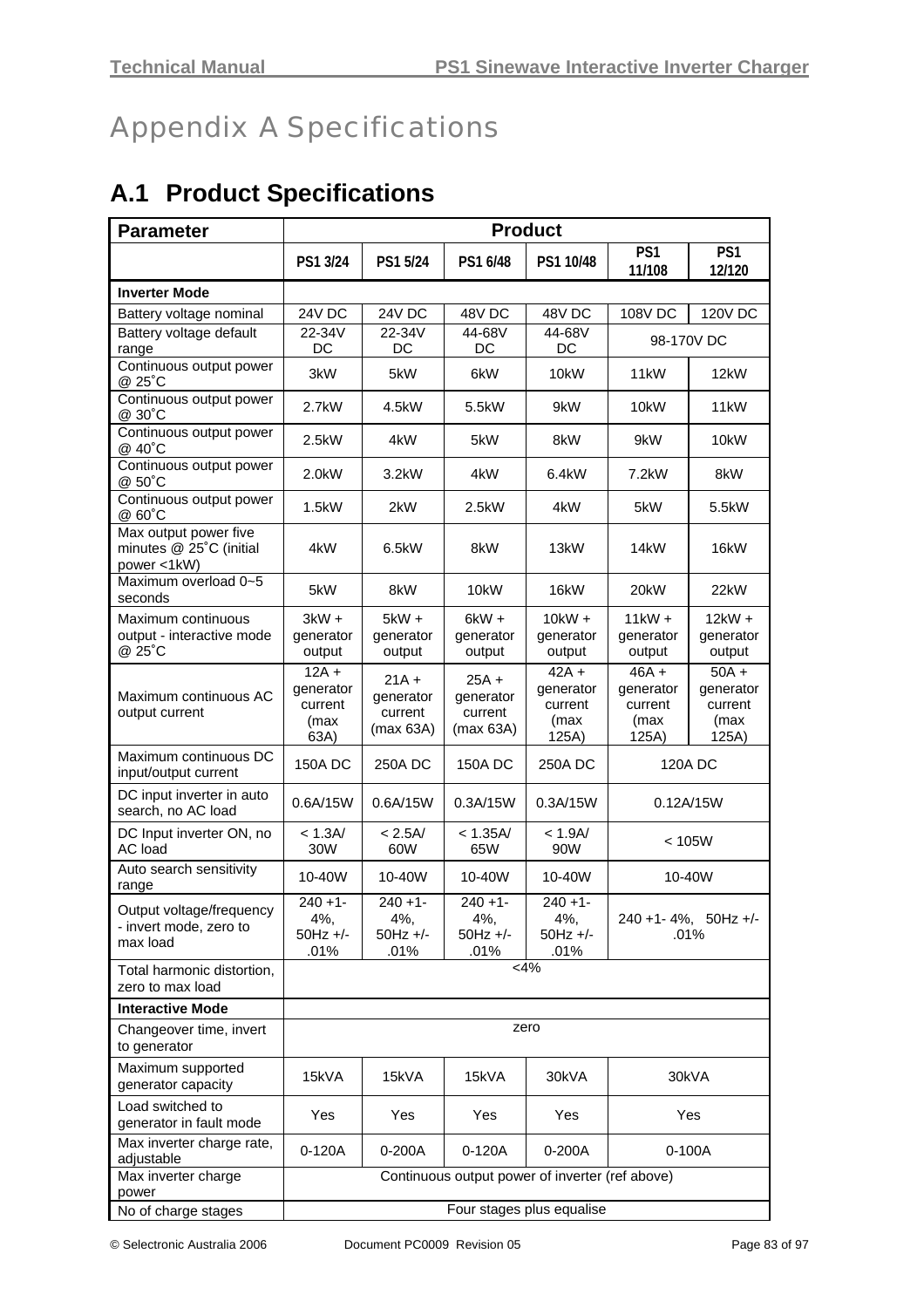# Appendix A Specifications

## A.1 Product Specifications

| Parameter | Product | | | | | |
|---|---|---|---|---|---|---|
| | PS1 3/24 | PS1 5/24 | PS1 6/48 | PS1 10/48 | PS1 11/108 | PS1 12/120 |
| **Inverter Mode** | | | | | | |
| Battery voltage nominal | 24V DC | 24V DC | 48V DC | 48V DC | 108V DC | 120V DC |
| Battery voltage default range | 22-34V DC | 22-34V DC | 44-68V DC | 44-68V DC | 98-170V DC | |
| Continuous output power @ 25˚C | 3kW | 5kW | 6kW | 10kW | 11kW | 12kW |
| Continuous output power @ 30˚C | 2.7kW | 4.5kW | 5.5kW | 9kW | 10kW | 11kW |
| Continuous output power @ 40˚C | 2.5kW | 4kW | 5kW | 8kW | 9kW | 10kW |
| Continuous output power @ 50˚C | 2.0kW | 3.2kW | 4kW | 6.4kW | 7.2kW | 8kW |
| Continuous output power @ 60˚C | 1.5kW | 2kW | 2.5kW | 4kW | 5kW | 5.5kW |
| Max output power five minutes @ 25˚C (initial power <1kW) | 4kW | 6.5kW | 8kW | 13kW | 14kW | 16kW |
| Maximum overload 0~5 seconds | 5kW | 8kW | 10kW | 16kW | 20kW | 22kW |
| Maximum continuous output - interactive mode @ 25˚C | 3kW + generator output | 5kW + generator output | 6kW + generator output | 10kW + generator output | 11kW + generator output | 12kW + generator output |
| Maximum continuous AC output current | 12A + generator current (max 63A) | 21A + generator current (max 63A) | 25A + generator current (max 63A) | 42A + generator current (max 125A) | 46A + generator current (max 125A) | 50A + generator current (max 125A) |
| Maximum continuous DC input/output current | 150A DC | 250A DC | 150A DC | 250A DC | 120A DC | |
| DC input inverter in auto search, no AC load | 0.6A/15W | 0.6A/15W | 0.3A/15W | 0.3A/15W | 0.12A/15W | |
| DC Input inverter ON, no AC load | < 1.3A/ 30W | < 2.5A/ 60W | < 1.35A/ 65W | < 1.9A/ 90W | < 105W | |
| Auto search sensitivity range | 10-40W | 10-40W | 10-40W | 10-40W | 10-40W | |
| Output voltage/frequency - invert mode, zero to max load | 240 +1- 4%, 50Hz +/- .01% | 240 +1- 4%, 50Hz +/- .01% | 240 +1- 4%, 50Hz +/- .01% | 240 +1- 4%, 50Hz +/- .01% | 240 +1- 4%, 50Hz +/- .01% | |
| Total harmonic distortion, zero to max load | <4% | | | | | |
| **Interactive Mode** | | | | | | |
| Changeover time, invert to generator | zero | | | | | |
| Maximum supported generator capacity | 15kVA | 15kVA | 15kVA | 30kVA | 30kVA | |
| Load switched to generator in fault mode | Yes | Yes | Yes | Yes | Yes | |
| Max inverter charge rate, adjustable | 0-120A | 0-200A | 0-120A | 0-200A | 0-100A | |
| Max inverter charge power | Continuous output power of inverter (ref above) | | | | | |
| No of charge stages | Four stages plus equalise | | | | | |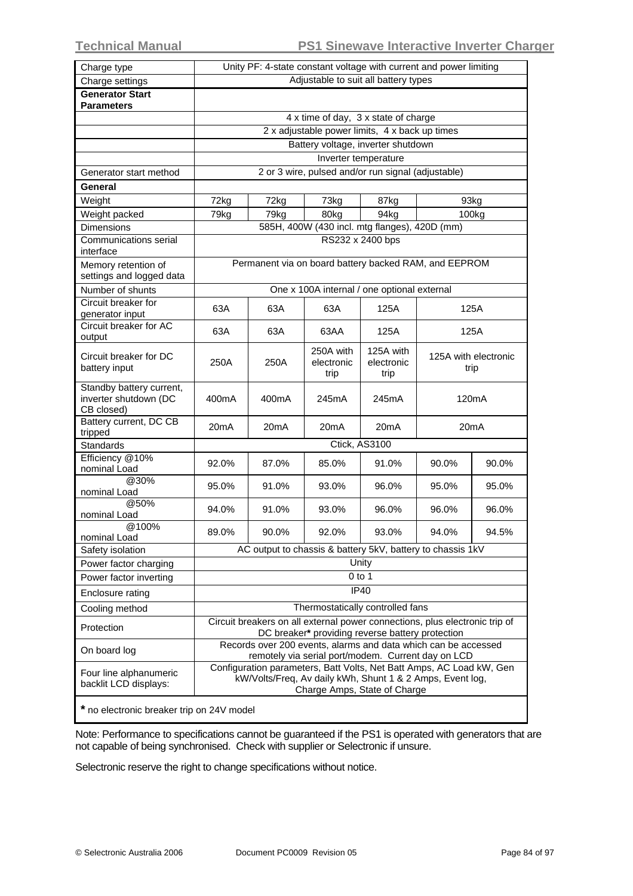| Charge type | Unity PF: 4-state constant voltage with current and power limiting | | | | | |
|---|---|---|---|---|---|---|
| Charge settings | Adjustable to suit all battery types | | | | | |
| **Generator Start Parameters** | | | | | | |
| | 4 x time of day, 3 x state of charge | | | | | |
| | 2 x adjustable power limits, 4 x back up times | | | | | |
| | Battery voltage, inverter shutdown | | | | | |
| | Inverter temperature | | | | | |
| Generator start method | 2 or 3 wire, pulsed and/or run signal (adjustable) | | | | | |
| **General** | | | | | | |
| Weight | 72kg | 72kg | 73kg | 87kg | 93kg | |
| Weight packed | 79kg | 79kg | 80kg | 94kg | 100kg | |
| Dimensions | 585H, 400W (430 incl. mtg flanges), 420D (mm) | | | | | |
| Communications serial interface | RS232 x 2400 bps | | | | | |
| Memory retention of settings and logged data | Permanent via on board battery backed RAM, and EEPROM | | | | | |
| Number of shunts | One x 100A internal / one optional external | | | | | |
| Circuit breaker for generator input | 63A | 63A | 63A | 125A | 125A | |
| Circuit breaker for AC output | 63A | 63A | 63AA | 125A | 125A | |
| Circuit breaker for DC battery input | 250A | 250A | 250A with electronic trip | 125A with electronic trip | 125A with electronic trip | |
| Standby battery current, inverter shutdown (DC CB closed) | 400mA | 400mA | 245mA | 245mA | 120mA | |
| Battery current, DC CB tripped | 20mA | 20mA | 20mA | 20mA | 20mA | |
| Standards | Ctick, AS3100 | | | | | |
| Efficiency @10% nominal Load | 92.0% | 87.0% | 85.0% | 91.0% | 90.0% | 90.0% |
| @30% nominal Load | 95.0% | 91.0% | 93.0% | 96.0% | 95.0% | 95.0% |
| @50% nominal Load | 94.0% | 91.0% | 93.0% | 96.0% | 96.0% | 96.0% |
| @100% nominal Load | 89.0% | 90.0% | 92.0% | 93.0% | 94.0% | 94.5% |
| Safety isolation | AC output to chassis & battery 5kV, battery to chassis 1kV | | | | | |
| Power factor charging | Unity | | | | | |
| Power factor inverting | 0 to 1 | | | | | |
| Enclosure rating | IP40 | | | | | |
| Cooling method | Thermostatically controlled fans | | | | | |
| Protection | Circuit breakers on all external power connections, plus electronic trip of DC breaker* providing reverse battery protection | | | | | |
| On board log | Records over 200 events, alarms and data which can be accessed remotely via serial port/modem. Current day on LCD | | | | | |
| Four line alphanumeric backlit LCD displays: | Configuration parameters, Batt Volts, Net Batt Amps, AC Load kW, Gen kW/Volts/Freq, Av daily kWh, Shunt 1 & 2 Amps, Event log, Charge Amps, State of Charge | | | | | |

**\*** no electronic breaker trip on 24V model

Note: Performance to specifications cannot be guaranteed if the PS1 is operated with generators that are not capable of being synchronised. Check with supplier or Selectronic if unsure.

Selectronic reserve the right to change specifications without notice.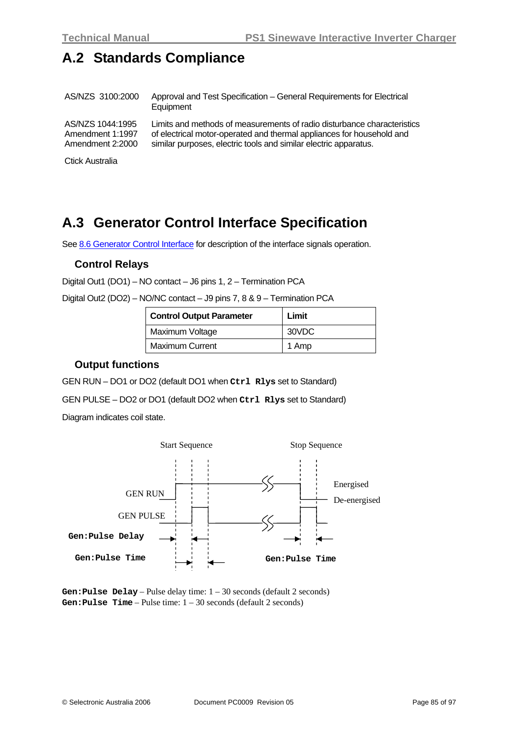## A.2 Standards Compliance

| | |
|---|---|
| AS/NZS 3100:2000 | Approval and Test Specification – General Requirements for Electrical Equipment |
| AS/NZS 1044:1995 Amendment 1:1997 Amendment 2:2000 | Limits and methods of measurements of radio disturbance characteristics of electrical motor-operated and thermal appliances for household and similar purposes, electric tools and similar electric apparatus. |

Ctick Australia

## A.3 Generator Control Interface Specification

See 8.6 Generator Control Interface for description of the interface signals operation.

### Control Relays

Digital Out1 (DO1) – NO contact – J6 pins 1, 2 – Termination PCA

Digital Out2 (DO2) – NO/NC contact – J9 pins 7, 8 & 9 – Termination PCA

| Control Output Parameter | Limit |
|---|---|
| Maximum Voltage | 30VDC |
| Maximum Current | 1 Amp |

### Output functions

GEN RUN – DO1 or DO2 (default DO1 when **`Ctrl Rlys`** set to Standard)

GEN PULSE – DO2 or DO1 (default DO2 when **`Ctrl Rlys`** set to Standard)

Diagram indicates coil state.

Start Sequence | Stop Sequence

GEN RUN | GEN PULSE | Energised | De-energised

**`Gen:Pulse Delay`**

**`Gen:Pulse Time`**

**`Gen:Pulse Time`**

**`Gen:Pulse Delay`** – Pulse delay time: 1 – 30 seconds (default 2 seconds)
**`Gen:Pulse Time`** – Pulse time: 1 – 30 seconds (default 2 seconds)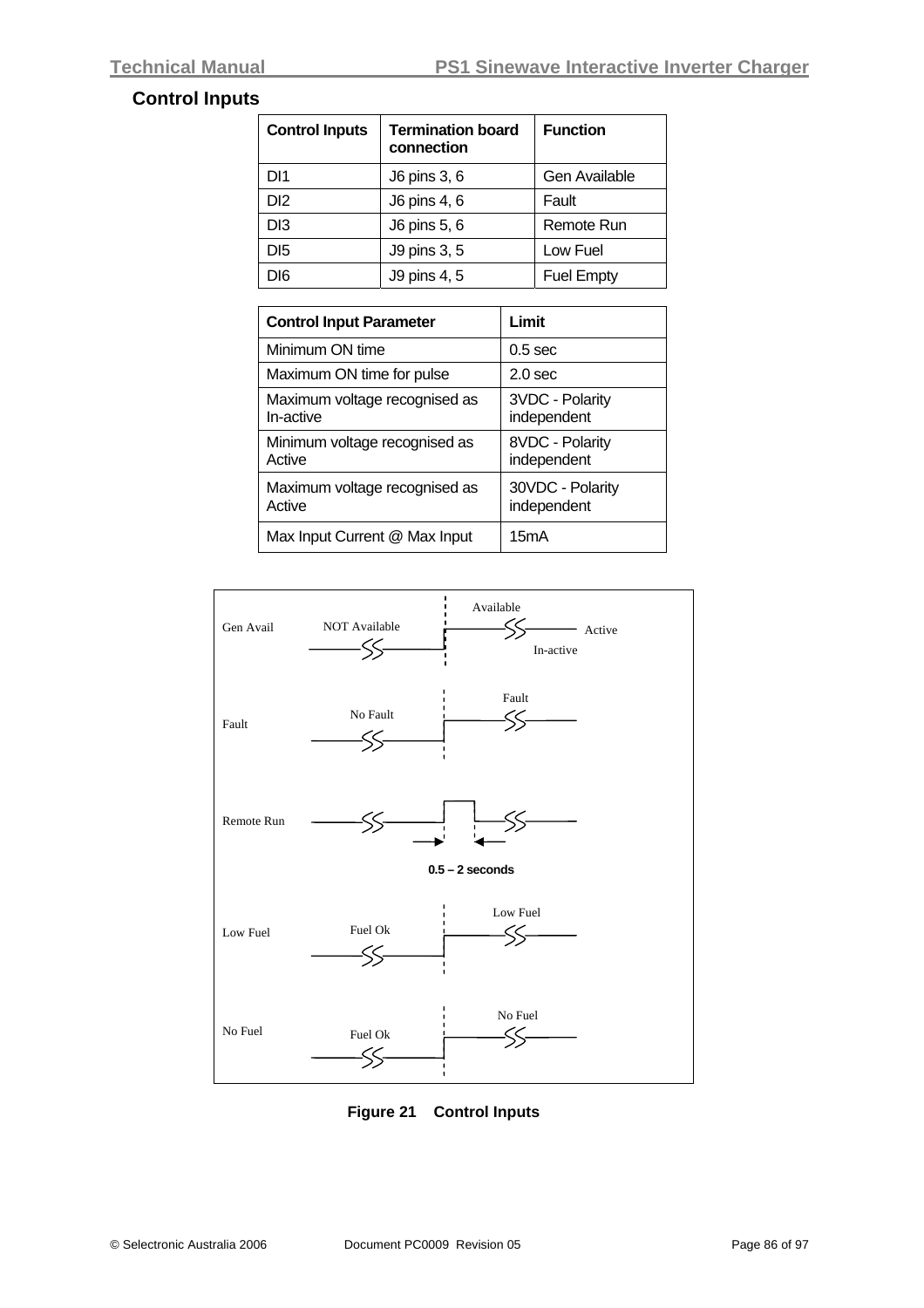## Control Inputs

| Control Inputs | Termination board connection | Function |
| --- | --- | --- |
| DI1 | J6 pins 3, 6 | Gen Available |
| DI2 | J6 pins 4, 6 | Fault |
| DI3 | J6 pins 5, 6 | Remote Run |
| DI5 | J9 pins 3, 5 | Low Fuel |
| DI6 | J9 pins 4, 5 | Fuel Empty |

| Control Input Parameter | Limit |
| --- | --- |
| Minimum ON time | 0.5 sec |
| Maximum ON time for pulse | 2.0 sec |
| Maximum voltage recognised as In-active | 3VDC - Polarity independent |
| Minimum voltage recognised as Active | 8VDC - Polarity independent |
| Maximum voltage recognised as Active | 30VDC - Polarity independent |
| Max Input Current @ Max Input | 15mA |

Gen Avail: NOT Available → Available (Active / In-active)

Fault: No Fault → Fault

Remote Run: 0.5 – 2 seconds

Low Fuel: Fuel Ok → Low Fuel

No Fuel: Fuel Ok → No Fuel

**Figure 21 Control Inputs**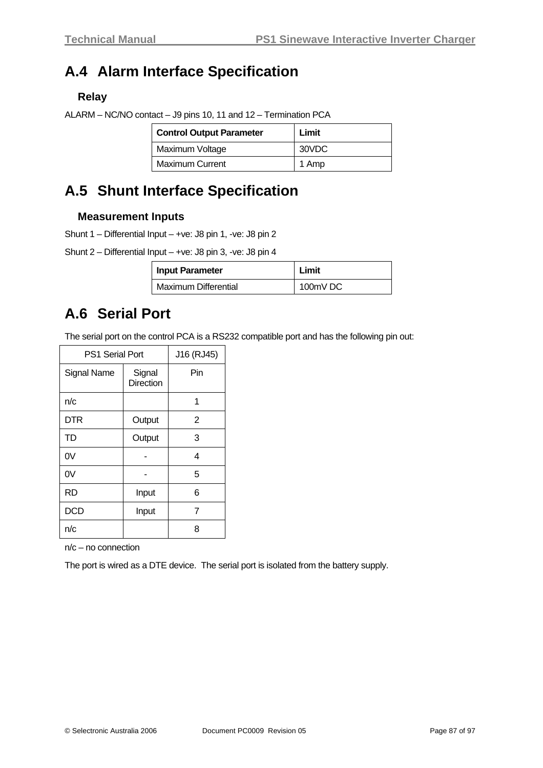## A.4 Alarm Interface Specification

### Relay

ALARM – NC/NO contact – J9 pins 10, 11 and 12 – Termination PCA

| Control Output Parameter | Limit |
|---|---|
| Maximum Voltage | 30VDC |
| Maximum Current | 1 Amp |

## A.5 Shunt Interface Specification

### Measurement Inputs

Shunt 1 – Differential Input – +ve: J8 pin 1, -ve: J8 pin 2

Shunt 2 – Differential Input – +ve: J8 pin 3, -ve: J8 pin 4

| Input Parameter | Limit |
|---|---|
| Maximum Differential | 100mV DC |

## A.6 Serial Port

The serial port on the control PCA is a RS232 compatible port and has the following pin out:

| PS1 Serial Port | | J16 (RJ45) |
|---|---|---|
| Signal Name | Signal Direction | Pin |
| n/c | | 1 |
| DTR | Output | 2 |
| TD | Output | 3 |
| 0V | - | 4 |
| 0V | - | 5 |
| RD | Input | 6 |
| DCD | Input | 7 |
| n/c | | 8 |

n/c – no connection

The port is wired as a DTE device. The serial port is isolated from the battery supply.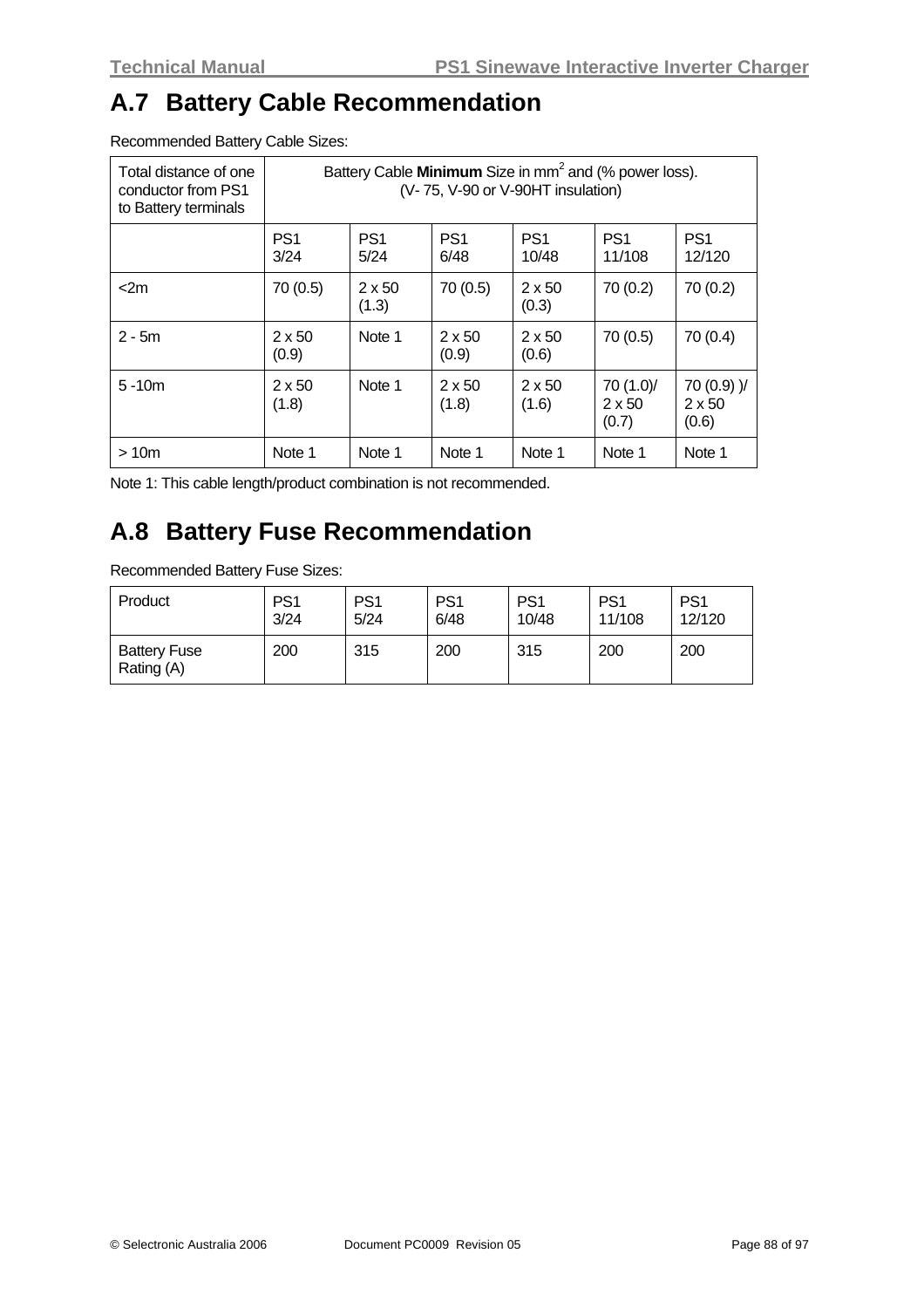## A.7 Battery Cable Recommendation

Recommended Battery Cable Sizes:

| Total distance of one conductor from PS1 to Battery terminals | Battery Cable **Minimum** Size in mm$^2$ and (% power loss). (V- 75, V-90 or V-90HT insulation) | | | | | |
|---|---|---|---|---|---|---|
| | PS1 3/24 | PS1 5/24 | PS1 6/48 | PS1 10/48 | PS1 11/108 | PS1 12/120 |
| <2m | 70 (0.5) | 2 x 50 (1.3) | 70 (0.5) | 2 x 50 (0.3) | 70 (0.2) | 70 (0.2) |
| 2 - 5m | 2 x 50 (0.9) | Note 1 | 2 x 50 (0.9) | 2 x 50 (0.6) | 70 (0.5) | 70 (0.4) |
| 5 -10m | 2 x 50 (1.8) | Note 1 | 2 x 50 (1.8) | 2 x 50 (1.6) | 70 (1.0)/ 2 x 50 (0.7) | 70 (0.9) )/ 2 x 50 (0.6) |
| > 10m | Note 1 | Note 1 | Note 1 | Note 1 | Note 1 | Note 1 |

Note 1: This cable length/product combination is not recommended.

## A.8 Battery Fuse Recommendation

Recommended Battery Fuse Sizes:

| Product | PS1 3/24 | PS1 5/24 | PS1 6/48 | PS1 10/48 | PS1 11/108 | PS1 12/120 |
|---|---|---|---|---|---|---|
| Battery Fuse Rating (A) | 200 | 315 | 200 | 315 | 200 | 200 |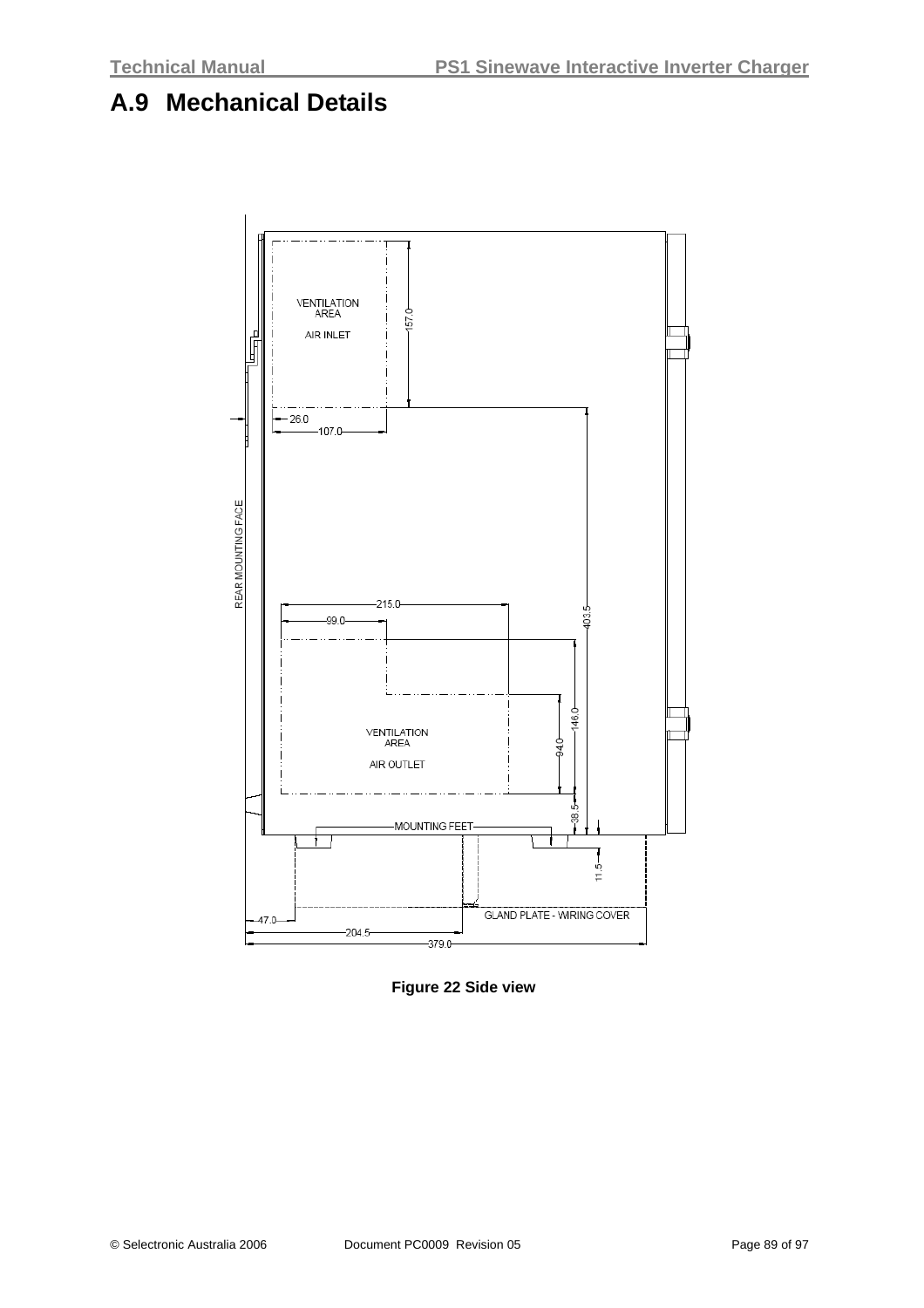## A.9 Mechanical Details

**Figure 22 Side view**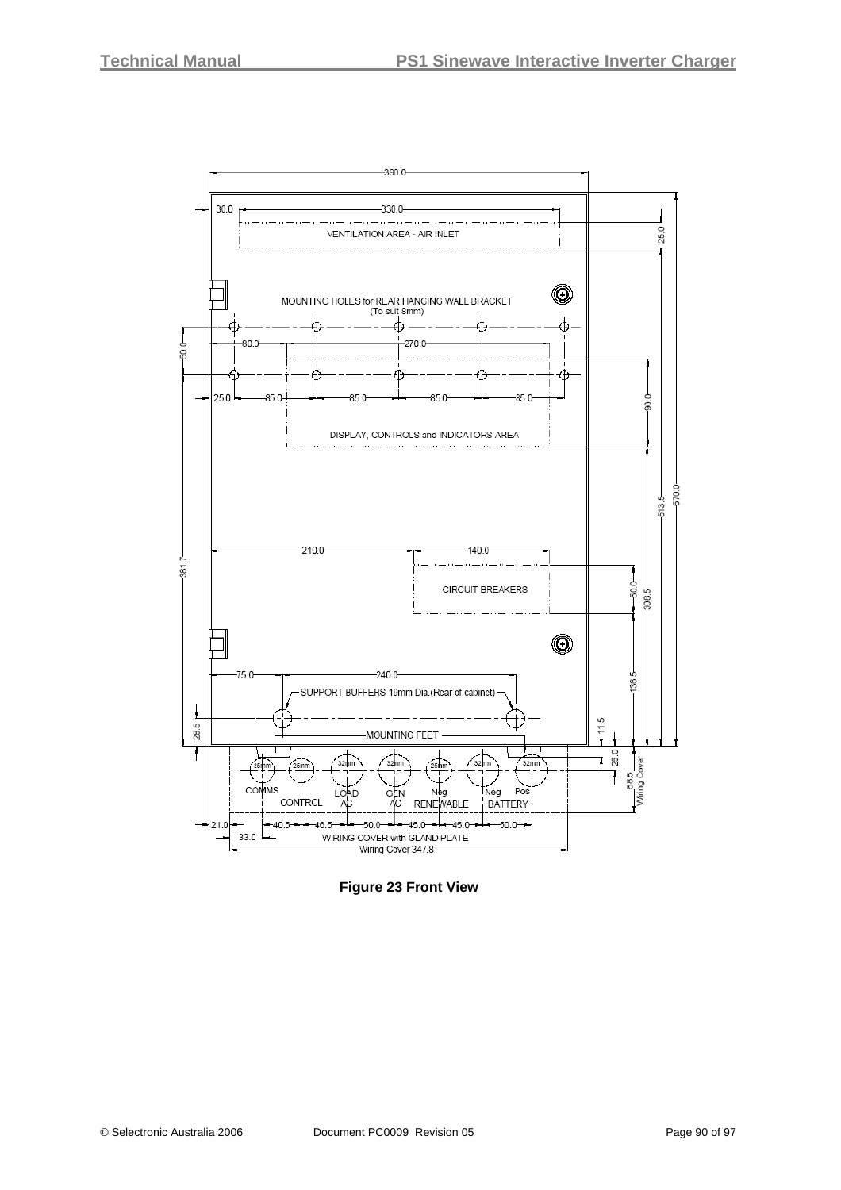390.0

30.0 330.0

VENTILATION AREA - AIR INLET

25.0

MOUNTING HOLES for REAR HANGING WALL BRACKET
(To suit 8mm)

50.0

60.0 270.0

25.0 85.0 85.0 85.0 85.0

90.0

DISPLAY, CONTROLS and INDICATORS AREA

513.5 570.0

381.7

210.0 140.0

CIRCUIT BREAKERS

50.0 308.5

75.0 240.0

136.5

SUPPORT BUFFERS 19mm Dia.(Rear of cabinet)

28.5 MOUNTING FEET 11.5

25mm 25mm 32mm 32mm 25mm 32mm 32mm

25.0

COMMS CONTROL LOAD AC GEN AC Neg RENEWABLE Neg Pos BATTERY

68.5 Wiring Cover

21.0 40.5 46.5 50.0 45.0 45.0 50.0

33.0 WIRING COVER with GLAND PLATE

Wiring Cover 347.8

**Figure 23 Front View**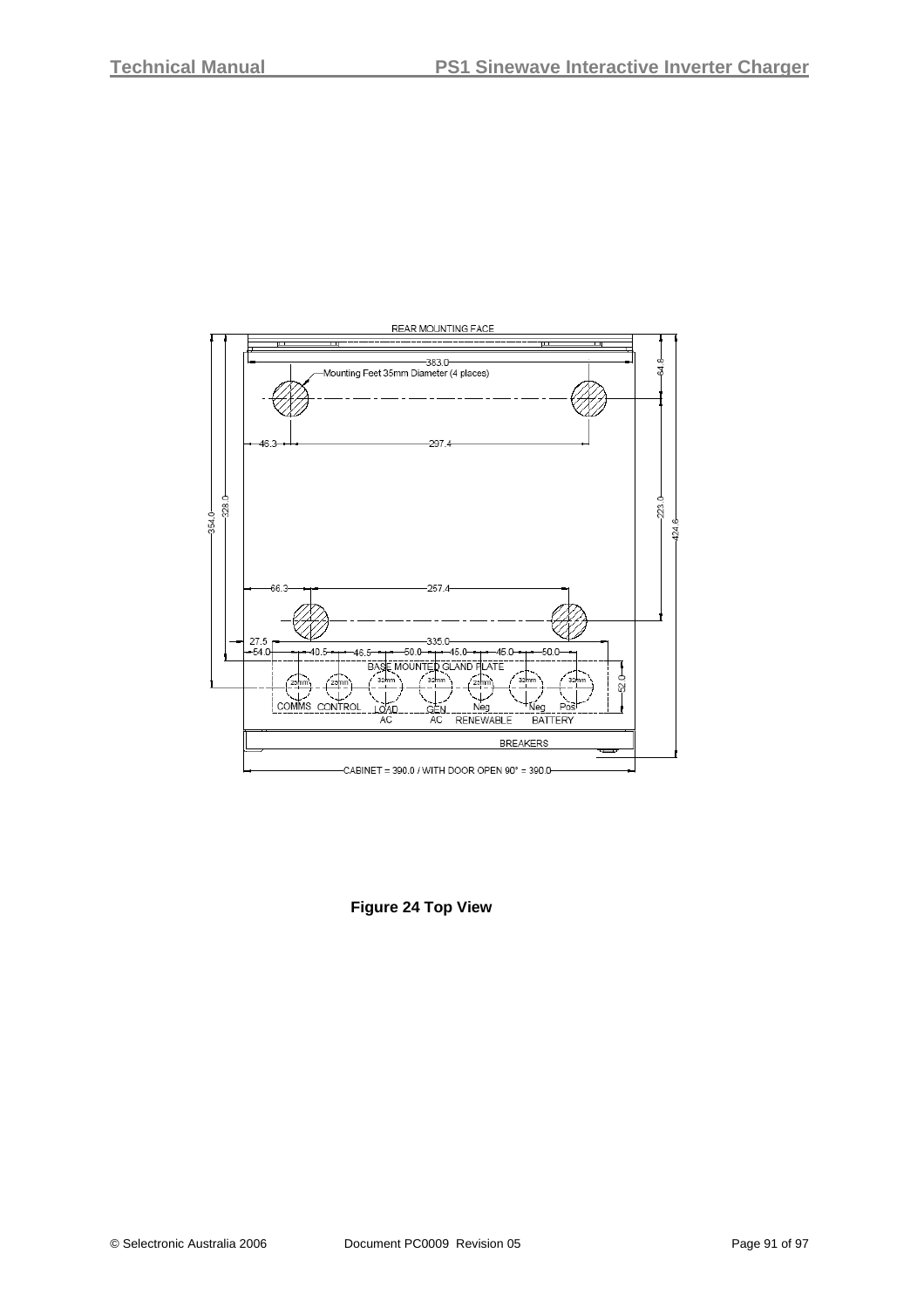REAR MOUNTING FACE

383.0

Mounting Feet 35mm Diameter (4 places)

46.3 297.4

66.3 257.4

27.5 335.0

54.0 40.5 46.5 50.0 45.0 45.0 50.0

BASE MOUNTED GLAND PLATE

COMMS CONTROL LOAD AC GEN AC Neg RENEWABLE Neg Pos BATTERY

BREAKERS

CABINET = 390.0 / WITH DOOR OPEN 90° = 390.0

354.0 328.0 64.8 223.0 424.6 52.0

**Figure 24 Top View**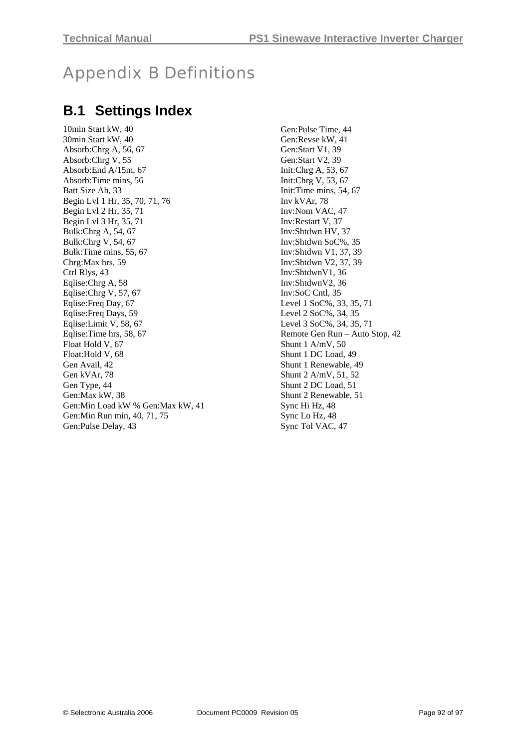# Appendix B Definitions

## B.1 Settings Index

10min Start kW, 40
30min Start kW, 40
Absorb:Chrg A, 56, 67
Absorb:Chrg V, 55
Absorb:End A/15m, 67
Absorb:Time mins, 56
Batt Size Ah, 33
Begin Lvl 1 Hr, 35, 70, 71, 76
Begin Lvl 2 Hr, 35, 71
Begin Lvl 3 Hr, 35, 71
Bulk:Chrg A, 54, 67
Bulk:Chrg V, 54, 67
Bulk:Time mins, 55, 67
Chrg:Max hrs, 59
Ctrl Rlys, 43
Eqlise:Chrg A, 58
Eqlise:Chrg V, 57, 67
Eqlise:Freq Day, 67
Eqlise:Freq Days, 59
Eqlise:Limit V, 58, 67
Eqlise:Time hrs, 58, 67
Float Hold V, 67
Float:Hold V, 68
Gen Avail, 42
Gen kVAr, 78
Gen Type, 44
Gen:Max kW, 38
Gen:Min Load kW % Gen:Max kW, 41
Gen:Min Run min, 40, 71, 75
Gen:Pulse Delay, 43
Gen:Pulse Time, 44
Gen:Revse kW, 41
Gen:Start V1, 39
Gen:Start V2, 39
Init:Chrg A, 53, 67
Init:Chrg V, 53, 67
Init:Time mins, 54, 67
Inv kVAr, 78
Inv:Nom VAC, 47
Inv:Restart V, 37
Inv:Shtdwn HV, 37
Inv:Shtdwn SoC%, 35
Inv:Shtdwn V1, 37, 39
Inv:Shtdwn V2, 37, 39
Inv:ShtdwnV1, 36
Inv:ShtdwnV2, 36
Inv:SoC Cntl, 35
Level 1 SoC%, 33, 35, 71
Level 2 SoC%, 34, 35
Level 3 SoC%, 34, 35, 71
Remote Gen Run – Auto Stop, 42
Shunt 1 A/mV, 50
Shunt 1 DC Load, 49
Shunt 1 Renewable, 49
Shunt 2 A/mV, 51, 52
Shunt 2 DC Load, 51
Shunt 2 Renewable, 51
Sync Hi Hz, 48
Sync Lo Hz, 48
Sync Tol VAC, 47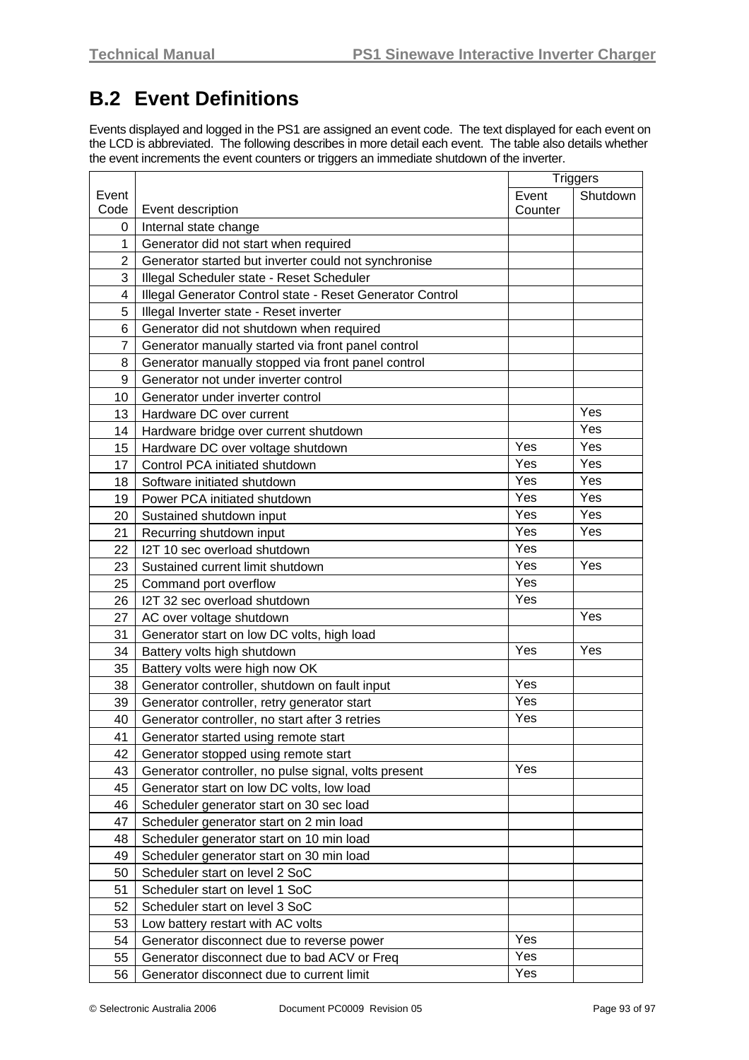## B.2 Event Definitions

Events displayed and logged in the PS1 are assigned an event code. The text displayed for each event on the LCD is abbreviated. The following describes in more detail each event. The table also details whether the event increments the event counters or triggers an immediate shutdown of the inverter.

| Event Code | Event description | Triggers | |
|---|---|---|---|
| | | Event Counter | Shutdown |
| 0 | Internal state change | | |
| 1 | Generator did not start when required | | |
| 2 | Generator started but inverter could not synchronise | | |
| 3 | Illegal Scheduler state - Reset Scheduler | | |
| 4 | Illegal Generator Control state - Reset Generator Control | | |
| 5 | Illegal Inverter state - Reset inverter | | |
| 6 | Generator did not shutdown when required | | |
| 7 | Generator manually started via front panel control | | |
| 8 | Generator manually stopped via front panel control | | |
| 9 | Generator not under inverter control | | |
| 10 | Generator under inverter control | | |
| 13 | Hardware DC over current | | Yes |
| 14 | Hardware bridge over current shutdown | | Yes |
| 15 | Hardware DC over voltage shutdown | Yes | Yes |
| 17 | Control PCA initiated shutdown | Yes | Yes |
| 18 | Software initiated shutdown | Yes | Yes |
| 19 | Power PCA initiated shutdown | Yes | Yes |
| 20 | Sustained shutdown input | Yes | Yes |
| 21 | Recurring shutdown input | Yes | Yes |
| 22 | I2T 10 sec overload shutdown | Yes | |
| 23 | Sustained current limit shutdown | Yes | Yes |
| 25 | Command port overflow | Yes | |
| 26 | I2T 32 sec overload shutdown | Yes | |
| 27 | AC over voltage shutdown | | Yes |
| 31 | Generator start on low DC volts, high load | | |
| 34 | Battery volts high shutdown | Yes | Yes |
| 35 | Battery volts were high now OK | | |
| 38 | Generator controller, shutdown on fault input | Yes | |
| 39 | Generator controller, retry generator start | Yes | |
| 40 | Generator controller, no start after 3 retries | Yes | |
| 41 | Generator started using remote start | | |
| 42 | Generator stopped using remote start | | |
| 43 | Generator controller, no pulse signal, volts present | Yes | |
| 45 | Generator start on low DC volts, low load | | |
| 46 | Scheduler generator start on 30 sec load | | |
| 47 | Scheduler generator start on 2 min load | | |
| 48 | Scheduler generator start on 10 min load | | |
| 49 | Scheduler generator start on 30 min load | | |
| 50 | Scheduler start on level 2 SoC | | |
| 51 | Scheduler start on level 1 SoC | | |
| 52 | Scheduler start on level 3 SoC | | |
| 53 | Low battery restart with AC volts | | |
| 54 | Generator disconnect due to reverse power | Yes | |
| 55 | Generator disconnect due to bad ACV or Freq | Yes | |
| 56 | Generator disconnect due to current limit | Yes | |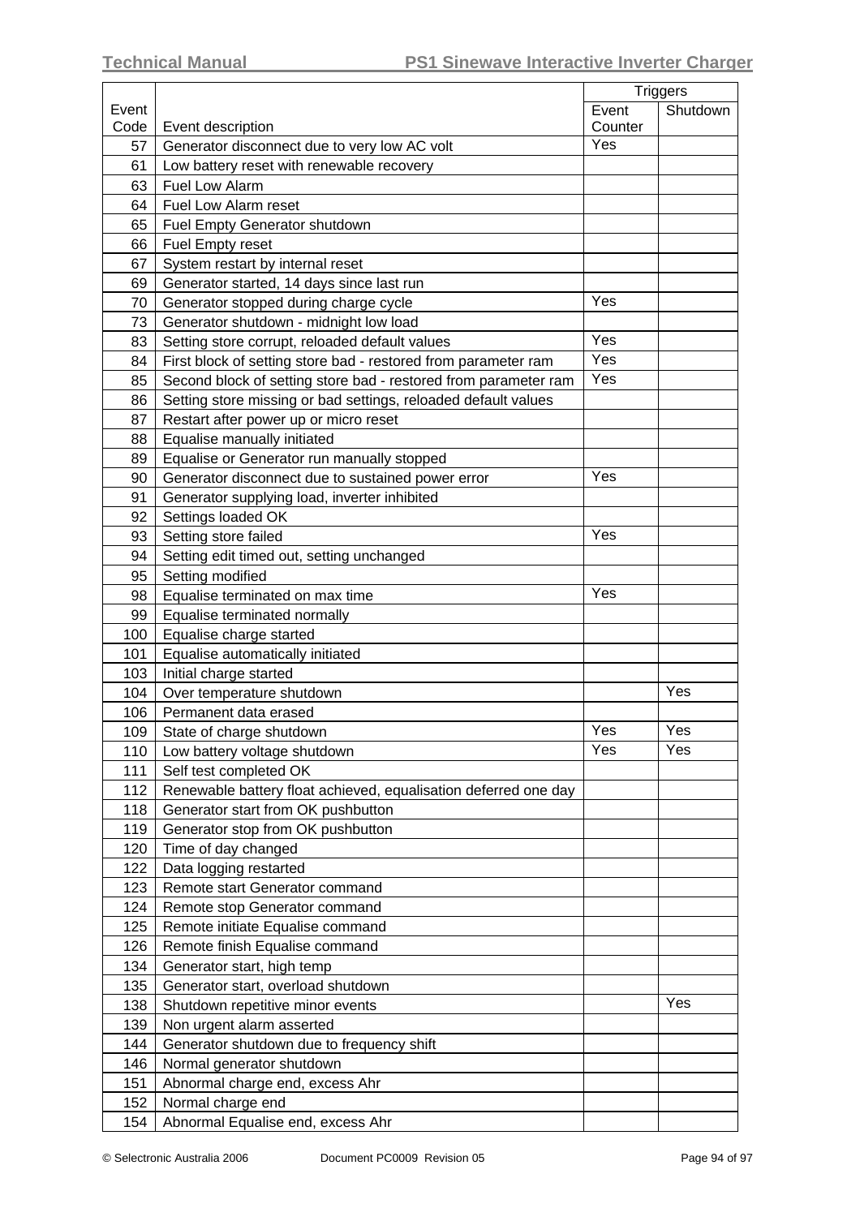| Event Code | Event description | Triggers | |
|---|---|---|---|
| | | Event Counter | Shutdown |
| 57 | Generator disconnect due to very low AC volt | Yes | |
| 61 | Low battery reset with renewable recovery | | |
| 63 | Fuel Low Alarm | | |
| 64 | Fuel Low Alarm reset | | |
| 65 | Fuel Empty Generator shutdown | | |
| 66 | Fuel Empty reset | | |
| 67 | System restart by internal reset | | |
| 69 | Generator started, 14 days since last run | | |
| 70 | Generator stopped during charge cycle | Yes | |
| 73 | Generator shutdown - midnight low load | | |
| 83 | Setting store corrupt, reloaded default values | Yes | |
| 84 | First block of setting store bad - restored from parameter ram | Yes | |
| 85 | Second block of setting store bad - restored from parameter ram | Yes | |
| 86 | Setting store missing or bad settings, reloaded default values | | |
| 87 | Restart after power up or micro reset | | |
| 88 | Equalise manually initiated | | |
| 89 | Equalise or Generator run manually stopped | | |
| 90 | Generator disconnect due to sustained power error | Yes | |
| 91 | Generator supplying load, inverter inhibited | | |
| 92 | Settings loaded OK | | |
| 93 | Setting store failed | Yes | |
| 94 | Setting edit timed out, setting unchanged | | |
| 95 | Setting modified | | |
| 98 | Equalise terminated on max time | Yes | |
| 99 | Equalise terminated normally | | |
| 100 | Equalise charge started | | |
| 101 | Equalise automatically initiated | | |
| 103 | Initial charge started | | |
| 104 | Over temperature shutdown | | Yes |
| 106 | Permanent data erased | | |
| 109 | State of charge shutdown | Yes | Yes |
| 110 | Low battery voltage shutdown | Yes | Yes |
| 111 | Self test completed OK | | |
| 112 | Renewable battery float achieved, equalisation deferred one day | | |
| 118 | Generator start from OK pushbutton | | |
| 119 | Generator stop from OK pushbutton | | |
| 120 | Time of day changed | | |
| 122 | Data logging restarted | | |
| 123 | Remote start Generator command | | |
| 124 | Remote stop Generator command | | |
| 125 | Remote initiate Equalise command | | |
| 126 | Remote finish Equalise command | | |
| 134 | Generator start, high temp | | |
| 135 | Generator start, overload shutdown | | |
| 138 | Shutdown repetitive minor events | | Yes |
| 139 | Non urgent alarm asserted | | |
| 144 | Generator shutdown due to frequency shift | | |
| 146 | Normal generator shutdown | | |
| 151 | Abnormal charge end, excess Ahr | | |
| 152 | Normal charge end | | |
| 154 | Abnormal Equalise end, excess Ahr | | |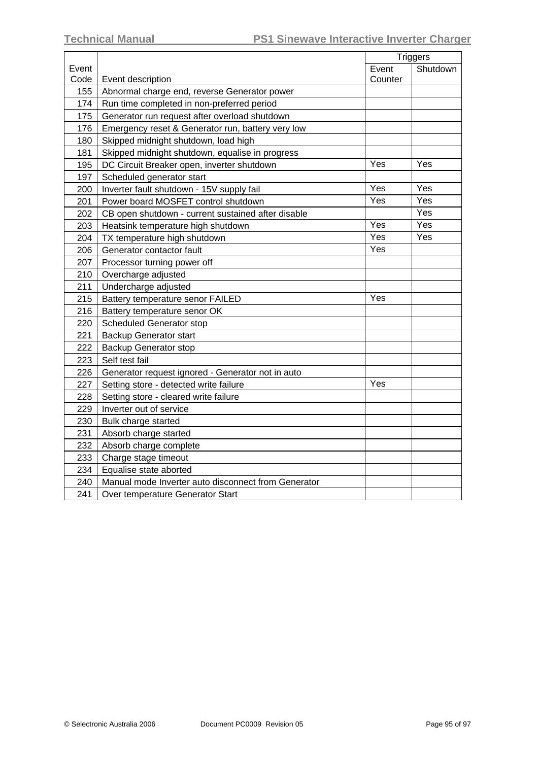| Event Code | Event description | Triggers | |
|---|---|---|---|
| | | Event Counter | Shutdown |
| 155 | Abnormal charge end, reverse Generator power | | |
| 174 | Run time completed in non-preferred period | | |
| 175 | Generator run request after overload shutdown | | |
| 176 | Emergency reset & Generator run, battery very low | | |
| 180 | Skipped midnight shutdown, load high | | |
| 181 | Skipped midnight shutdown, equalise in progress | | |
| 195 | DC Circuit Breaker open, inverter shutdown | Yes | Yes |
| 197 | Scheduled generator start | | |
| 200 | Inverter fault shutdown - 15V supply fail | Yes | Yes |
| 201 | Power board MOSFET control shutdown | Yes | Yes |
| 202 | CB open shutdown - current sustained after disable | | Yes |
| 203 | Heatsink temperature high shutdown | Yes | Yes |
| 204 | TX temperature high shutdown | Yes | Yes |
| 206 | Generator contactor fault | Yes | |
| 207 | Processor turning power off | | |
| 210 | Overcharge adjusted | | |
| 211 | Undercharge adjusted | | |
| 215 | Battery temperature senor FAILED | Yes | |
| 216 | Battery temperature senor OK | | |
| 220 | Scheduled Generator stop | | |
| 221 | Backup Generator start | | |
| 222 | Backup Generator stop | | |
| 223 | Self test fail | | |
| 226 | Generator request ignored - Generator not in auto | | |
| 227 | Setting store - detected write failure | Yes | |
| 228 | Setting store - cleared write failure | | |
| 229 | Inverter out of service | | |
| 230 | Bulk charge started | | |
| 231 | Absorb charge started | | |
| 232 | Absorb charge complete | | |
| 233 | Charge stage timeout | | |
| 234 | Equalise state aborted | | |
| 240 | Manual mode Inverter auto disconnect from Generator | | |
| 241 | Over temperature Generator Start | | |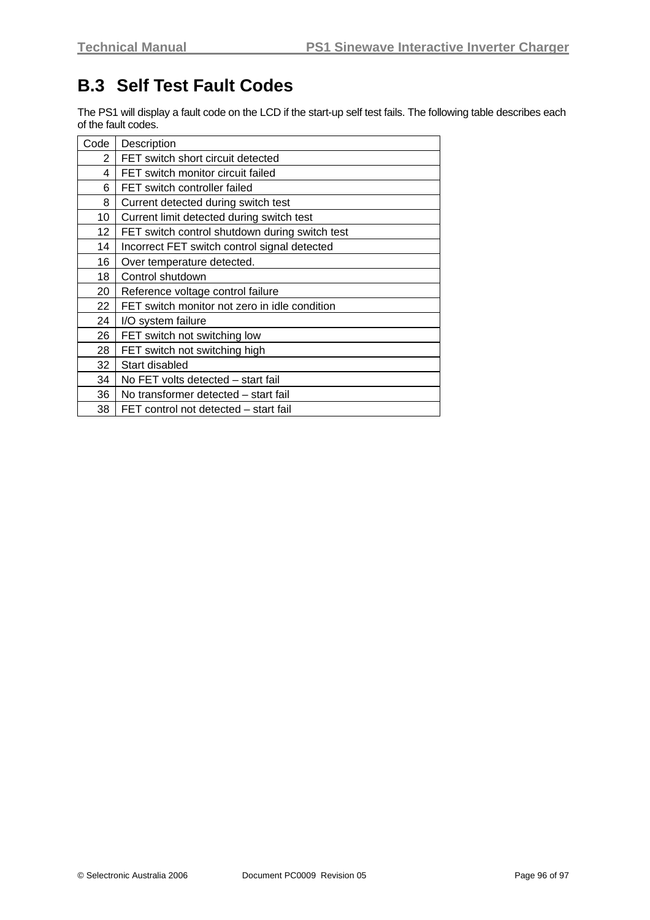## B.3 Self Test Fault Codes

The PS1 will display a fault code on the LCD if the start-up self test fails. The following table describes each of the fault codes.

| Code | Description |
|---|---|
| 2 | FET switch short circuit detected |
| 4 | FET switch monitor circuit failed |
| 6 | FET switch controller failed |
| 8 | Current detected during switch test |
| 10 | Current limit detected during switch test |
| 12 | FET switch control shutdown during switch test |
| 14 | Incorrect FET switch control signal detected |
| 16 | Over temperature detected. |
| 18 | Control shutdown |
| 20 | Reference voltage control failure |
| 22 | FET switch monitor not zero in idle condition |
| 24 | I/O system failure |
| 26 | FET switch not switching low |
| 28 | FET switch not switching high |
| 32 | Start disabled |
| 34 | No FET volts detected – start fail |
| 36 | No transformer detected – start fail |
| 38 | FET control not detected – start fail |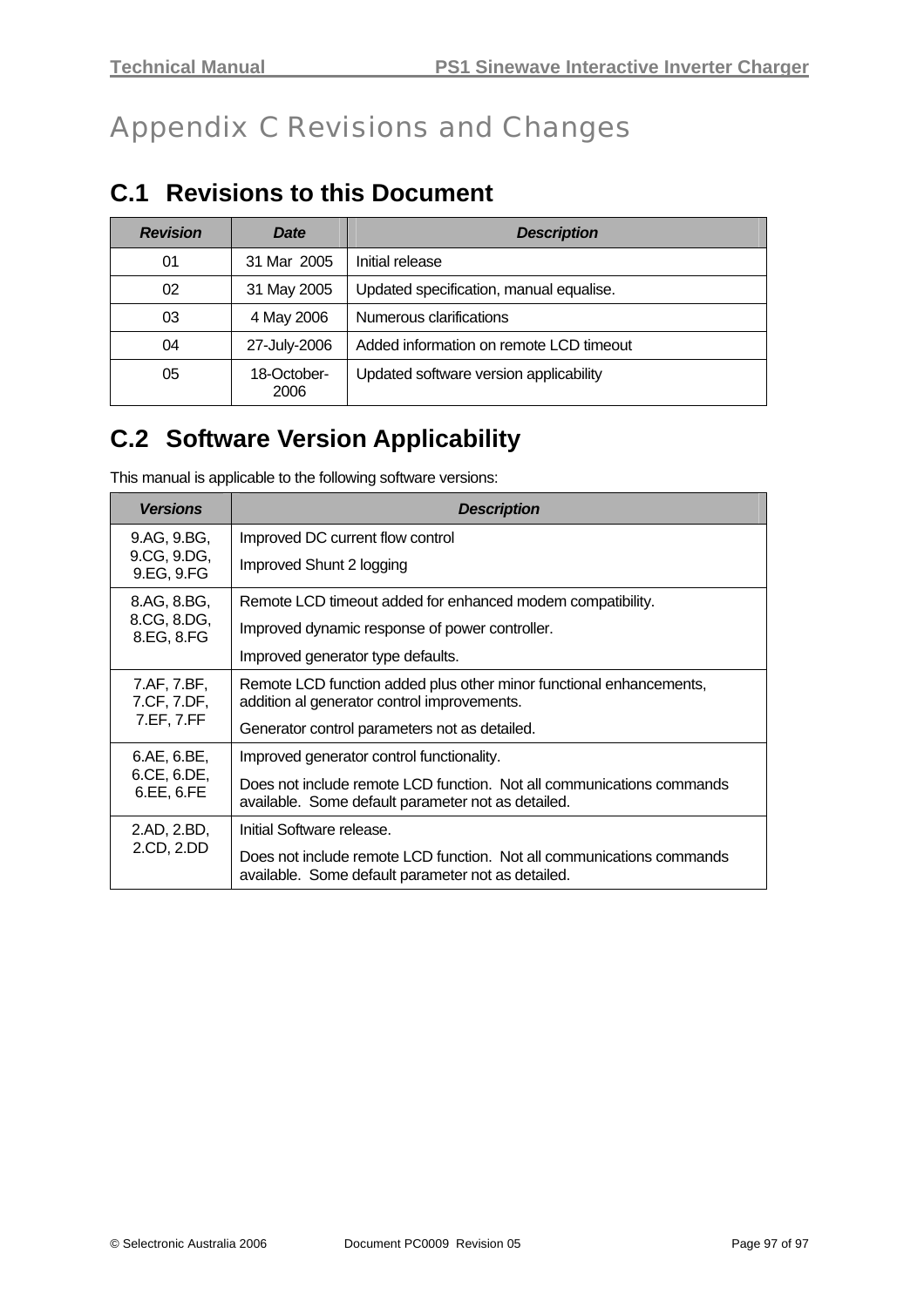# Appendix C Revisions and Changes

## C.1 Revisions to this Document

| *Revision* | *Date* | *Description* |
|---|---|---|
| 01 | 31 Mar 2005 | Initial release |
| 02 | 31 May 2005 | Updated specification, manual equalise. |
| 03 | 4 May 2006 | Numerous clarifications |
| 04 | 27-July-2006 | Added information on remote LCD timeout |
| 05 | 18-October-2006 | Updated software version applicability |

## C.2 Software Version Applicability

This manual is applicable to the following software versions:

| *Versions* | *Description* |
|---|---|
| 9.AG, 9.BG, 9.CG, 9.DG, 9.EG, 9.FG | Improved DC current flow control<br>Improved Shunt 2 logging |
| 8.AG, 8.BG, 8.CG, 8.DG, 8.EG, 8.FG | Remote LCD timeout added for enhanced modem compatibility.<br>Improved dynamic response of power controller.<br>Improved generator type defaults. |
| 7.AF, 7.BF, 7.CF, 7.DF, 7.EF, 7.FF | Remote LCD function added plus other minor functional enhancements, addition al generator control improvements.<br>Generator control parameters not as detailed. |
| 6.AE, 6.BE, 6.CE, 6.DE, 6.EE, 6.FE | Improved generator control functionality.<br>Does not include remote LCD function. Not all communications commands available. Some default parameter not as detailed. |
| 2.AD, 2.BD, 2.CD, 2.DD | Initial Software release.<br>Does not include remote LCD function. Not all communications commands available. Some default parameter not as detailed. |